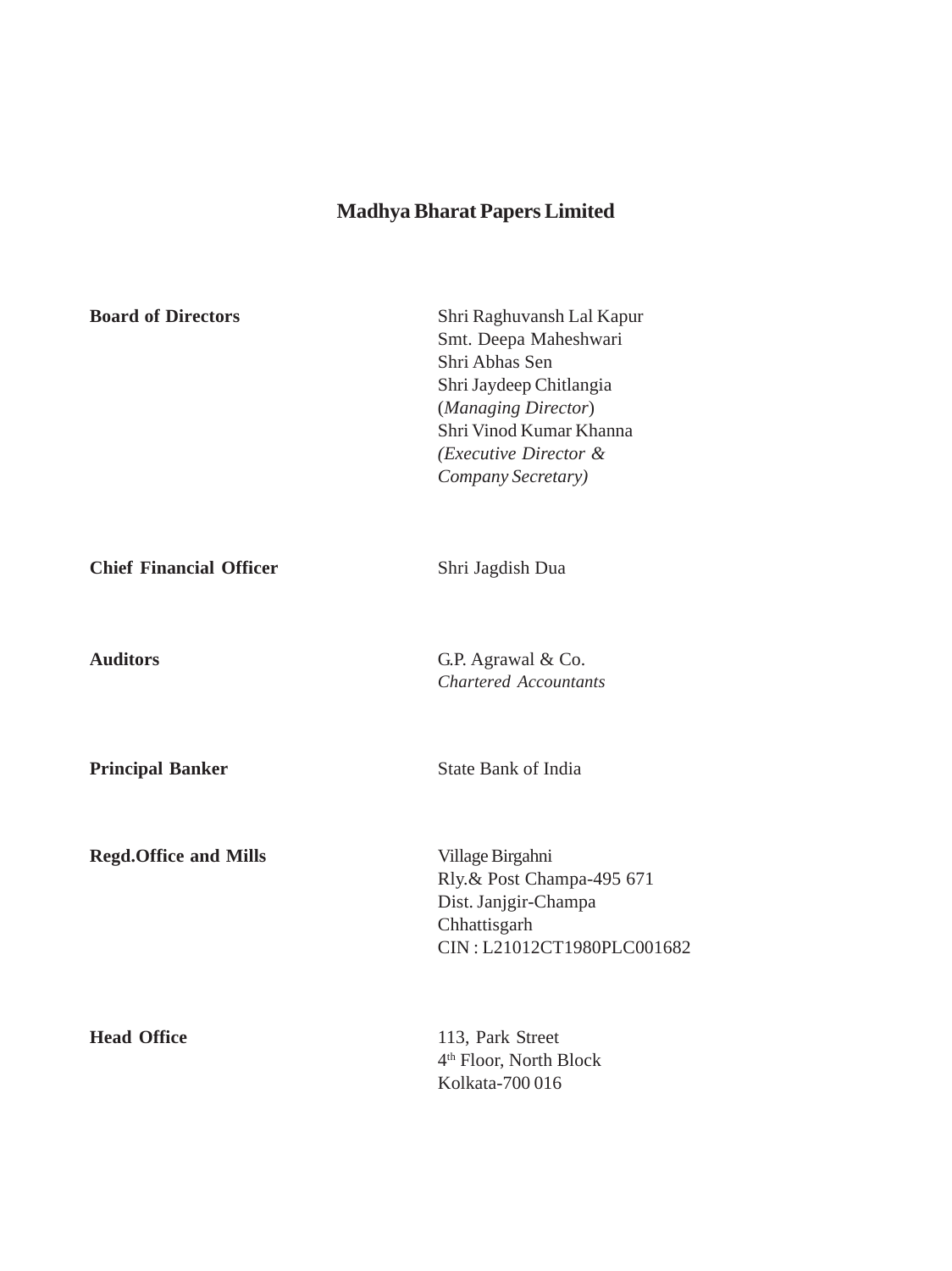# Madhya Bharat Papers Limited

**Board of Directors**

Shri Raghuvansh Lal Kapur
Smt. Deepa Maheshwari
Shri Abhas Sen
Shri Jaydeep Chitlangia
(*Managing Director*)
Shri Vinod Kumar Khanna
*(Executive Director & Company Secretary)*

**Chief Financial Officer**

Shri Jagdish Dua

**Auditors**

G.P. Agrawal & Co.
*Chartered Accountants*

**Principal Banker**

State Bank of India

**Regd.Office and Mills**

Village Birgahni
Rly.& Post Champa-495 671
Dist. Janjgir-Champa
Chhattisgarh
CIN : L21012CT1980PLC001682

**Head Office**

113, Park Street
4th Floor, North Block
Kolkata-700 016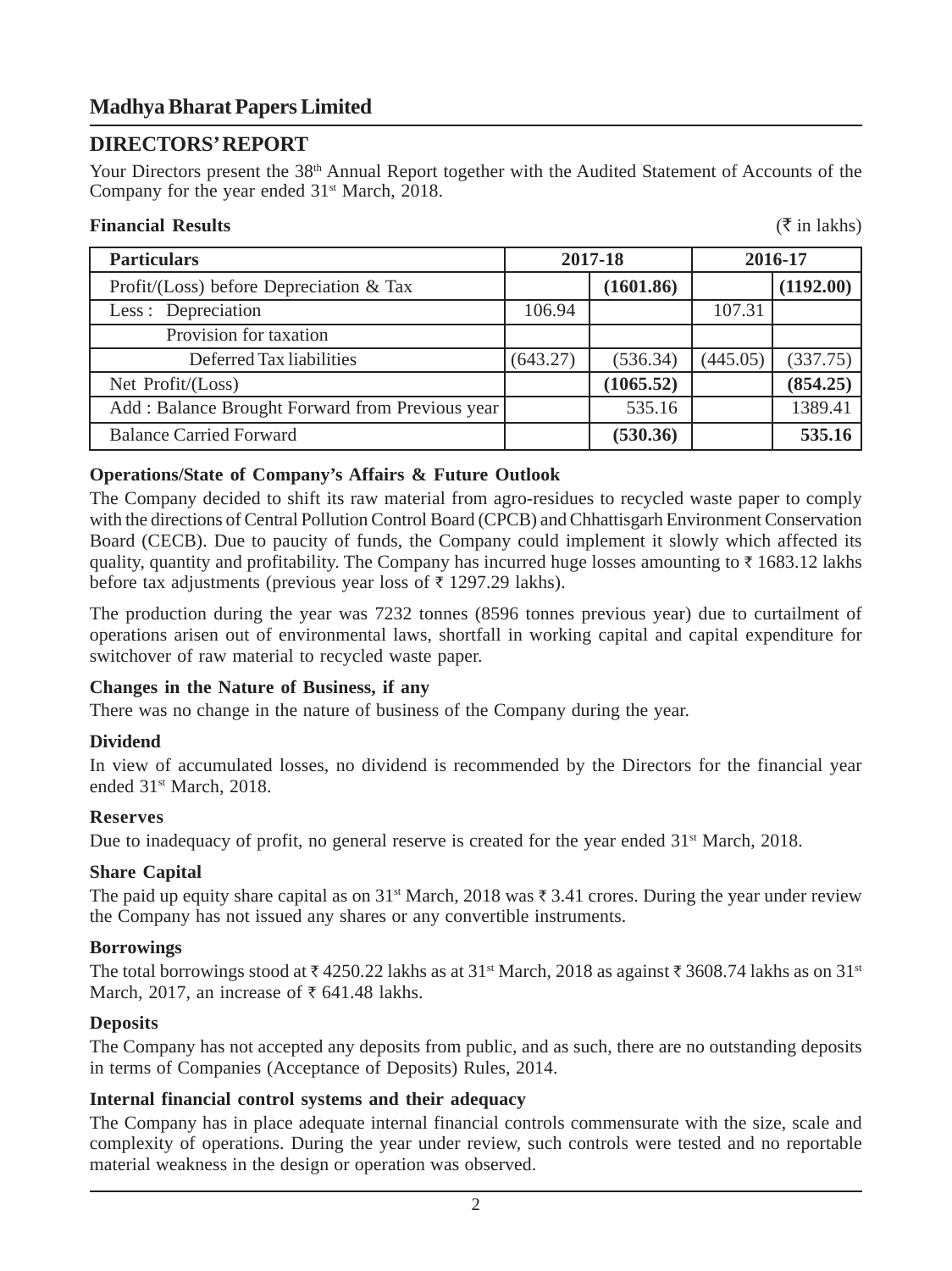# Madhya Bharat Papers Limited

## DIRECTORS' REPORT

Your Directors present the 38th Annual Report together with the Audited Statement of Accounts of the Company for the year ended 31st March, 2018.

**Financial Results** (₹ in lakhs)

| Particulars | 2017-18 | | 2016-17 | |
|---|---|---|---|---|
| Profit/(Loss) before Depreciation & Tax | | **(1601.86)** | | **(1192.00)** |
| Less : Depreciation | 106.94 | | 107.31 | |
| Provision for taxation | | | | |
| Deferred Tax liabilities | (643.27) | (536.34) | (445.05) | (337.75) |
| Net Profit/(Loss) | | **(1065.52)** | | **(854.25)** |
| Add : Balance Brought Forward from Previous year | | 535.16 | | 1389.41 |
| Balance Carried Forward | | **(530.36)** | | **535.16** |

### Operations/State of Company's Affairs & Future Outlook

The Company decided to shift its raw material from agro-residues to recycled waste paper to comply with the directions of Central Pollution Control Board (CPCB) and Chhattisgarh Environment Conservation Board (CECB). Due to paucity of funds, the Company could implement it slowly which affected its quality, quantity and profitability. The Company has incurred huge losses amounting to ₹ 1683.12 lakhs before tax adjustments (previous year loss of ₹ 1297.29 lakhs).

The production during the year was 7232 tonnes (8596 tonnes previous year) due to curtailment of operations arisen out of environmental laws, shortfall in working capital and capital expenditure for switchover of raw material to recycled waste paper.

### Changes in the Nature of Business, if any

There was no change in the nature of business of the Company during the year.

### Dividend

In view of accumulated losses, no dividend is recommended by the Directors for the financial year ended 31st March, 2018.

### Reserves

Due to inadequacy of profit, no general reserve is created for the year ended 31st March, 2018.

### Share Capital

The paid up equity share capital as on 31st March, 2018 was ₹ 3.41 crores. During the year under review the Company has not issued any shares or any convertible instruments.

### Borrowings

The total borrowings stood at ₹ 4250.22 lakhs as at 31st March, 2018 as against ₹ 3608.74 lakhs as on 31st March, 2017, an increase of ₹ 641.48 lakhs.

### Deposits

The Company has not accepted any deposits from public, and as such, there are no outstanding deposits in terms of Companies (Acceptance of Deposits) Rules, 2014.

### Internal financial control systems and their adequacy

The Company has in place adequate internal financial controls commensurate with the size, scale and complexity of operations. During the year under review, such controls were tested and no reportable material weakness in the design or operation was observed.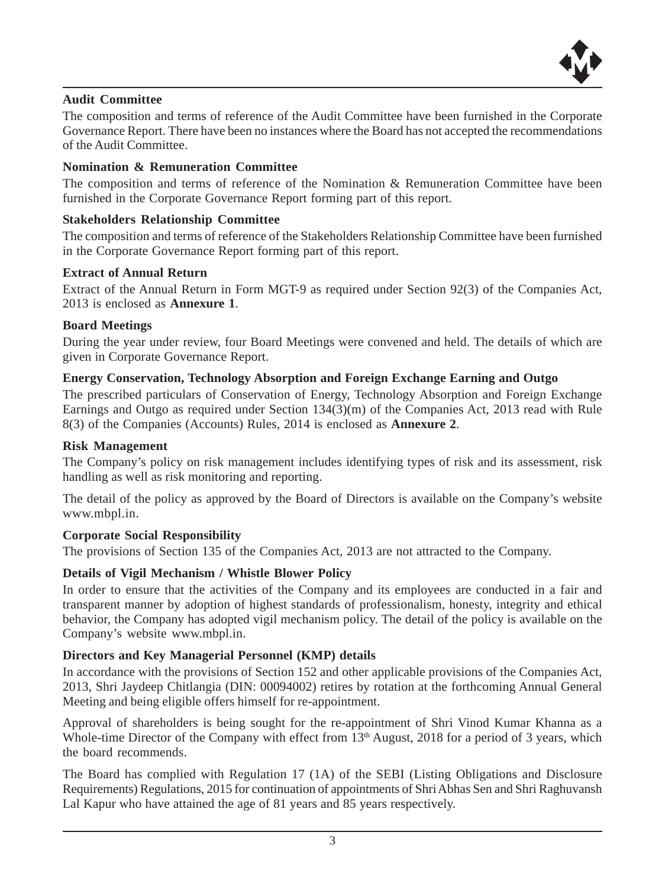### Audit Committee

The composition and terms of reference of the Audit Committee have been furnished in the Corporate Governance Report. There have been no instances where the Board has not accepted the recommendations of the Audit Committee.

### Nomination & Remuneration Committee

The composition and terms of reference of the Nomination & Remuneration Committee have been furnished in the Corporate Governance Report forming part of this report.

### Stakeholders Relationship Committee

The composition and terms of reference of the Stakeholders Relationship Committee have been furnished in the Corporate Governance Report forming part of this report.

### Extract of Annual Return

Extract of the Annual Return in Form MGT-9 as required under Section 92(3) of the Companies Act, 2013 is enclosed as **Annexure 1**.

### Board Meetings

During the year under review, four Board Meetings were convened and held. The details of which are given in Corporate Governance Report.

### Energy Conservation, Technology Absorption and Foreign Exchange Earning and Outgo

The prescribed particulars of Conservation of Energy, Technology Absorption and Foreign Exchange Earnings and Outgo as required under Section 134(3)(m) of the Companies Act, 2013 read with Rule 8(3) of the Companies (Accounts) Rules, 2014 is enclosed as **Annexure 2**.

### Risk Management

The Company's policy on risk management includes identifying types of risk and its assessment, risk handling as well as risk monitoring and reporting.

The detail of the policy as approved by the Board of Directors is available on the Company's website www.mbpl.in.

### Corporate Social Responsibility

The provisions of Section 135 of the Companies Act, 2013 are not attracted to the Company.

### Details of Vigil Mechanism / Whistle Blower Policy

In order to ensure that the activities of the Company and its employees are conducted in a fair and transparent manner by adoption of highest standards of professionalism, honesty, integrity and ethical behavior, the Company has adopted vigil mechanism policy. The detail of the policy is available on the Company's website www.mbpl.in.

### Directors and Key Managerial Personnel (KMP) details

In accordance with the provisions of Section 152 and other applicable provisions of the Companies Act, 2013, Shri Jaydeep Chitlangia (DIN: 00094002) retires by rotation at the forthcoming Annual General Meeting and being eligible offers himself for re-appointment.

Approval of shareholders is being sought for the re-appointment of Shri Vinod Kumar Khanna as a Whole-time Director of the Company with effect from 13th August, 2018 for a period of 3 years, which the board recommends.

The Board has complied with Regulation 17 (1A) of the SEBI (Listing Obligations and Disclosure Requirements) Regulations, 2015 for continuation of appointments of Shri Abhas Sen and Shri Raghuvansh Lal Kapur who have attained the age of 81 years and 85 years respectively.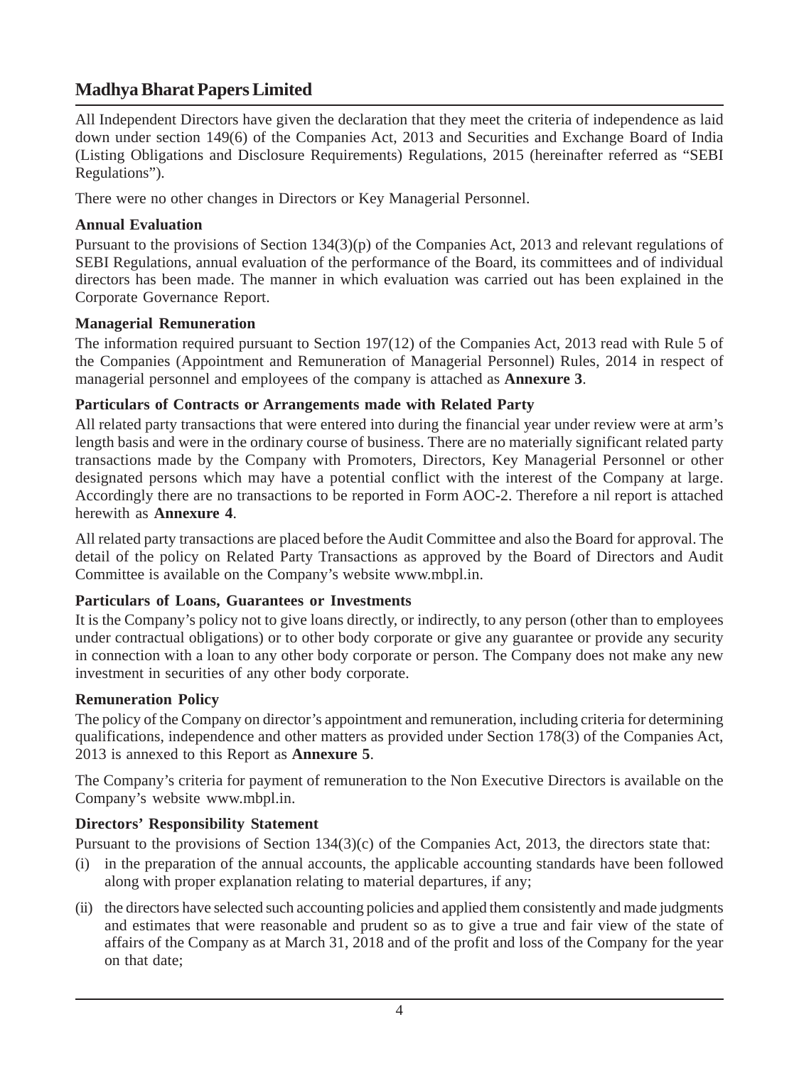All Independent Directors have given the declaration that they meet the criteria of independence as laid down under section 149(6) of the Companies Act, 2013 and Securities and Exchange Board of India (Listing Obligations and Disclosure Requirements) Regulations, 2015 (hereinafter referred as "SEBI Regulations").

There were no other changes in Directors or Key Managerial Personnel.

**Annual Evaluation**

Pursuant to the provisions of Section 134(3)(p) of the Companies Act, 2013 and relevant regulations of SEBI Regulations, annual evaluation of the performance of the Board, its committees and of individual directors has been made. The manner in which evaluation was carried out has been explained in the Corporate Governance Report.

**Managerial Remuneration**

The information required pursuant to Section 197(12) of the Companies Act, 2013 read with Rule 5 of the Companies (Appointment and Remuneration of Managerial Personnel) Rules, 2014 in respect of managerial personnel and employees of the company is attached as **Annexure 3**.

**Particulars of Contracts or Arrangements made with Related Party**

All related party transactions that were entered into during the financial year under review were at arm's length basis and were in the ordinary course of business. There are no materially significant related party transactions made by the Company with Promoters, Directors, Key Managerial Personnel or other designated persons which may have a potential conflict with the interest of the Company at large. Accordingly there are no transactions to be reported in Form AOC-2. Therefore a nil report is attached herewith as **Annexure 4**.

All related party transactions are placed before the Audit Committee and also the Board for approval. The detail of the policy on Related Party Transactions as approved by the Board of Directors and Audit Committee is available on the Company's website www.mbpl.in.

**Particulars of Loans, Guarantees or Investments**

It is the Company's policy not to give loans directly, or indirectly, to any person (other than to employees under contractual obligations) or to other body corporate or give any guarantee or provide any security in connection with a loan to any other body corporate or person. The Company does not make any new investment in securities of any other body corporate.

**Remuneration Policy**

The policy of the Company on director's appointment and remuneration, including criteria for determining qualifications, independence and other matters as provided under Section 178(3) of the Companies Act, 2013 is annexed to this Report as **Annexure 5**.

The Company's criteria for payment of remuneration to the Non Executive Directors is available on the Company's website www.mbpl.in.

**Directors' Responsibility Statement**

Pursuant to the provisions of Section 134(3)(c) of the Companies Act, 2013, the directors state that:

(i) in the preparation of the annual accounts, the applicable accounting standards have been followed along with proper explanation relating to material departures, if any;

(ii) the directors have selected such accounting policies and applied them consistently and made judgments and estimates that were reasonable and prudent so as to give a true and fair view of the state of affairs of the Company as at March 31, 2018 and of the profit and loss of the Company for the year on that date;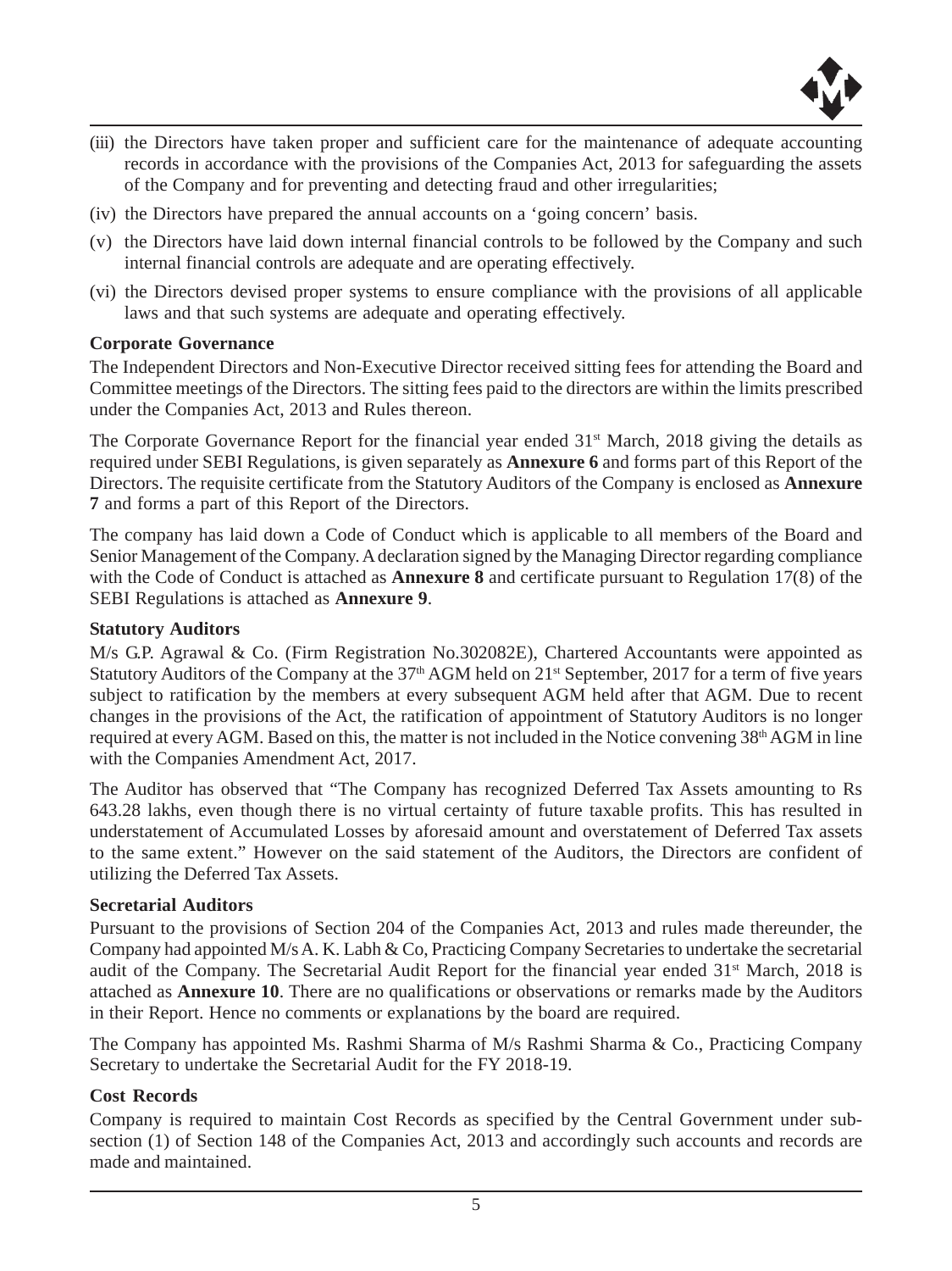(iii) the Directors have taken proper and sufficient care for the maintenance of adequate accounting records in accordance with the provisions of the Companies Act, 2013 for safeguarding the assets of the Company and for preventing and detecting fraud and other irregularities;

(iv) the Directors have prepared the annual accounts on a 'going concern' basis.

(v) the Directors have laid down internal financial controls to be followed by the Company and such internal financial controls are adequate and are operating effectively.

(vi) the Directors devised proper systems to ensure compliance with the provisions of all applicable laws and that such systems are adequate and operating effectively.

**Corporate Governance**

The Independent Directors and Non-Executive Director received sitting fees for attending the Board and Committee meetings of the Directors. The sitting fees paid to the directors are within the limits prescribed under the Companies Act, 2013 and Rules thereon.

The Corporate Governance Report for the financial year ended 31st March, 2018 giving the details as required under SEBI Regulations, is given separately as **Annexure 6** and forms part of this Report of the Directors. The requisite certificate from the Statutory Auditors of the Company is enclosed as **Annexure 7** and forms a part of this Report of the Directors.

The company has laid down a Code of Conduct which is applicable to all members of the Board and Senior Management of the Company. A declaration signed by the Managing Director regarding compliance with the Code of Conduct is attached as **Annexure 8** and certificate pursuant to Regulation 17(8) of the SEBI Regulations is attached as **Annexure 9**.

**Statutory Auditors**

M/s G.P. Agrawal & Co. (Firm Registration No.302082E), Chartered Accountants were appointed as Statutory Auditors of the Company at the 37th AGM held on 21st September, 2017 for a term of five years subject to ratification by the members at every subsequent AGM held after that AGM. Due to recent changes in the provisions of the Act, the ratification of appointment of Statutory Auditors is no longer required at every AGM. Based on this, the matter is not included in the Notice convening 38th AGM in line with the Companies Amendment Act, 2017.

The Auditor has observed that "The Company has recognized Deferred Tax Assets amounting to Rs 643.28 lakhs, even though there is no virtual certainty of future taxable profits. This has resulted in understatement of Accumulated Losses by aforesaid amount and overstatement of Deferred Tax assets to the same extent." However on the said statement of the Auditors, the Directors are confident of utilizing the Deferred Tax Assets.

**Secretarial Auditors**

Pursuant to the provisions of Section 204 of the Companies Act, 2013 and rules made thereunder, the Company had appointed M/s A. K. Labh & Co, Practicing Company Secretaries to undertake the secretarial audit of the Company. The Secretarial Audit Report for the financial year ended 31st March, 2018 is attached as **Annexure 10**. There are no qualifications or observations or remarks made by the Auditors in their Report. Hence no comments or explanations by the board are required.

The Company has appointed Ms. Rashmi Sharma of M/s Rashmi Sharma & Co., Practicing Company Secretary to undertake the Secretarial Audit for the FY 2018-19.

**Cost Records**

Company is required to maintain Cost Records as specified by the Central Government under sub-section (1) of Section 148 of the Companies Act, 2013 and accordingly such accounts and records are made and maintained.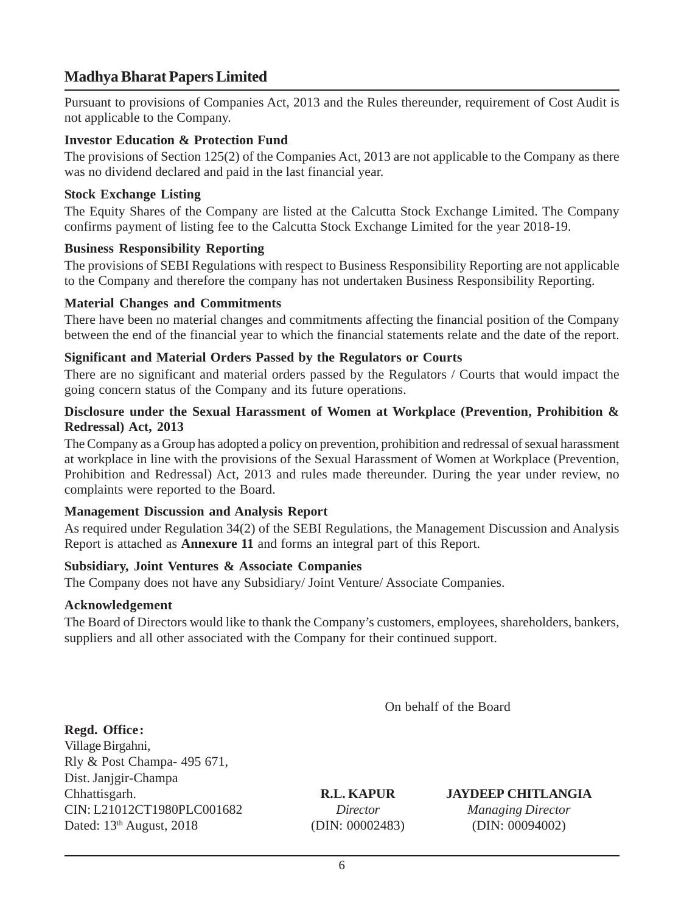Pursuant to provisions of Companies Act, 2013 and the Rules thereunder, requirement of Cost Audit is not applicable to the Company.

**Investor Education & Protection Fund**

The provisions of Section 125(2) of the Companies Act, 2013 are not applicable to the Company as there was no dividend declared and paid in the last financial year.

**Stock Exchange Listing**

The Equity Shares of the Company are listed at the Calcutta Stock Exchange Limited. The Company confirms payment of listing fee to the Calcutta Stock Exchange Limited for the year 2018-19.

**Business Responsibility Reporting**

The provisions of SEBI Regulations with respect to Business Responsibility Reporting are not applicable to the Company and therefore the company has not undertaken Business Responsibility Reporting.

**Material Changes and Commitments**

There have been no material changes and commitments affecting the financial position of the Company between the end of the financial year to which the financial statements relate and the date of the report.

**Significant and Material Orders Passed by the Regulators or Courts**

There are no significant and material orders passed by the Regulators / Courts that would impact the going concern status of the Company and its future operations.

**Disclosure under the Sexual Harassment of Women at Workplace (Prevention, Prohibition & Redressal) Act, 2013**

The Company as a Group has adopted a policy on prevention, prohibition and redressal of sexual harassment at workplace in line with the provisions of the Sexual Harassment of Women at Workplace (Prevention, Prohibition and Redressal) Act, 2013 and rules made thereunder. During the year under review, no complaints were reported to the Board.

**Management Discussion and Analysis Report**

As required under Regulation 34(2) of the SEBI Regulations, the Management Discussion and Analysis Report is attached as **Annexure 11** and forms an integral part of this Report.

**Subsidiary, Joint Ventures & Associate Companies**

The Company does not have any Subsidiary/ Joint Venture/ Associate Companies.

**Acknowledgement**

The Board of Directors would like to thank the Company's customers, employees, shareholders, bankers, suppliers and all other associated with the Company for their continued support.

On behalf of the Board

**Regd. Office:**
Village Birgahni,
Rly & Post Champa- 495 671,
Dist. Janjgir-Champa
Chhattisgarh.
CIN: L21012CT1980PLC001682
Dated: 13th August, 2018

**R.L. KAPUR**
*Director*
(DIN: 00002483)

**JAYDEEP CHITLANGIA**
*Managing Director*
(DIN: 00094002)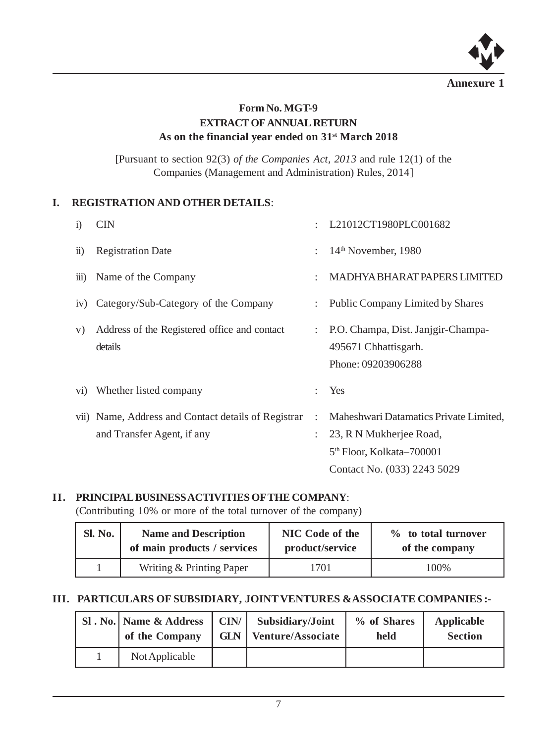**Annexure 1**

## Form No. MGT-9
## EXTRACT OF ANNUAL RETURN
### As on the financial year ended on 31st March 2018

[Pursuant to section 92(3) *of the Companies Act, 2013* and rule 12(1) of the Companies (Management and Administration) Rules, 2014]

### I. REGISTRATION AND OTHER DETAILS:

| | | | |
|---|---|---|---|
| i) | CIN | : | L21012CT1980PLC001682 |
| ii) | Registration Date | : | 14th November, 1980 |
| iii) | Name of the Company | : | MADHYA BHARAT PAPERS LIMITED |
| iv) | Category/Sub-Category of the Company | : | Public Company Limited by Shares |
| v) | Address of the Registered office and contact details | : | P.O. Champa, Dist. Janjgir-Champa-495671 Chhattisgarh. Phone: 09203906288 |
| vi) | Whether listed company | : | Yes |
| vii) | Name, Address and Contact details of Registrar and Transfer Agent, if any | : | Maheshwari Datamatics Private Limited, 23, R N Mukherjee Road, 5th Floor, Kolkata–700001 Contact No. (033) 2243 5029 |

### II. PRINCIPAL BUSINESS ACTIVITIES OF THE COMPANY:

(Contributing 10% or more of the total turnover of the company)

| Sl. No. | Name and Description of main products / services | NIC Code of the product/service | % to total turnover of the company |
|---|---|---|---|
| 1 | Writing & Printing Paper | 1701 | 100% |

### III. PARTICULARS OF SUBSIDIARY, JOINT VENTURES & ASSOCIATE COMPANIES :-

| Sl . No. | Name & Address of the Company | CIN/ GLN | Subsidiary/Joint Venture/Associate | % of Shares held | Applicable Section |
|---|---|---|---|---|---|
| 1 | Not Applicable | | | | |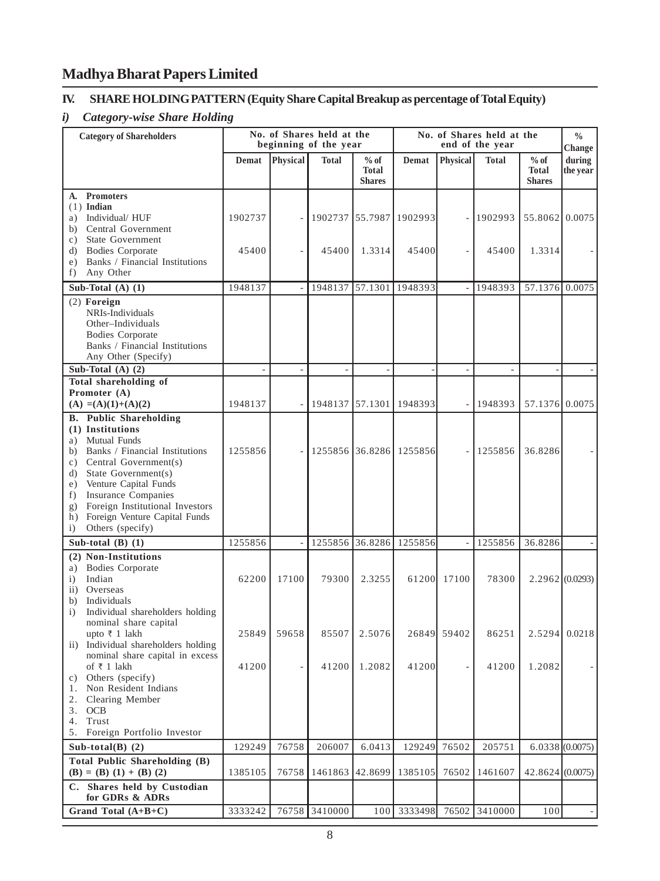# Madhya Bharat Papers Limited

## IV. SHARE HOLDING PATTERN (Equity Share Capital Breakup as percentage of Total Equity)

### *i) Category-wise Share Holding*

| Category of Shareholders | No. of Shares held at the beginning of the year | | | | No. of Shares held at the end of the year | | | | % Change during the year |
|---|---|---|---|---|---|---|---|---|---|
| | Demat | Physical | Total | % of Total Shares | Demat | Physical | Total | % of Total Shares | |
| **A. Promoters** | | | | | | | | | |
| (1) **Indian** | | | | | | | | | |
| a) Individual/ HUF | 1902737 | - | 1902737 | 55.7987 | 1902993 | - | 1902993 | 55.8062 | 0.0075 |
| b) Central Government | | | | | | | | | |
| c) State Government | | | | | | | | | |
| d) Bodies Corporate | 45400 | - | 45400 | 1.3314 | 45400 | - | 45400 | 1.3314 | - |
| e) Banks / Financial Institutions | | | | | | | | | |
| f) Any Other | | | | | | | | | |
| **Sub-Total (A) (1)** | 1948137 | - | 1948137 | 57.1301 | 1948393 | - | 1948393 | 57.1376 | 0.0075 |
| (2) **Foreign** | | | | | | | | | |
| NRIs-Individuals | | | | | | | | | |
| Other–Individuals | | | | | | | | | |
| Bodies Corporate | | | | | | | | | |
| Banks / Financial Institutions | | | | | | | | | |
| Any Other (Specify) | | | | | | | | | |
| **Sub-Total (A) (2)** | - | - | - | - | - | - | - | - | - |
| **Total shareholding of Promoter (A) (A) =(A)(1)+(A)(2)** | 1948137 | - | 1948137 | 57.1301 | 1948393 | - | 1948393 | 57.1376 | 0.0075 |
| **B. Public Shareholding** | | | | | | | | | |
| **(1) Institutions** | | | | | | | | | |
| a) Mutual Funds | | | | | | | | | |
| b) Banks / Financial Institutions | 1255856 | - | 1255856 | 36.8286 | 1255856 | - | 1255856 | 36.8286 | - |
| c) Central Government(s) | | | | | | | | | |
| d) State Government(s) | | | | | | | | | |
| e) Venture Capital Funds | | | | | | | | | |
| f) Insurance Companies | | | | | | | | | |
| g) Foreign Institutional Investors | | | | | | | | | |
| h) Foreign Venture Capital Funds | | | | | | | | | |
| i) Others (specify) | | | | | | | | | |
| **Sub-total (B) (1)** | 1255856 | - | 1255856 | 36.8286 | 1255856 | - | 1255856 | 36.8286 | - |
| **(2) Non-Institutions** | | | | | | | | | |
| a) Bodies Corporate | | | | | | | | | |
| i) Indian | 62200 | 17100 | 79300 | 2.3255 | 61200 | 17100 | 78300 | 2.2962 | (0.0293) |
| ii) Overseas | | | | | | | | | |
| b) Individuals | | | | | | | | | |
| i) Individual shareholders holding nominal share capital upto ₹ 1 lakh | 25849 | 59658 | 85507 | 2.5076 | 26849 | 59402 | 86251 | 2.5294 | 0.0218 |
| ii) Individual shareholders holding nominal share capital in excess of ₹ 1 lakh | 41200 | - | 41200 | 1.2082 | 41200 | - | 41200 | 1.2082 | - |
| c) Others (specify) | | | | | | | | | |
| 1. Non Resident Indians | | | | | | | | | |
| 2. Clearing Member | | | | | | | | | |
| 3. OCB | | | | | | | | | |
| 4. Trust | | | | | | | | | |
| 5. Foreign Portfolio Investor | | | | | | | | | |
| **Sub-total(B) (2)** | 129249 | 76758 | 206007 | 6.0413 | 129249 | 76502 | 205751 | 6.0338 | (0.0075) |
| **Total Public Shareholding (B) (B) = (B) (1) + (B) (2)** | 1385105 | 76758 | 1461863 | 42.8699 | 1385105 | 76502 | 1461607 | 42.8624 | (0.0075) |
| **C. Shares held by Custodian for GDRs & ADRs** | | | | | | | | | |
| **Grand Total (A+B+C)** | 3333242 | 76758 | 3410000 | 100 | 3333498 | 76502 | 3410000 | 100 | - |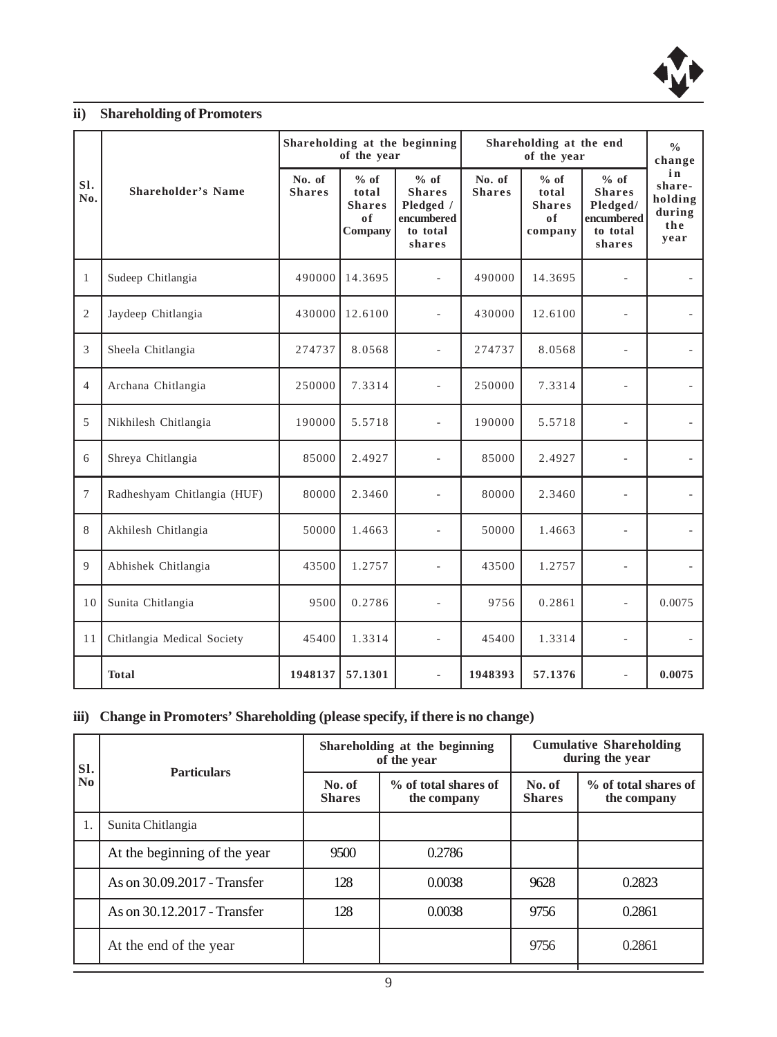### ii) Shareholding of Promoters

| Sl. No. | Shareholder's Name | Shareholding at the beginning of the year | | | Shareholding at the end of the year | | | % change in share-holding during the year |
|---|---|---|---|---|---|---|---|---|
| | | No. of Shares | % of total Shares of Company | % of Shares Pledged / encumbered to total shares | No. of Shares | % of total Shares of company | % of Shares Pledged/ encumbered to total shares | |
| 1 | Sudeep Chitlangia | 490000 | 14.3695 | - | 490000 | 14.3695 | - | - |
| 2 | Jaydeep Chitlangia | 430000 | 12.6100 | - | 430000 | 12.6100 | - | - |
| 3 | Sheela Chitlangia | 274737 | 8.0568 | - | 274737 | 8.0568 | - | - |
| 4 | Archana Chitlangia | 250000 | 7.3314 | - | 250000 | 7.3314 | - | - |
| 5 | Nikhilesh Chitlangia | 190000 | 5.5718 | - | 190000 | 5.5718 | - | - |
| 6 | Shreya Chitlangia | 85000 | 2.4927 | - | 85000 | 2.4927 | - | - |
| 7 | Radheshyam Chitlangia (HUF) | 80000 | 2.3460 | - | 80000 | 2.3460 | - | - |
| 8 | Akhilesh Chitlangia | 50000 | 1.4663 | - | 50000 | 1.4663 | - | - |
| 9 | Abhishek Chitlangia | 43500 | 1.2757 | - | 43500 | 1.2757 | - | - |
| 10 | Sunita Chitlangia | 9500 | 0.2786 | - | 9756 | 0.2861 | - | 0.0075 |
| 11 | Chitlangia Medical Society | 45400 | 1.3314 | - | 45400 | 1.3314 | - | - |
| | **Total** | **1948137** | **57.1301** | **-** | **1948393** | **57.1376** | **-** | **0.0075** |

### iii) Change in Promoters' Shareholding (please specify, if there is no change)

| Sl. No | Particulars | Shareholding at the beginning of the year | | Cumulative Shareholding during the year | |
|---|---|---|---|---|---|
| | | No. of Shares | % of total shares of the company | No. of Shares | % of total shares of the company |
| 1. | Sunita Chitlangia | | | | |
| | At the beginning of the year | 9500 | 0.2786 | | |
| | As on 30.09.2017 - Transfer | 128 | 0.0038 | 9628 | 0.2823 |
| | As on 30.12.2017 - Transfer | 128 | 0.0038 | 9756 | 0.2861 |
| | At the end of the year | | | 9756 | 0.2861 |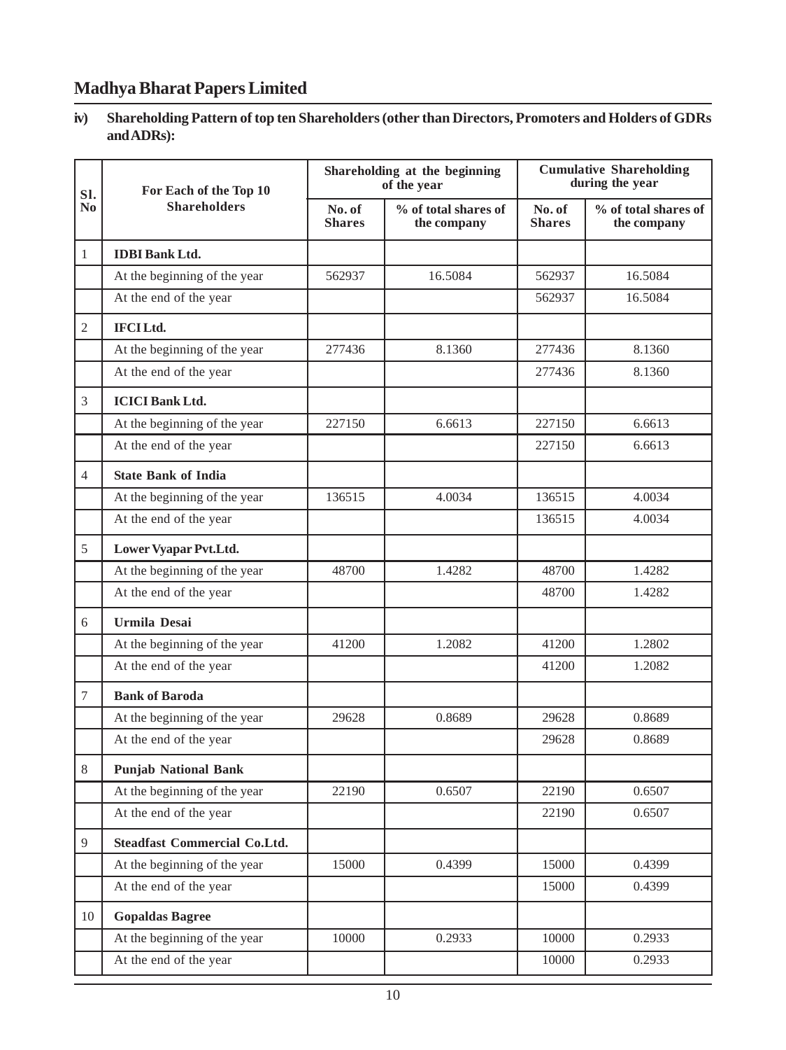# Madhya Bharat Papers Limited

**iv) Shareholding Pattern of top ten Shareholders (other than Directors, Promoters and Holders of GDRs and ADRs):**

| Sl. No | For Each of the Top 10 Shareholders | Shareholding at the beginning of the year | | Cumulative Shareholding during the year | |
|---|---|---|---|---|---|
| | | No. of Shares | % of total shares of the company | No. of Shares | % of total shares of the company |
| 1 | **IDBI Bank Ltd.** | | | | |
| | At the beginning of the year | 562937 | 16.5084 | 562937 | 16.5084 |
| | At the end of the year | | | 562937 | 16.5084 |
| 2 | **IFCI Ltd.** | | | | |
| | At the beginning of the year | 277436 | 8.1360 | 277436 | 8.1360 |
| | At the end of the year | | | 277436 | 8.1360 |
| 3 | **ICICI Bank Ltd.** | | | | |
| | At the beginning of the year | 227150 | 6.6613 | 227150 | 6.6613 |
| | At the end of the year | | | 227150 | 6.6613 |
| 4 | **State Bank of India** | | | | |
| | At the beginning of the year | 136515 | 4.0034 | 136515 | 4.0034 |
| | At the end of the year | | | 136515 | 4.0034 |
| 5 | **Lower Vyapar Pvt.Ltd.** | | | | |
| | At the beginning of the year | 48700 | 1.4282 | 48700 | 1.4282 |
| | At the end of the year | | | 48700 | 1.4282 |
| 6 | **Urmila Desai** | | | | |
| | At the beginning of the year | 41200 | 1.2082 | 41200 | 1.2802 |
| | At the end of the year | | | 41200 | 1.2082 |
| 7 | **Bank of Baroda** | | | | |
| | At the beginning of the year | 29628 | 0.8689 | 29628 | 0.8689 |
| | At the end of the year | | | 29628 | 0.8689 |
| 8 | **Punjab National Bank** | | | | |
| | At the beginning of the year | 22190 | 0.6507 | 22190 | 0.6507 |
| | At the end of the year | | | 22190 | 0.6507 |
| 9 | **Steadfast Commercial Co.Ltd.** | | | | |
| | At the beginning of the year | 15000 | 0.4399 | 15000 | 0.4399 |
| | At the end of the year | | | 15000 | 0.4399 |
| 10 | **Gopaldas Bagree** | | | | |
| | At the beginning of the year | 10000 | 0.2933 | 10000 | 0.2933 |
| | At the end of the year | | | 10000 | 0.2933 |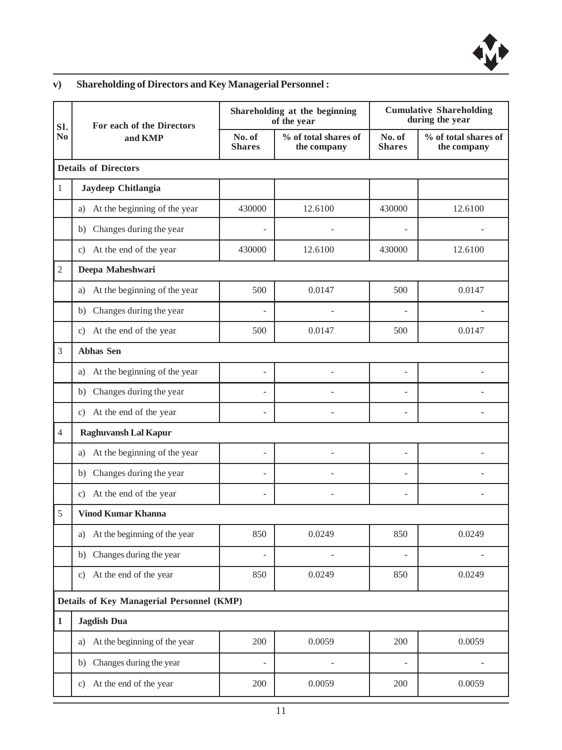### v) Shareholding of Directors and Key Managerial Personnel :

| Sl. No | For each of the Directors and KMP | Shareholding at the beginning of the year | | Cumulative Shareholding during the year | |
|---|---|---|---|---|---|
| | | No. of Shares | % of total shares of the company | No. of Shares | % of total shares of the company |
| **Details of Directors** | | | | | |
| 1 | **Jaydeep Chitlangia** | | | | |
| | a) At the beginning of the year | 430000 | 12.6100 | 430000 | 12.6100 |
| | b) Changes during the year | - | - | - | - |
| | c) At the end of the year | 430000 | 12.6100 | 430000 | 12.6100 |
| 2 | **Deepa Maheshwari** | | | | |
| | a) At the beginning of the year | 500 | 0.0147 | 500 | 0.0147 |
| | b) Changes during the year | - | - | - | - |
| | c) At the end of the year | 500 | 0.0147 | 500 | 0.0147 |
| 3 | **Abhas Sen** | | | | |
| | a) At the beginning of the year | - | - | - | - |
| | b) Changes during the year | - | - | - | - |
| | c) At the end of the year | - | - | - | - |
| 4 | **Raghuvansh Lal Kapur** | | | | |
| | a) At the beginning of the year | - | - | - | - |
| | b) Changes during the year | - | - | - | - |
| | c) At the end of the year | - | - | - | - |
| 5 | **Vinod Kumar Khanna** | | | | |
| | a) At the beginning of the year | 850 | 0.0249 | 850 | 0.0249 |
| | b) Changes during the year | - | - | - | - |
| | c) At the end of the year | 850 | 0.0249 | 850 | 0.0249 |
| **Details of Key Managerial Personnel (KMP)** | | | | | |
| **1** | **Jagdish Dua** | | | | |
| | a) At the beginning of the year | 200 | 0.0059 | 200 | 0.0059 |
| | b) Changes during the year | - | - | - | - |
| | c) At the end of the year | 200 | 0.0059 | 200 | 0.0059 |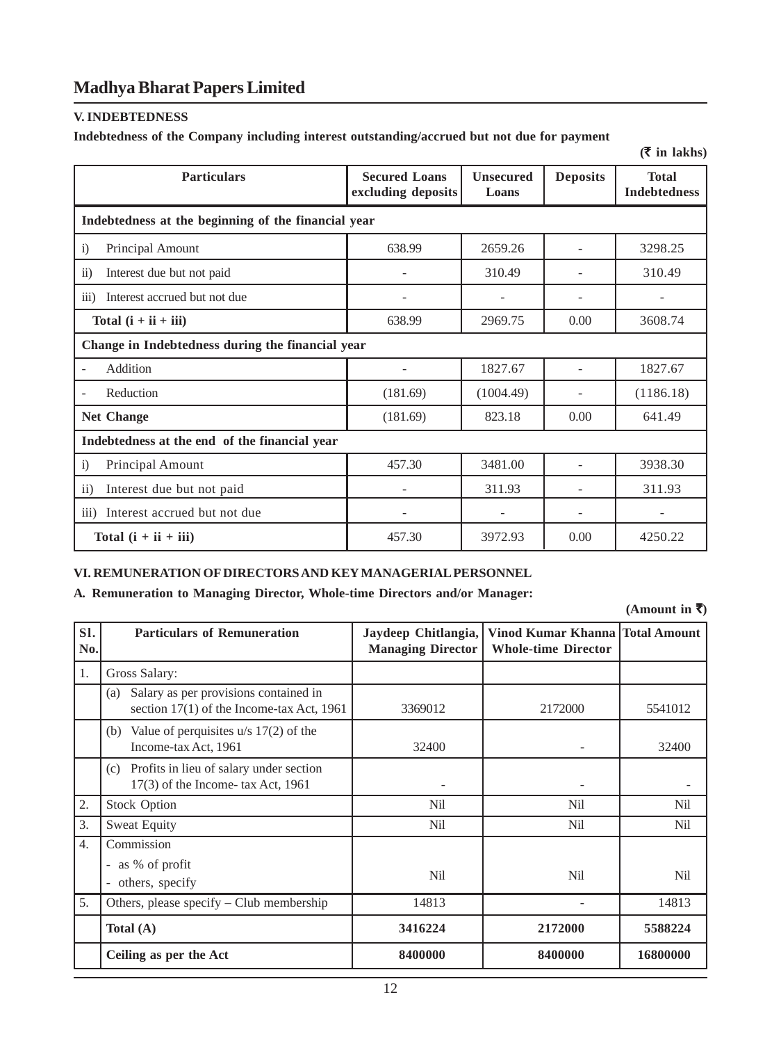# Madhya Bharat Papers Limited

## V. INDEBTEDNESS

**Indebtedness of the Company including interest outstanding/accrued but not due for payment**

**(₹ in lakhs)**

| Particulars | Secured Loans excluding deposits | Unsecured Loans | Deposits | Total Indebtedness |
|---|---|---|---|---|
| **Indebtedness at the beginning of the financial year** | | | | |
| i) Principal Amount | 638.99 | 2659.26 | - | 3298.25 |
| ii) Interest due but not paid | - | 310.49 | - | 310.49 |
| iii) Interest accrued but not due | - | - | - | - |
| **Total (i + ii + iii)** | 638.99 | 2969.75 | 0.00 | 3608.74 |
| **Change in Indebtedness during the financial year** | | | | |
| - Addition | - | 1827.67 | - | 1827.67 |
| - Reduction | (181.69) | (1004.49) | - | (1186.18) |
| **Net Change** | (181.69) | 823.18 | 0.00 | 641.49 |
| **Indebtedness at the end of the financial year** | | | | |
| i) Principal Amount | 457.30 | 3481.00 | - | 3938.30 |
| ii) Interest due but not paid | - | 311.93 | - | 311.93 |
| iii) Interest accrued but not due | - | - | - | - |
| **Total (i + ii + iii)** | 457.30 | 3972.93 | 0.00 | 4250.22 |

## VI. REMUNERATION OF DIRECTORS AND KEY MANAGERIAL PERSONNEL

**A. Remuneration to Managing Director, Whole-time Directors and/or Manager:**

**(Amount in ₹)**

| Sl. No. | Particulars of Remuneration | Jaydeep Chitlangia, Managing Director | Vinod Kumar Khanna Whole-time Director | Total Amount |
|---|---|---|---|---|
| 1. | Gross Salary: | | | |
| | (a) Salary as per provisions contained in section 17(1) of the Income-tax Act, 1961 | 3369012 | 2172000 | 5541012 |
| | (b) Value of perquisites u/s 17(2) of the Income-tax Act, 1961 | 32400 | - | 32400 |
| | (c) Profits in lieu of salary under section 17(3) of the Income- tax Act, 1961 | - | - | - |
| 2. | Stock Option | Nil | Nil | Nil |
| 3. | Sweat Equity | Nil | Nil | Nil |
| 4. | Commission<br>- as % of profit<br>- others, specify | Nil | Nil | Nil |
| 5. | Others, please specify – Club membership | 14813 | - | 14813 |
| | **Total (A)** | **3416224** | **2172000** | **5588224** |
| | **Ceiling as per the Act** | **8400000** | **8400000** | **16800000** |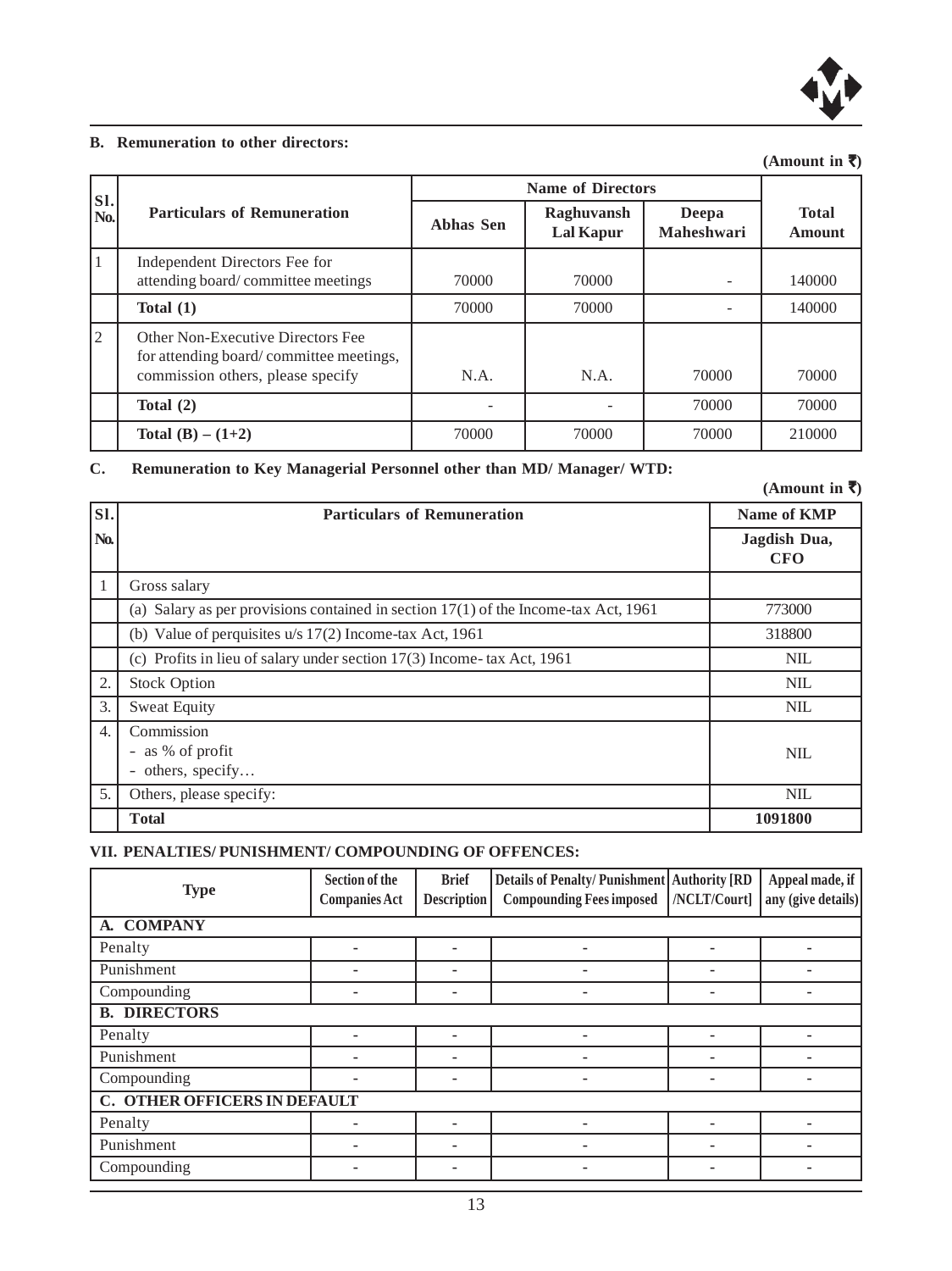**B. Remuneration to other directors:**

(Amount in ₹)

| Sl. No. | Particulars of Remuneration | Name of Directors | | | Total Amount |
|---|---|---|---|---|---|
| | | Abhas Sen | Raghuvansh Lal Kapur | Deepa Maheshwari | |
| 1 | Independent Directors Fee for attending board/ committee meetings | 70000 | 70000 | - | 140000 |
| | **Total (1)** | 70000 | 70000 | - | 140000 |
| 2 | Other Non-Executive Directors Fee for attending board/ committee meetings, commission others, please specify | N.A. | N.A. | 70000 | 70000 |
| | **Total (2)** | - | - | 70000 | 70000 |
| | **Total (B) – (1+2)** | 70000 | 70000 | 70000 | 210000 |

**C. Remuneration to Key Managerial Personnel other than MD/ Manager/ WTD:**

(Amount in ₹)

| Sl. No. | Particulars of Remuneration | Name of KMP<br>Jagdish Dua, CFO |
|---|---|---|
| 1 | Gross salary | |
| | (a) Salary as per provisions contained in section 17(1) of the Income-tax Act, 1961 | 773000 |
| | (b) Value of perquisites u/s 17(2) Income-tax Act, 1961 | 318800 |
| | (c) Profits in lieu of salary under section 17(3) Income- tax Act, 1961 | NIL |
| 2. | Stock Option | NIL |
| 3. | Sweat Equity | NIL |
| 4. | Commission<br>- as % of profit<br>- others, specify… | NIL |
| 5. | Others, please specify: | NIL |
| | **Total** | **1091800** |

**VII. PENALTIES/ PUNISHMENT/ COMPOUNDING OF OFFENCES:**

| Type | Section of the Companies Act | Brief Description | Details of Penalty/ Punishment Compounding Fees imposed | Authority [RD /NCLT/Court] | Appeal made, if any (give details) |
|---|---|---|---|---|---|
| **A. COMPANY** | | | | | |
| Penalty | - | - | - | - | - |
| Punishment | - | - | - | - | - |
| Compounding | - | - | - | - | - |
| **B. DIRECTORS** | | | | | |
| Penalty | - | - | - | - | - |
| Punishment | - | - | - | - | - |
| Compounding | - | - | - | - | - |
| **C. OTHER OFFICERS IN DEFAULT** | | | | | |
| Penalty | - | - | - | - | - |
| Punishment | - | - | - | - | - |
| Compounding | - | - | - | - | - |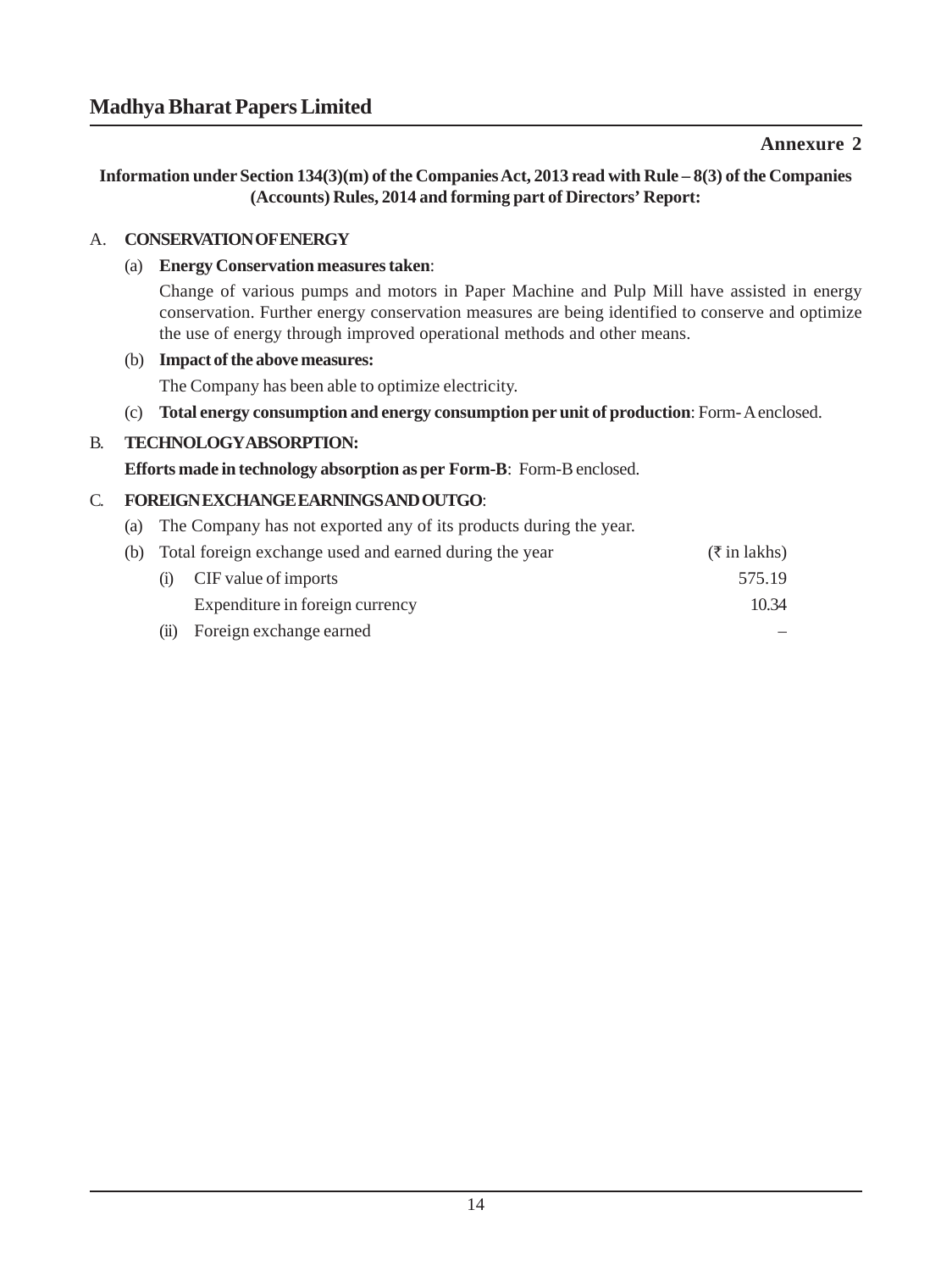## Annexure 2

**Information under Section 134(3)(m) of the Companies Act, 2013 read with Rule – 8(3) of the Companies (Accounts) Rules, 2014 and forming part of Directors' Report:**

A. **CONSERVATION OF ENERGY**

(a) **Energy Conservation measures taken**:

Change of various pumps and motors in Paper Machine and Pulp Mill have assisted in energy conservation. Further energy conservation measures are being identified to conserve and optimize the use of energy through improved operational methods and other means.

(b) **Impact of the above measures:**

The Company has been able to optimize electricity.

(c) **Total energy consumption and energy consumption per unit of production**: Form- A enclosed.

B. **TECHNOLOGY ABSORPTION:**

**Efforts made in technology absorption as per Form-B**: Form-B enclosed.

C. **FOREIGN EXCHANGE EARNINGS AND OUTGO**:

(a) The Company has not exported any of its products during the year.

(b) Total foreign exchange used and earned during the year

| | (₹ in lakhs) |
|---|---|
| (i) CIF value of imports | 575.19 |
| Expenditure in foreign currency | 10.34 |
| (ii) Foreign exchange earned | – |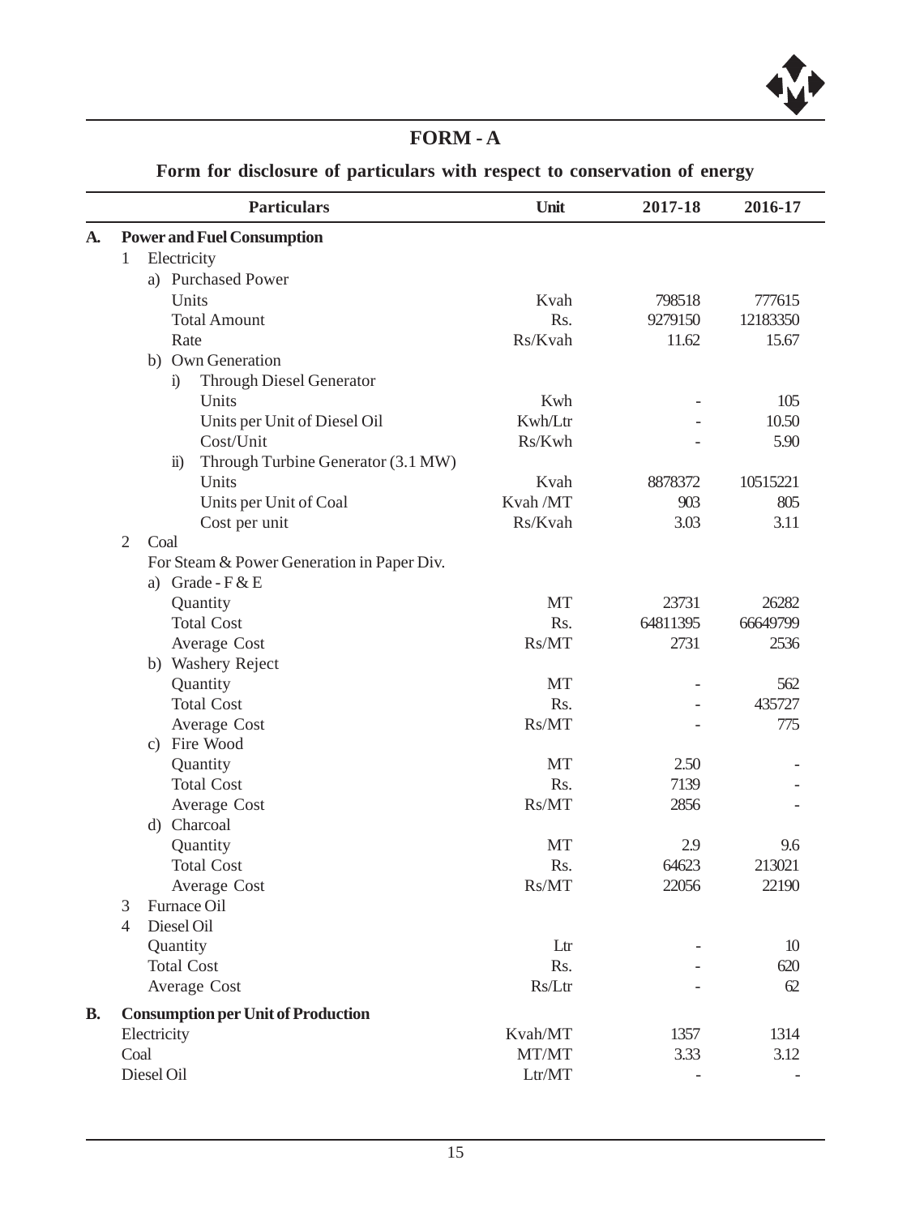# FORM - A

## Form for disclosure of particulars with respect to conservation of energy

| | Particulars | Unit | 2017-18 | 2016-17 |
|---|---|---|---|---|
| **A.** | **Power and Fuel Consumption** | | | |
| | 1 Electricity | | | |
| | a) Purchased Power | | | |
| | Units | Kvah | 798518 | 777615 |
| | Total Amount | Rs. | 9279150 | 12183350 |
| | Rate | Rs/Kvah | 11.62 | 15.67 |
| | b) Own Generation | | | |
| | i) Through Diesel Generator | | | |
| | Units | Kwh | - | 105 |
| | Units per Unit of Diesel Oil | Kwh/Ltr | - | 10.50 |
| | Cost/Unit | Rs/Kwh | - | 5.90 |
| | ii) Through Turbine Generator (3.1 MW) | | | |
| | Units | Kvah | 8878372 | 10515221 |
| | Units per Unit of Coal | Kvah /MT | 903 | 805 |
| | Cost per unit | Rs/Kvah | 3.03 | 3.11 |
| | 2 Coal | | | |
| | For Steam & Power Generation in Paper Div. | | | |
| | a) Grade - F & E | | | |
| | Quantity | MT | 23731 | 26282 |
| | Total Cost | Rs. | 64811395 | 66649799 |
| | Average Cost | Rs/MT | 2731 | 2536 |
| | b) Washery Reject | | | |
| | Quantity | MT | - | 562 |
| | Total Cost | Rs. | - | 435727 |
| | Average Cost | Rs/MT | - | 775 |
| | c) Fire Wood | | | |
| | Quantity | MT | 2.50 | - |
| | Total Cost | Rs. | 7139 | - |
| | Average Cost | Rs/MT | 2856 | - |
| | d) Charcoal | | | |
| | Quantity | MT | 2.9 | 9.6 |
| | Total Cost | Rs. | 64623 | 213021 |
| | Average Cost | Rs/MT | 22056 | 22190 |
| | 3 Furnace Oil | | | |
| | 4 Diesel Oil | | | |
| | Quantity | Ltr | - | 10 |
| | Total Cost | Rs. | - | 620 |
| | Average Cost | Rs/Ltr | - | 62 |
| **B.** | **Consumption per Unit of Production** | | | |
| | Electricity | Kvah/MT | 1357 | 1314 |
| | Coal | MT/MT | 3.33 | 3.12 |
| | Diesel Oil | Ltr/MT | - | - |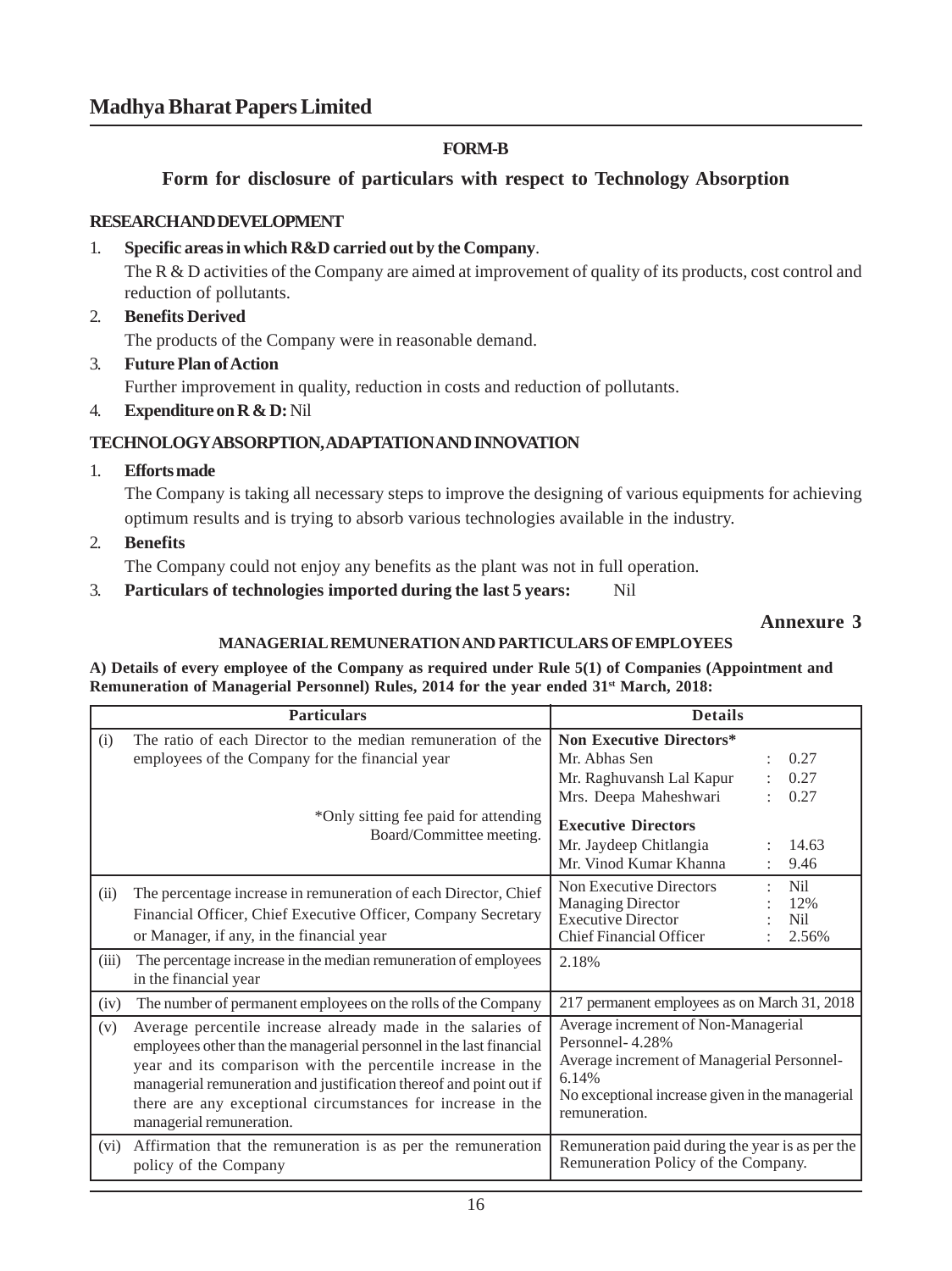**FORM-B**

## Form for disclosure of particulars with respect to Technology Absorption

**RESEARCH AND DEVELOPMENT**

1. **Specific areas in which R&D carried out by the Company**.

   The R & D activities of the Company are aimed at improvement of quality of its products, cost control and reduction of pollutants.

2. **Benefits Derived**

   The products of the Company were in reasonable demand.

3. **Future Plan of Action**

   Further improvement in quality, reduction in costs and reduction of pollutants.

4. **Expenditure on R & D:** Nil

**TECHNOLOGY ABSORPTION, ADAPTATION AND INNOVATION**

1. **Efforts made**

   The Company is taking all necessary steps to improve the designing of various equipments for achieving optimum results and is trying to absorb various technologies available in the industry.

2. **Benefits**

   The Company could not enjoy any benefits as the plant was not in full operation.

3. **Particulars of technologies imported during the last 5 years:** Nil

**Annexure 3**

**MANAGERIAL REMUNERATION AND PARTICULARS OF EMPLOYEES**

**A) Details of every employee of the Company as required under Rule 5(1) of Companies (Appointment and Remuneration of Managerial Personnel) Rules, 2014 for the year ended 31st March, 2018:**

| | Particulars | Details |
|---|---|---|
| (i) | The ratio of each Director to the median remuneration of the employees of the Company for the financial year<br><br>*Only sitting fee paid for attending Board/Committee meeting. | **Non Executive Directors***<br>Mr. Abhas Sen : 0.27<br>Mr. Raghuvansh Lal Kapur : 0.27<br>Mrs. Deepa Maheshwari : 0.27<br>**Executive Directors**<br>Mr. Jaydeep Chitlangia : 14.63<br>Mr. Vinod Kumar Khanna : 9.46 |
| (ii) | The percentage increase in remuneration of each Director, Chief Financial Officer, Chief Executive Officer, Company Secretary or Manager, if any, in the financial year | Non Executive Directors : Nil<br>Managing Director : 12%<br>Executive Director : Nil<br>Chief Financial Officer : 2.56% |
| (iii) | The percentage increase in the median remuneration of employees in the financial year | 2.18% |
| (iv) | The number of permanent employees on the rolls of the Company | 217 permanent employees as on March 31, 2018 |
| (v) | Average percentile increase already made in the salaries of employees other than the managerial personnel in the last financial year and its comparison with the percentile increase in the managerial remuneration and justification thereof and point out if there are any exceptional circumstances for increase in the managerial remuneration. | Average increment of Non-Managerial Personnel- 4.28%<br>Average increment of Managerial Personnel- 6.14%<br>No exceptional increase given in the managerial remuneration. |
| (vi) | Affirmation that the remuneration is as per the remuneration policy of the Company | Remuneration paid during the year is as per the Remuneration Policy of the Company. |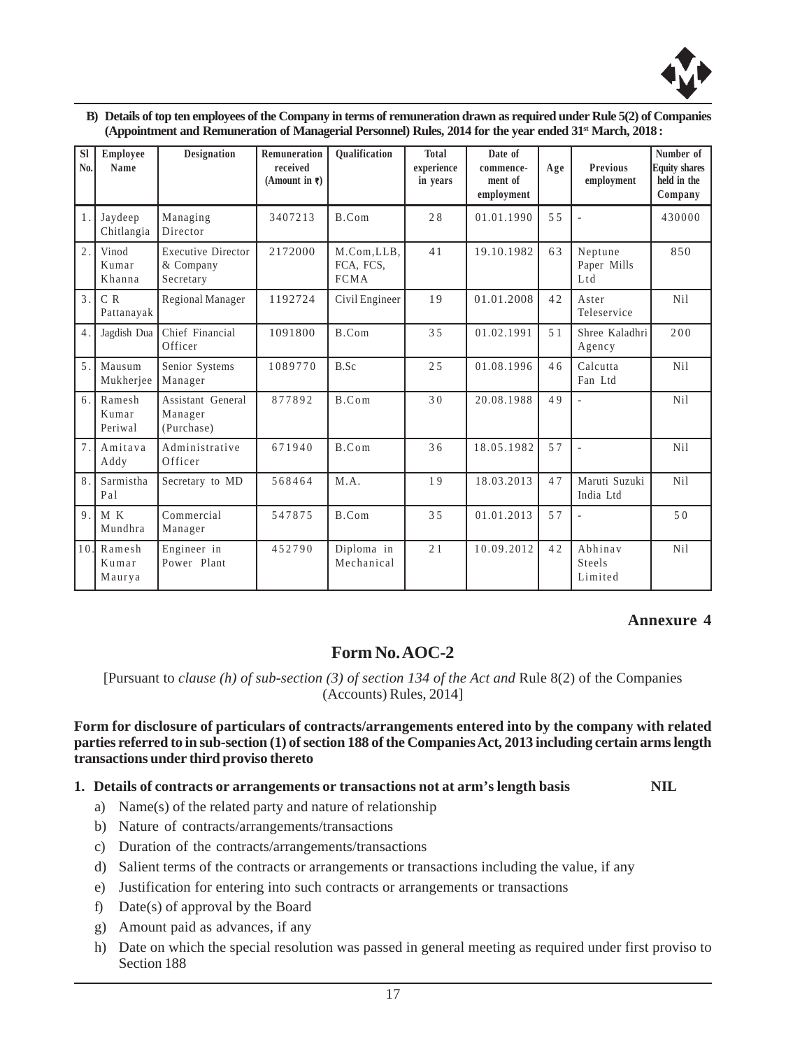**B) Details of top ten employees of the Company in terms of remuneration drawn as required under Rule 5(2) of Companies (Appointment and Remuneration of Managerial Personnel) Rules, 2014 for the year ended 31st March, 2018 :**

| Sl No. | Employee Name | Designation | Remuneration received (Amount in ₹) | Qualification | Total experience in years | Date of commence-ment of employment | Age | Previous employment | Number of Equity shares held in the Company |
|---|---|---|---|---|---|---|---|---|---|
| 1. | Jaydeep Chitlangia | Managing Director | 3407213 | B.Com | 28 | 01.01.1990 | 55 | - | 430000 |
| 2. | Vinod Kumar Khanna | Executive Director & Company Secretary | 2172000 | M.Com,LLB, FCA, FCS, FCMA | 41 | 19.10.1982 | 63 | Neptune Paper Mills Ltd | 850 |
| 3. | C R Pattanayak | Regional Manager | 1192724 | Civil Engineer | 19 | 01.01.2008 | 42 | Aster Teleservice | Nil |
| 4. | Jagdish Dua | Chief Financial Officer | 1091800 | B.Com | 35 | 01.02.1991 | 51 | Shree Kaladhri Agency | 200 |
| 5. | Mausum Mukherjee | Senior Systems Manager | 1089770 | B.Sc | 25 | 01.08.1996 | 46 | Calcutta Fan Ltd | Nil |
| 6. | Ramesh Kumar Periwal | Assistant General Manager (Purchase) | 877892 | B.Com | 30 | 20.08.1988 | 49 | - | Nil |
| 7. | Amitava Addy | Administrative Officer | 671940 | B.Com | 36 | 18.05.1982 | 57 | - | Nil |
| 8. | Sarmistha Pal | Secretary to MD | 568464 | M.A. | 19 | 18.03.2013 | 47 | Maruti Suzuki India Ltd | Nil |
| 9. | M K Mundhra | Commercial Manager | 547875 | B.Com | 35 | 01.01.2013 | 57 | - | 50 |
| 10. | Ramesh Kumar Maurya | Engineer in Power Plant | 452790 | Diploma in Mechanical | 21 | 10.09.2012 | 42 | Abhinav Steels Limited | Nil |

**Annexure 4**

## Form No. AOC-2

[Pursuant to *clause (h) of sub-section (3) of section 134 of the Act and* Rule 8(2) of the Companies (Accounts) Rules, 2014]

**Form for disclosure of particulars of contracts/arrangements entered into by the company with related parties referred to in sub-section (1) of section 188 of the Companies Act, 2013 including certain arms length transactions under third proviso thereto**

**1. Details of contracts or arrangements or transactions not at arm's length basis NIL**

a) Name(s) of the related party and nature of relationship

b) Nature of contracts/arrangements/transactions

c) Duration of the contracts/arrangements/transactions

d) Salient terms of the contracts or arrangements or transactions including the value, if any

e) Justification for entering into such contracts or arrangements or transactions

f) Date(s) of approval by the Board

g) Amount paid as advances, if any

h) Date on which the special resolution was passed in general meeting as required under first proviso to Section 188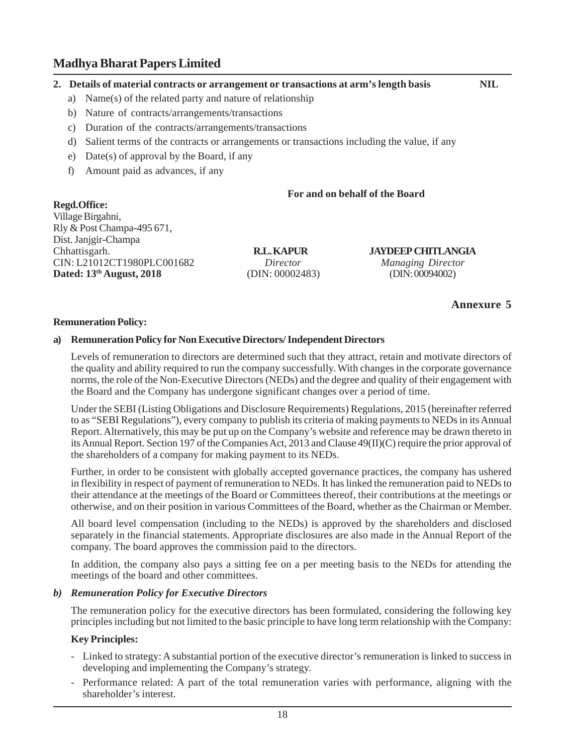**2. Details of material contracts or arrangement or transactions at arm's length basis NIL**

a) Name(s) of the related party and nature of relationship

b) Nature of contracts/arrangements/transactions

c) Duration of the contracts/arrangements/transactions

d) Salient terms of the contracts or arrangements or transactions including the value, if any

e) Date(s) of approval by the Board, if any

f) Amount paid as advances, if any

**For and on behalf of the Board**

**Regd.Office:**
Village Birgahni,
Rly & Post Champa-495 671,
Dist. Janjgir-Champa
Chhattisgarh.
CIN: L21012CT1980PLC001682
**Dated: 13th August, 2018**

**R.L. KAPUR**
*Director*
(DIN: 00002483)

**JAYDEEP CHITLANGIA**
*Managing Director*
(DIN: 00094002)

## Annexure 5

**Remuneration Policy:**

**a) Remuneration Policy for Non Executive Directors/ Independent Directors**

Levels of remuneration to directors are determined such that they attract, retain and motivate directors of the quality and ability required to run the company successfully. With changes in the corporate governance norms, the role of the Non-Executive Directors (NEDs) and the degree and quality of their engagement with the Board and the Company has undergone significant changes over a period of time.

Under the SEBI (Listing Obligations and Disclosure Requirements) Regulations, 2015 (hereinafter referred to as "SEBI Regulations"), every company to publish its criteria of making payments to NEDs in its Annual Report. Alternatively, this may be put up on the Company's website and reference may be drawn thereto in its Annual Report. Section 197 of the Companies Act, 2013 and Clause 49(II)(C) require the prior approval of the shareholders of a company for making payment to its NEDs.

Further, in order to be consistent with globally accepted governance practices, the company has ushered in flexibility in respect of payment of remuneration to NEDs. It has linked the remuneration paid to NEDs to their attendance at the meetings of the Board or Committees thereof, their contributions at the meetings or otherwise, and on their position in various Committees of the Board, whether as the Chairman or Member.

All board level compensation (including to the NEDs) is approved by the shareholders and disclosed separately in the financial statements. Appropriate disclosures are also made in the Annual Report of the company. The board approves the commission paid to the directors.

In addition, the company also pays a sitting fee on a per meeting basis to the NEDs for attending the meetings of the board and other committees.

***b) Remuneration Policy for Executive Directors***

The remuneration policy for the executive directors has been formulated, considering the following key principles including but not limited to the basic principle to have long term relationship with the Company:

**Key Principles:**

- Linked to strategy: A substantial portion of the executive director's remuneration is linked to success in developing and implementing the Company's strategy.
- Performance related: A part of the total remuneration varies with performance, aligning with the shareholder's interest.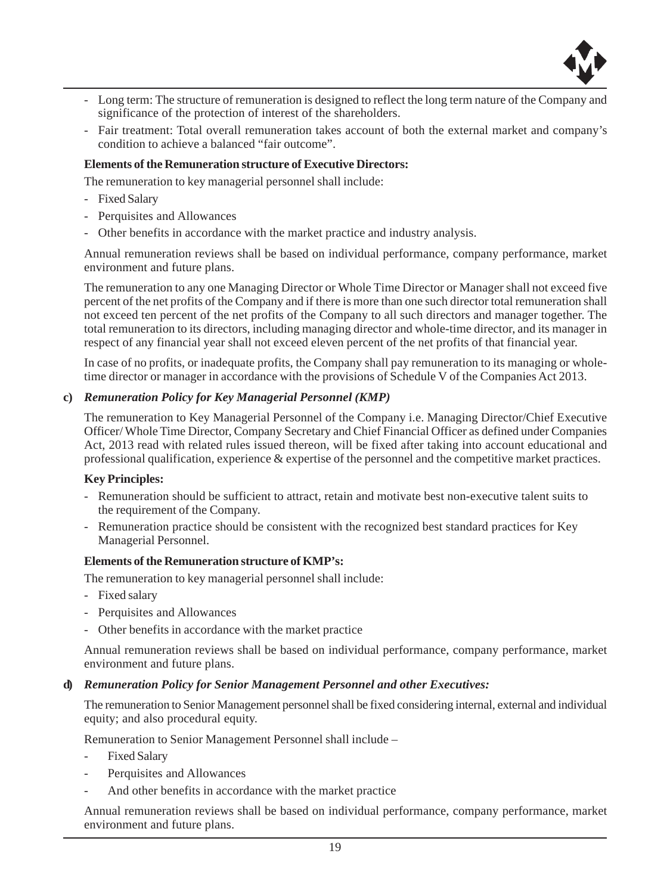- Long term: The structure of remuneration is designed to reflect the long term nature of the Company and significance of the protection of interest of the shareholders.
- Fair treatment: Total overall remuneration takes account of both the external market and company's condition to achieve a balanced "fair outcome".

**Elements of the Remuneration structure of Executive Directors:**

The remuneration to key managerial personnel shall include:

- Fixed Salary
- Perquisites and Allowances
- Other benefits in accordance with the market practice and industry analysis.

Annual remuneration reviews shall be based on individual performance, company performance, market environment and future plans.

The remuneration to any one Managing Director or Whole Time Director or Manager shall not exceed five percent of the net profits of the Company and if there is more than one such director total remuneration shall not exceed ten percent of the net profits of the Company to all such directors and manager together. The total remuneration to its directors, including managing director and whole-time director, and its manager in respect of any financial year shall not exceed eleven percent of the net profits of that financial year.

In case of no profits, or inadequate profits, the Company shall pay remuneration to its managing or whole-time director or manager in accordance with the provisions of Schedule V of the Companies Act 2013.

**c) *Remuneration Policy for Key Managerial Personnel (KMP)***

The remuneration to Key Managerial Personnel of the Company i.e. Managing Director/Chief Executive Officer/ Whole Time Director, Company Secretary and Chief Financial Officer as defined under Companies Act, 2013 read with related rules issued thereon, will be fixed after taking into account educational and professional qualification, experience & expertise of the personnel and the competitive market practices.

**Key Principles:**

- Remuneration should be sufficient to attract, retain and motivate best non-executive talent suits to the requirement of the Company.
- Remuneration practice should be consistent with the recognized best standard practices for Key Managerial Personnel.

**Elements of the Remuneration structure of KMP's:**

The remuneration to key managerial personnel shall include:

- Fixed salary
- Perquisites and Allowances
- Other benefits in accordance with the market practice

Annual remuneration reviews shall be based on individual performance, company performance, market environment and future plans.

**d) *Remuneration Policy for Senior Management Personnel and other Executives:***

The remuneration to Senior Management personnel shall be fixed considering internal, external and individual equity; and also procedural equity.

Remuneration to Senior Management Personnel shall include –

- Fixed Salary
- Perquisites and Allowances
- And other benefits in accordance with the market practice

Annual remuneration reviews shall be based on individual performance, company performance, market environment and future plans.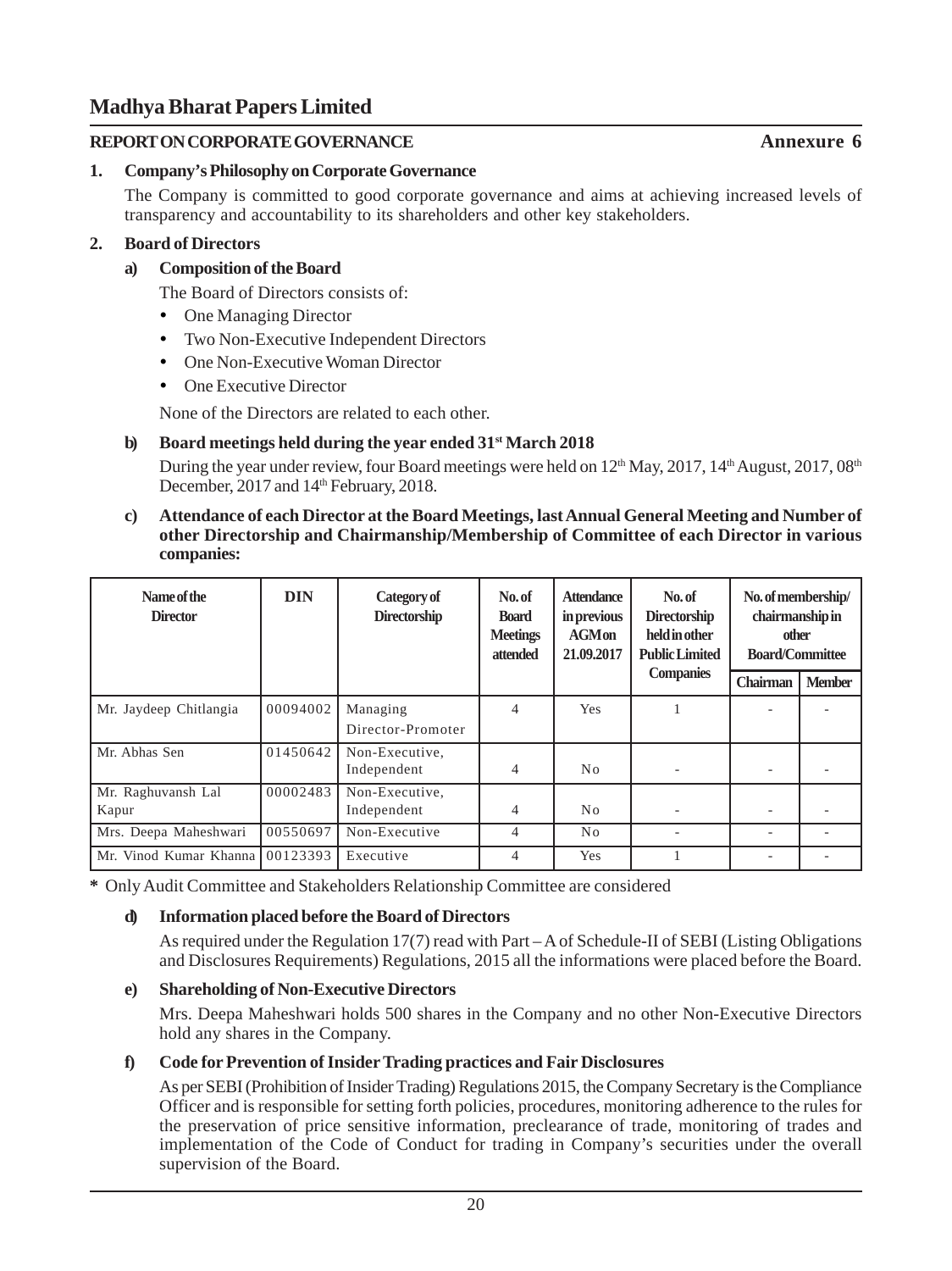# Madhya Bharat Papers Limited

## REPORT ON CORPORATE GOVERNANCE **Annexure 6**

### 1. Company's Philosophy on Corporate Governance

The Company is committed to good corporate governance and aims at achieving increased levels of transparency and accountability to its shareholders and other key stakeholders.

### 2. Board of Directors

#### a) Composition of the Board

The Board of Directors consists of:

- One Managing Director
- Two Non-Executive Independent Directors
- One Non-Executive Woman Director
- One Executive Director

None of the Directors are related to each other.

#### b) Board meetings held during the year ended 31st March 2018

During the year under review, four Board meetings were held on 12th May, 2017, 14th August, 2017, 08th December, 2017 and 14th February, 2018.

#### c) Attendance of each Director at the Board Meetings, last Annual General Meeting and Number of other Directorship and Chairmanship/Membership of Committee of each Director in various companies:

| Name of the Director | DIN | Category of Directorship | No. of Board Meetings attended | Attendance in previous AGM on 21.09.2017 | No. of Directorship held in other Public Limited Companies | No. of membership/ chairmanship in other Board/Committee | |
|---|---|---|---|---|---|---|---|
| | | | | | | Chairman | Member |
| Mr. Jaydeep Chitlangia | 00094002 | Managing Director-Promoter | 4 | Yes | 1 | - | - |
| Mr. Abhas Sen | 01450642 | Non-Executive, Independent | 4 | No | - | - | - |
| Mr. Raghuvansh Lal Kapur | 00002483 | Non-Executive, Independent | 4 | No | - | - | - |
| Mrs. Deepa Maheshwari | 00550697 | Non-Executive | 4 | No | - | - | - |
| Mr. Vinod Kumar Khanna | 00123393 | Executive | 4 | Yes | 1 | - | - |

**\*** Only Audit Committee and Stakeholders Relationship Committee are considered

#### d) Information placed before the Board of Directors

As required under the Regulation 17(7) read with Part – A of Schedule-II of SEBI (Listing Obligations and Disclosures Requirements) Regulations, 2015 all the informations were placed before the Board.

#### e) Shareholding of Non-Executive Directors

Mrs. Deepa Maheshwari holds 500 shares in the Company and no other Non-Executive Directors hold any shares in the Company.

#### f) Code for Prevention of Insider Trading practices and Fair Disclosures

As per SEBI (Prohibition of Insider Trading) Regulations 2015, the Company Secretary is the Compliance Officer and is responsible for setting forth policies, procedures, monitoring adherence to the rules for the preservation of price sensitive information, preclearance of trade, monitoring of trades and implementation of the Code of Conduct for trading in Company's securities under the overall supervision of the Board.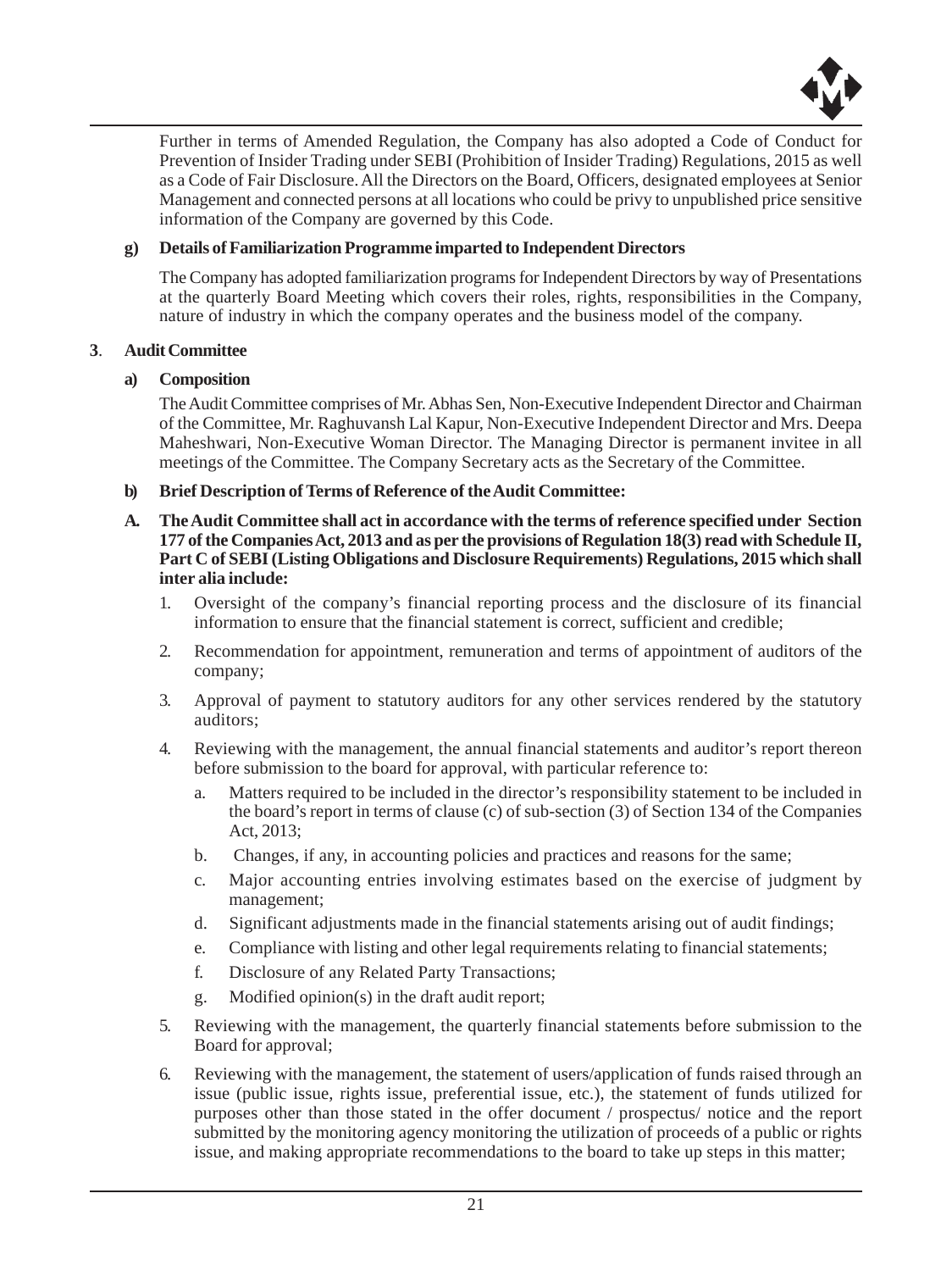Further in terms of Amended Regulation, the Company has also adopted a Code of Conduct for Prevention of Insider Trading under SEBI (Prohibition of Insider Trading) Regulations, 2015 as well as a Code of Fair Disclosure. All the Directors on the Board, Officers, designated employees at Senior Management and connected persons at all locations who could be privy to unpublished price sensitive information of the Company are governed by this Code.

**g) Details of Familiarization Programme imparted to Independent Directors**

The Company has adopted familiarization programs for Independent Directors by way of Presentations at the quarterly Board Meeting which covers their roles, rights, responsibilities in the Company, nature of industry in which the company operates and the business model of the company.

**3. Audit Committee**

**a) Composition**

The Audit Committee comprises of Mr. Abhas Sen, Non-Executive Independent Director and Chairman of the Committee, Mr. Raghuvansh Lal Kapur, Non-Executive Independent Director and Mrs. Deepa Maheshwari, Non-Executive Woman Director. The Managing Director is permanent invitee in all meetings of the Committee. The Company Secretary acts as the Secretary of the Committee.

**b) Brief Description of Terms of Reference of the Audit Committee:**

**A. The Audit Committee shall act in accordance with the terms of reference specified under Section 177 of the Companies Act, 2013 and as per the provisions of Regulation 18(3) read with Schedule II, Part C of SEBI (Listing Obligations and Disclosure Requirements) Regulations, 2015 which shall inter alia include:**

1. Oversight of the company's financial reporting process and the disclosure of its financial information to ensure that the financial statement is correct, sufficient and credible;
2. Recommendation for appointment, remuneration and terms of appointment of auditors of the company;
3. Approval of payment to statutory auditors for any other services rendered by the statutory auditors;
4. Reviewing with the management, the annual financial statements and auditor's report thereon before submission to the board for approval, with particular reference to:
   a. Matters required to be included in the director's responsibility statement to be included in the board's report in terms of clause (c) of sub-section (3) of Section 134 of the Companies Act, 2013;
   b. Changes, if any, in accounting policies and practices and reasons for the same;
   c. Major accounting entries involving estimates based on the exercise of judgment by management;
   d. Significant adjustments made in the financial statements arising out of audit findings;
   e. Compliance with listing and other legal requirements relating to financial statements;
   f. Disclosure of any Related Party Transactions;
   g. Modified opinion(s) in the draft audit report;
5. Reviewing with the management, the quarterly financial statements before submission to the Board for approval;
6. Reviewing with the management, the statement of users/application of funds raised through an issue (public issue, rights issue, preferential issue, etc.), the statement of funds utilized for purposes other than those stated in the offer document / prospectus/ notice and the report submitted by the monitoring agency monitoring the utilization of proceeds of a public or rights issue, and making appropriate recommendations to the board to take up steps in this matter;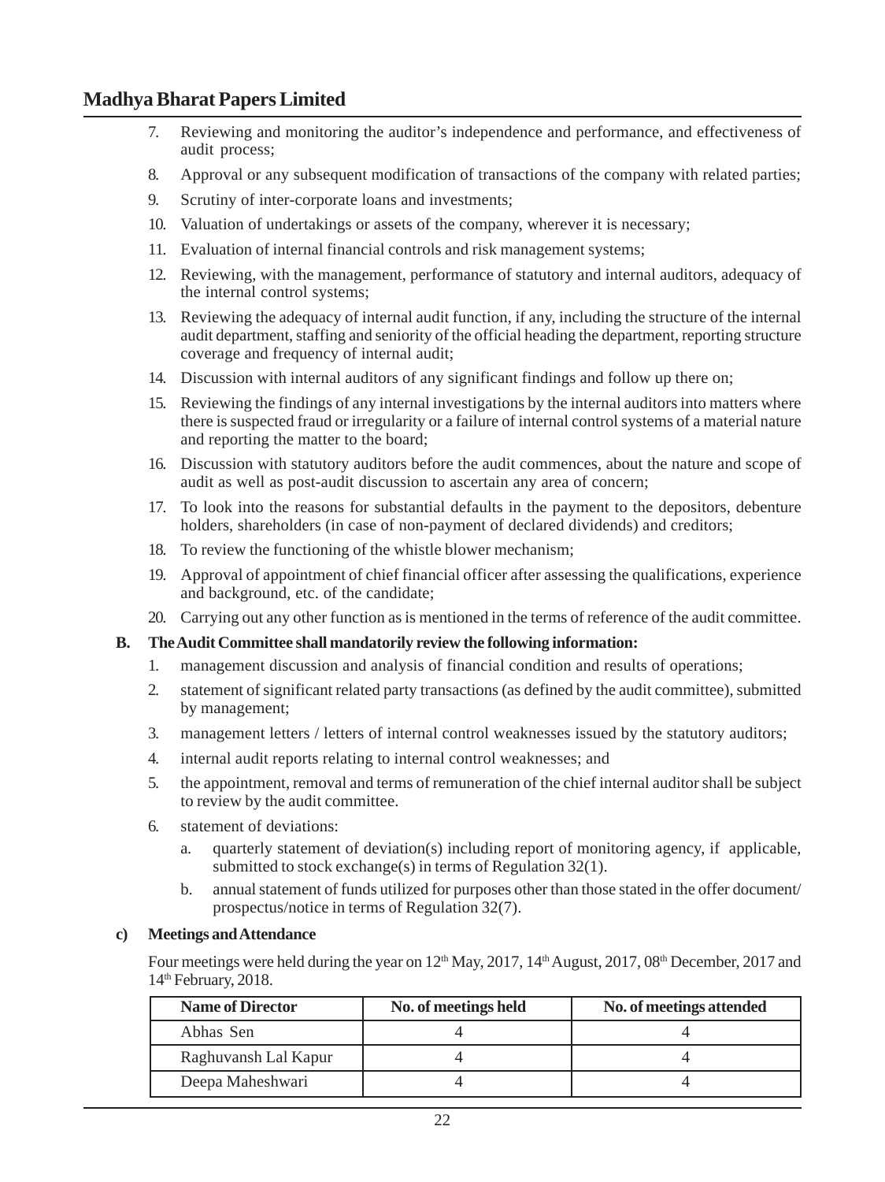7. Reviewing and monitoring the auditor's independence and performance, and effectiveness of audit process;
8. Approval or any subsequent modification of transactions of the company with related parties;
9. Scrutiny of inter-corporate loans and investments;
10. Valuation of undertakings or assets of the company, wherever it is necessary;
11. Evaluation of internal financial controls and risk management systems;
12. Reviewing, with the management, performance of statutory and internal auditors, adequacy of the internal control systems;
13. Reviewing the adequacy of internal audit function, if any, including the structure of the internal audit department, staffing and seniority of the official heading the department, reporting structure coverage and frequency of internal audit;
14. Discussion with internal auditors of any significant findings and follow up there on;
15. Reviewing the findings of any internal investigations by the internal auditors into matters where there is suspected fraud or irregularity or a failure of internal control systems of a material nature and reporting the matter to the board;
16. Discussion with statutory auditors before the audit commences, about the nature and scope of audit as well as post-audit discussion to ascertain any area of concern;
17. To look into the reasons for substantial defaults in the payment to the depositors, debenture holders, shareholders (in case of non-payment of declared dividends) and creditors;
18. To review the functioning of the whistle blower mechanism;
19. Approval of appointment of chief financial officer after assessing the qualifications, experience and background, etc. of the candidate;
20. Carrying out any other function as is mentioned in the terms of reference of the audit committee.

**B. The Audit Committee shall mandatorily review the following information:**

1. management discussion and analysis of financial condition and results of operations;
2. statement of significant related party transactions (as defined by the audit committee), submitted by management;
3. management letters / letters of internal control weaknesses issued by the statutory auditors;
4. internal audit reports relating to internal control weaknesses; and
5. the appointment, removal and terms of remuneration of the chief internal auditor shall be subject to review by the audit committee.
6. statement of deviations:
   a. quarterly statement of deviation(s) including report of monitoring agency, if applicable, submitted to stock exchange(s) in terms of Regulation 32(1).
   b. annual statement of funds utilized for purposes other than those stated in the offer document/ prospectus/notice in terms of Regulation 32(7).

**c) Meetings and Attendance**

Four meetings were held during the year on 12th May, 2017, 14th August, 2017, 08th December, 2017 and 14th February, 2018.

| Name of Director | No. of meetings held | No. of meetings attended |
|---|---|---|
| Abhas Sen | 4 | 4 |
| Raghuvansh Lal Kapur | 4 | 4 |
| Deepa Maheshwari | 4 | 4 |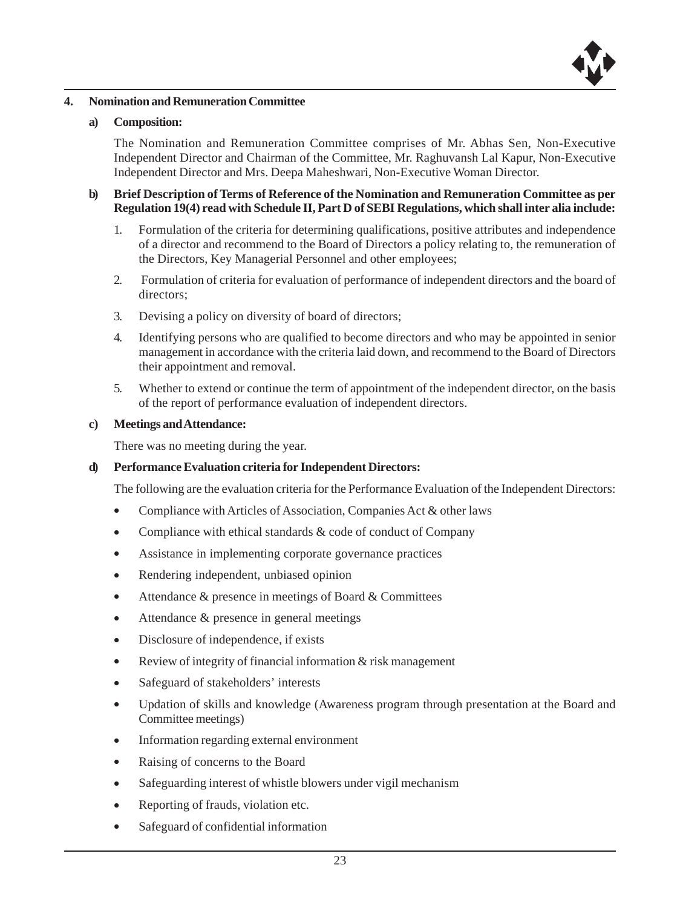## 4. Nomination and Remuneration Committee

### a) Composition:

The Nomination and Remuneration Committee comprises of Mr. Abhas Sen, Non-Executive Independent Director and Chairman of the Committee, Mr. Raghuvansh Lal Kapur, Non-Executive Independent Director and Mrs. Deepa Maheshwari, Non-Executive Woman Director.

### b) Brief Description of Terms of Reference of the Nomination and Remuneration Committee as per Regulation 19(4) read with Schedule II, Part D of SEBI Regulations, which shall inter alia include:

1. Formulation of the criteria for determining qualifications, positive attributes and independence of a director and recommend to the Board of Directors a policy relating to, the remuneration of the Directors, Key Managerial Personnel and other employees;
2. Formulation of criteria for evaluation of performance of independent directors and the board of directors;
3. Devising a policy on diversity of board of directors;
4. Identifying persons who are qualified to become directors and who may be appointed in senior management in accordance with the criteria laid down, and recommend to the Board of Directors their appointment and removal.
5. Whether to extend or continue the term of appointment of the independent director, on the basis of the report of performance evaluation of independent directors.

### c) Meetings and Attendance:

There was no meeting during the year.

### d) Performance Evaluation criteria for Independent Directors:

The following are the evaluation criteria for the Performance Evaluation of the Independent Directors:

- Compliance with Articles of Association, Companies Act & other laws
- Compliance with ethical standards & code of conduct of Company
- Assistance in implementing corporate governance practices
- Rendering independent, unbiased opinion
- Attendance & presence in meetings of Board & Committees
- Attendance & presence in general meetings
- Disclosure of independence, if exists
- Review of integrity of financial information & risk management
- Safeguard of stakeholders' interests
- Updation of skills and knowledge (Awareness program through presentation at the Board and Committee meetings)
- Information regarding external environment
- Raising of concerns to the Board
- Safeguarding interest of whistle blowers under vigil mechanism
- Reporting of frauds, violation etc.
- Safeguard of confidential information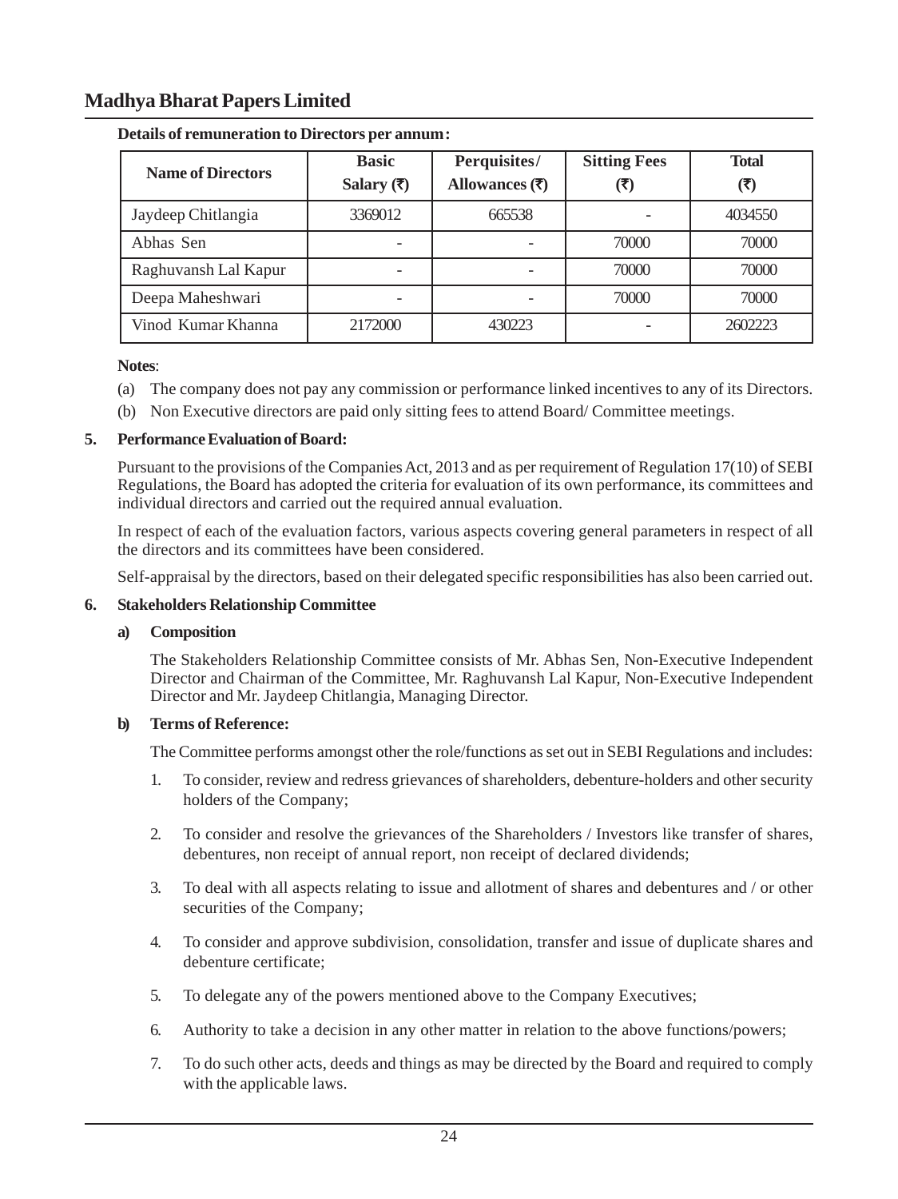**Details of remuneration to Directors per annum:**

| Name of Directors | Basic Salary (₹) | Perquisites/ Allowances (₹) | Sitting Fees (₹) | Total (₹) |
|---|---|---|---|---|
| Jaydeep Chitlangia | 3369012 | 665538 | - | 4034550 |
| Abhas Sen | - | - | 70000 | 70000 |
| Raghuvansh Lal Kapur | - | - | 70000 | 70000 |
| Deepa Maheshwari | - | - | 70000 | 70000 |
| Vinod Kumar Khanna | 2172000 | 430223 | - | 2602223 |

**Notes**:

(a) The company does not pay any commission or performance linked incentives to any of its Directors.

(b) Non Executive directors are paid only sitting fees to attend Board/ Committee meetings.

**5. Performance Evaluation of Board:**

Pursuant to the provisions of the Companies Act, 2013 and as per requirement of Regulation 17(10) of SEBI Regulations, the Board has adopted the criteria for evaluation of its own performance, its committees and individual directors and carried out the required annual evaluation.

In respect of each of the evaluation factors, various aspects covering general parameters in respect of all the directors and its committees have been considered.

Self-appraisal by the directors, based on their delegated specific responsibilities has also been carried out.

**6. Stakeholders Relationship Committee**

**a) Composition**

The Stakeholders Relationship Committee consists of Mr. Abhas Sen, Non-Executive Independent Director and Chairman of the Committee, Mr. Raghuvansh Lal Kapur, Non-Executive Independent Director and Mr. Jaydeep Chitlangia, Managing Director.

**b) Terms of Reference:**

The Committee performs amongst other the role/functions as set out in SEBI Regulations and includes:

1. To consider, review and redress grievances of shareholders, debenture-holders and other security holders of the Company;

2. To consider and resolve the grievances of the Shareholders / Investors like transfer of shares, debentures, non receipt of annual report, non receipt of declared dividends;

3. To deal with all aspects relating to issue and allotment of shares and debentures and / or other securities of the Company;

4. To consider and approve subdivision, consolidation, transfer and issue of duplicate shares and debenture certificate;

5. To delegate any of the powers mentioned above to the Company Executives;

6. Authority to take a decision in any other matter in relation to the above functions/powers;

7. To do such other acts, deeds and things as may be directed by the Board and required to comply with the applicable laws.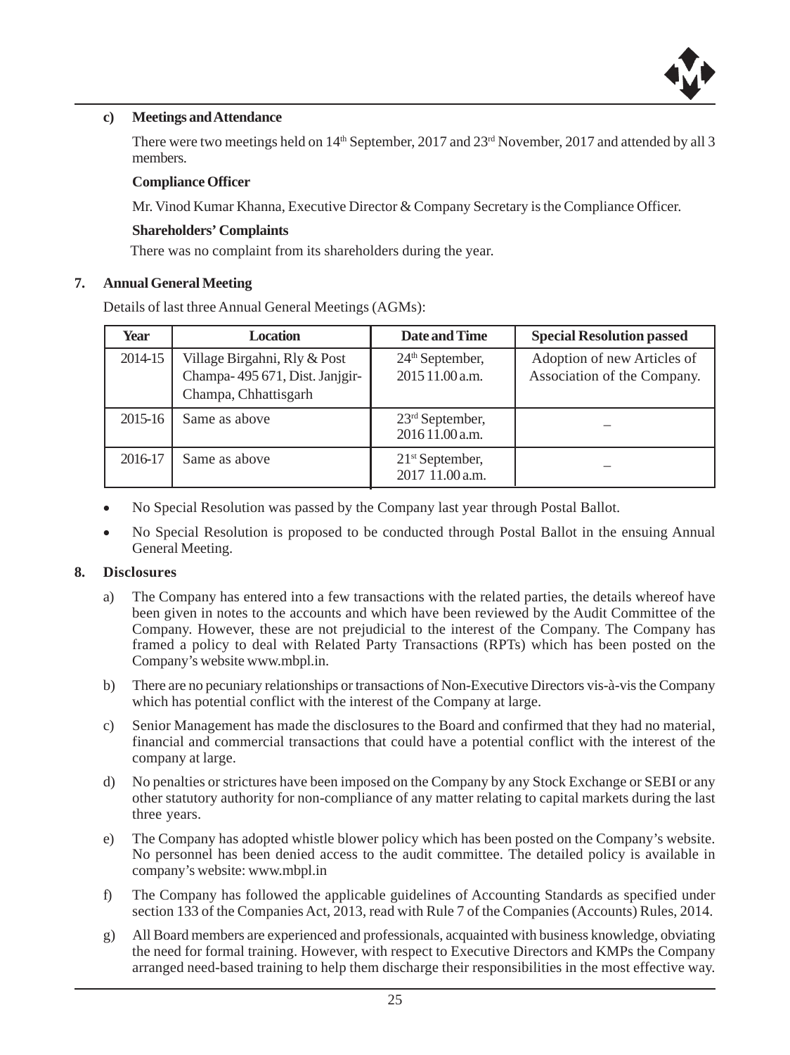#### c) Meetings and Attendance

There were two meetings held on 14th September, 2017 and 23rd November, 2017 and attended by all 3 members.

**Compliance Officer**

Mr. Vinod Kumar Khanna, Executive Director & Company Secretary is the Compliance Officer.

**Shareholders' Complaints**

There was no complaint from its shareholders during the year.

### 7. Annual General Meeting

Details of last three Annual General Meetings (AGMs):

| Year | Location | Date and Time | Special Resolution passed |
|---|---|---|---|
| 2014-15 | Village Birgahni, Rly & Post Champa- 495 671, Dist. Janjgir-Champa, Chhattisgarh | 24th September, 2015 11.00 a.m. | Adoption of new Articles of Association of the Company. |
| 2015-16 | Same as above | 23rd September, 2016 11.00 a.m. | – |
| 2016-17 | Same as above | 21st September, 2017 11.00 a.m. | – |

- No Special Resolution was passed by the Company last year through Postal Ballot.
- No Special Resolution is proposed to be conducted through Postal Ballot in the ensuing Annual General Meeting.

### 8. Disclosures

a) The Company has entered into a few transactions with the related parties, the details whereof have been given in notes to the accounts and which have been reviewed by the Audit Committee of the Company. However, these are not prejudicial to the interest of the Company. The Company has framed a policy to deal with Related Party Transactions (RPTs) which has been posted on the Company's website www.mbpl.in.

b) There are no pecuniary relationships or transactions of Non-Executive Directors vis-à-vis the Company which has potential conflict with the interest of the Company at large.

c) Senior Management has made the disclosures to the Board and confirmed that they had no material, financial and commercial transactions that could have a potential conflict with the interest of the company at large.

d) No penalties or strictures have been imposed on the Company by any Stock Exchange or SEBI or any other statutory authority for non-compliance of any matter relating to capital markets during the last three years.

e) The Company has adopted whistle blower policy which has been posted on the Company's website. No personnel has been denied access to the audit committee. The detailed policy is available in company's website: www.mbpl.in

f) The Company has followed the applicable guidelines of Accounting Standards as specified under section 133 of the Companies Act, 2013, read with Rule 7 of the Companies (Accounts) Rules, 2014.

g) All Board members are experienced and professionals, acquainted with business knowledge, obviating the need for formal training. However, with respect to Executive Directors and KMPs the Company arranged need-based training to help them discharge their responsibilities in the most effective way.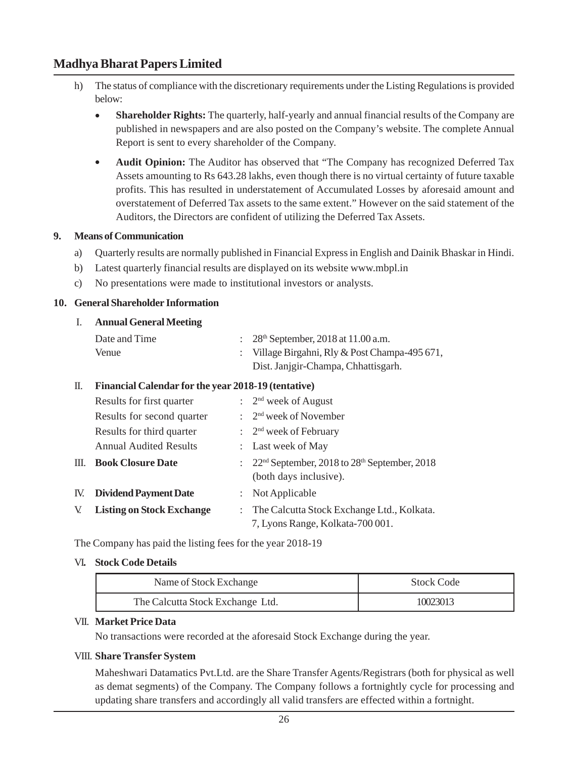h) The status of compliance with the discretionary requirements under the Listing Regulations is provided below:

- **Shareholder Rights:** The quarterly, half-yearly and annual financial results of the Company are published in newspapers and are also posted on the Company's website. The complete Annual Report is sent to every shareholder of the Company.

- **Audit Opinion:** The Auditor has observed that "The Company has recognized Deferred Tax Assets amounting to Rs 643.28 lakhs, even though there is no virtual certainty of future taxable profits. This has resulted in understatement of Accumulated Losses by aforesaid amount and overstatement of Deferred Tax assets to the same extent." However on the said statement of the Auditors, the Directors are confident of utilizing the Deferred Tax Assets.

## 9. Means of Communication

a) Quarterly results are normally published in Financial Express in English and Dainik Bhaskar in Hindi.

b) Latest quarterly financial results are displayed on its website www.mbpl.in

c) No presentations were made to institutional investors or analysts.

## 10. General Shareholder Information

### I. Annual General Meeting

Date and Time : 28th September, 2018 at 11.00 a.m.

Venue : Village Birgahni, Rly & Post Champa-495 671, Dist. Janjgir-Champa, Chhattisgarh.

### II. Financial Calendar for the year 2018-19 (tentative)

Results for first quarter : 2nd week of August

Results for second quarter : 2nd week of November

Results for third quarter : 2nd week of February

Annual Audited Results : Last week of May

### III. Book Closure Date

: 22nd September, 2018 to 28th September, 2018 (both days inclusive).

### IV. Dividend Payment Date

: Not Applicable

### V. Listing on Stock Exchange

: The Calcutta Stock Exchange Ltd., Kolkata. 7, Lyons Range, Kolkata-700 001.

The Company has paid the listing fees for the year 2018-19

### VI. Stock Code Details

| Name of Stock Exchange | Stock Code |
|---|---|
| The Calcutta Stock Exchange Ltd. | 10023013 |

### VII. Market Price Data

No transactions were recorded at the aforesaid Stock Exchange during the year.

### VIII. Share Transfer System

Maheshwari Datamatics Pvt.Ltd. are the Share Transfer Agents/Registrars (both for physical as well as demat segments) of the Company. The Company follows a fortnightly cycle for processing and updating share transfers and accordingly all valid transfers are effected within a fortnight.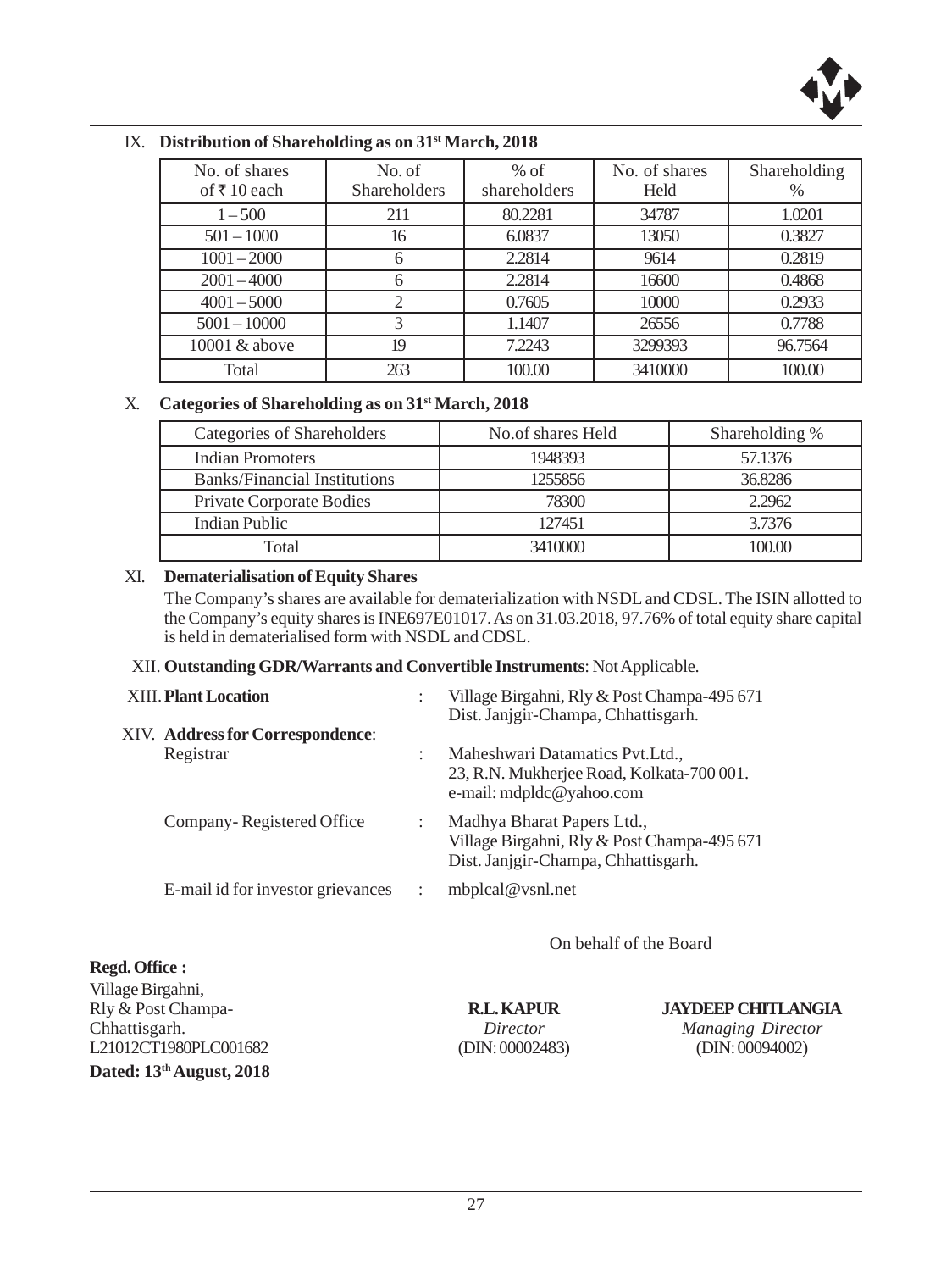## IX. Distribution of Shareholding as on 31st March, 2018

| No. of shares of ₹ 10 each | No. of Shareholders | % of shareholders | No. of shares Held | Shareholding % |
|---|---|---|---|---|
| 1 – 500 | 211 | 80.2281 | 34787 | 1.0201 |
| 501 – 1000 | 16 | 6.0837 | 13050 | 0.3827 |
| 1001 – 2000 | 6 | 2.2814 | 9614 | 0.2819 |
| 2001 – 4000 | 6 | 2.2814 | 16600 | 0.4868 |
| 4001 – 5000 | 2 | 0.7605 | 10000 | 0.2933 |
| 5001 – 10000 | 3 | 1.1407 | 26556 | 0.7788 |
| 10001 & above | 19 | 7.2243 | 3299393 | 96.7564 |
| Total | 263 | 100.00 | 3410000 | 100.00 |

## X. Categories of Shareholding as on 31st March, 2018

| Categories of Shareholders | No.of shares Held | Shareholding % |
|---|---|---|
| Indian Promoters | 1948393 | 57.1376 |
| Banks/Financial Institutions | 1255856 | 36.8286 |
| Private Corporate Bodies | 78300 | 2.2962 |
| Indian Public | 127451 | 3.7376 |
| Total | 3410000 | 100.00 |

## XI. Dematerialisation of Equity Shares

The Company's shares are available for dematerialization with NSDL and CDSL. The ISIN allotted to the Company's equity shares is INE697E01017. As on 31.03.2018, 97.76% of total equity share capital is held in dematerialised form with NSDL and CDSL.

## XII. Outstanding GDR/Warrants and Convertible Instruments: Not Applicable.

**XIII. Plant Location** : Village Birgahni, Rly & Post Champa-495 671 Dist. Janjgir-Champa, Chhattisgarh.

**XIV. Address for Correspondence:**

Registrar : Maheshwari Datamatics Pvt.Ltd., 23, R.N. Mukherjee Road, Kolkata-700 001. e-mail: mdpldc@yahoo.com

Company- Registered Office : Madhya Bharat Papers Ltd., Village Birgahni, Rly & Post Champa-495 671 Dist. Janjgir-Champa, Chhattisgarh.

E-mail id for investor grievances : mbplcal@vsnl.net

On behalf of the Board

**Regd. Office :**
Village Birgahni,
Rly & Post Champa-
Chhattisgarh.
L21012CT1980PLC001682
**Dated: 13th August, 2018**

**R.L. KAPUR**
*Director*
(DIN: 00002483)

**JAYDEEP CHITLANGIA**
*Managing Director*
(DIN: 00094002)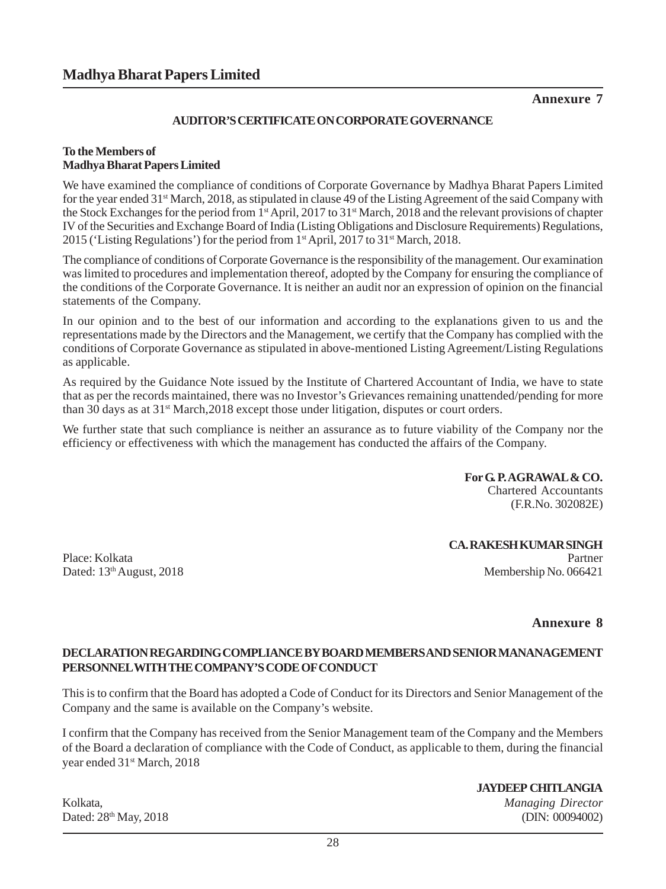## Annexure 7

### AUDITOR'S CERTIFICATE ON CORPORATE GOVERNANCE

**To the Members of**
**Madhya Bharat Papers Limited**

We have examined the compliance of conditions of Corporate Governance by Madhya Bharat Papers Limited for the year ended 31st March, 2018, as stipulated in clause 49 of the Listing Agreement of the said Company with the Stock Exchanges for the period from 1st April, 2017 to 31st March, 2018 and the relevant provisions of chapter IV of the Securities and Exchange Board of India (Listing Obligations and Disclosure Requirements) Regulations, 2015 ('Listing Regulations') for the period from 1st April, 2017 to 31st March, 2018.

The compliance of conditions of Corporate Governance is the responsibility of the management. Our examination was limited to procedures and implementation thereof, adopted by the Company for ensuring the compliance of the conditions of the Corporate Governance. It is neither an audit nor an expression of opinion on the financial statements of the Company.

In our opinion and to the best of our information and according to the explanations given to us and the representations made by the Directors and the Management, we certify that the Company has complied with the conditions of Corporate Governance as stipulated in above-mentioned Listing Agreement/Listing Regulations as applicable.

As required by the Guidance Note issued by the Institute of Chartered Accountant of India, we have to state that as per the records maintained, there was no Investor's Grievances remaining unattended/pending for more than 30 days as at 31st March,2018 except those under litigation, disputes or court orders.

We further state that such compliance is neither an assurance as to future viability of the Company nor the efficiency or effectiveness with which the management has conducted the affairs of the Company.

**For G. P. AGRAWAL & CO.**
Chartered Accountants
(F.R.No. 302082E)

**CA. RAKESH KUMAR SINGH**
Partner
Membership No. 066421

Place: Kolkata
Dated: 13th August, 2018

## Annexure 8

### DECLARATION REGARDING COMPLIANCE BY BOARD MEMBERS AND SENIOR MANANAGEMENT PERSONNEL WITH THE COMPANY'S CODE OF CONDUCT

This is to confirm that the Board has adopted a Code of Conduct for its Directors and Senior Management of the Company and the same is available on the Company's website.

I confirm that the Company has received from the Senior Management team of the Company and the Members of the Board a declaration of compliance with the Code of Conduct, as applicable to them, during the financial year ended 31st March, 2018

**JAYDEEP CHITLANGIA**
*Managing Director*
(DIN: 00094002)

Kolkata,
Dated: 28th May, 2018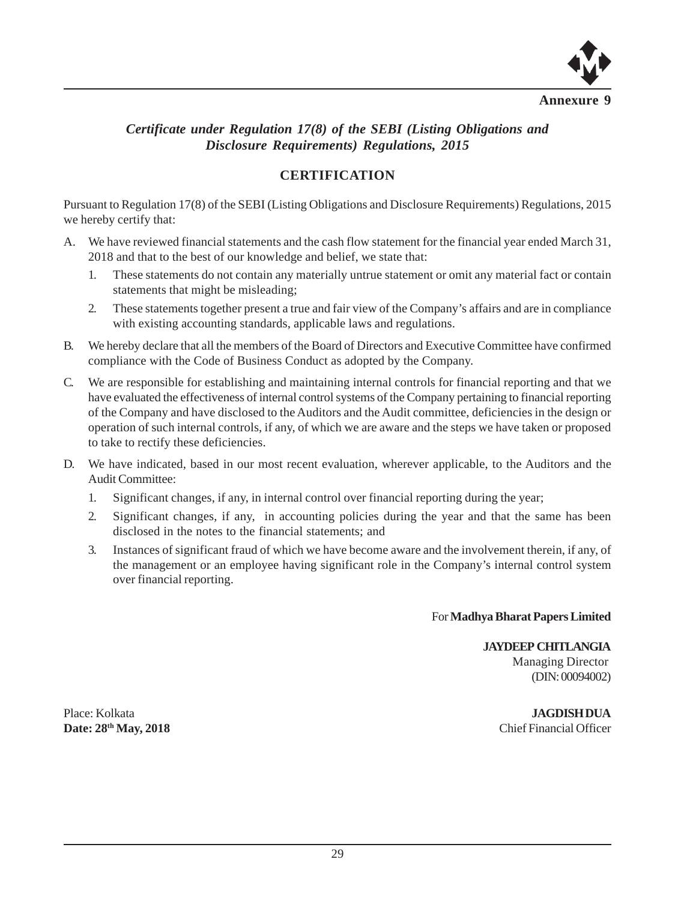**Annexure 9**

***Certificate under Regulation 17(8) of the SEBI (Listing Obligations and Disclosure Requirements) Regulations, 2015***

## CERTIFICATION

Pursuant to Regulation 17(8) of the SEBI (Listing Obligations and Disclosure Requirements) Regulations, 2015 we hereby certify that:

A. We have reviewed financial statements and the cash flow statement for the financial year ended March 31, 2018 and that to the best of our knowledge and belief, we state that:

   1. These statements do not contain any materially untrue statement or omit any material fact or contain statements that might be misleading;

   2. These statements together present a true and fair view of the Company's affairs and are in compliance with existing accounting standards, applicable laws and regulations.

B. We hereby declare that all the members of the Board of Directors and Executive Committee have confirmed compliance with the Code of Business Conduct as adopted by the Company.

C. We are responsible for establishing and maintaining internal controls for financial reporting and that we have evaluated the effectiveness of internal control systems of the Company pertaining to financial reporting of the Company and have disclosed to the Auditors and the Audit committee, deficiencies in the design or operation of such internal controls, if any, of which we are aware and the steps we have taken or proposed to take to rectify these deficiencies.

D. We have indicated, based in our most recent evaluation, wherever applicable, to the Auditors and the Audit Committee:

   1. Significant changes, if any, in internal control over financial reporting during the year;

   2. Significant changes, if any, in accounting policies during the year and that the same has been disclosed in the notes to the financial statements; and

   3. Instances of significant fraud of which we have become aware and the involvement therein, if any, of the management or an employee having significant role in the Company's internal control system over financial reporting.

For **Madhya Bharat Papers Limited**

**JAYDEEP CHITLANGIA**
Managing Director
(DIN: 00094002)

Place: Kolkata
**Date: 28th May, 2018**

**JAGDISH DUA**
Chief Financial Officer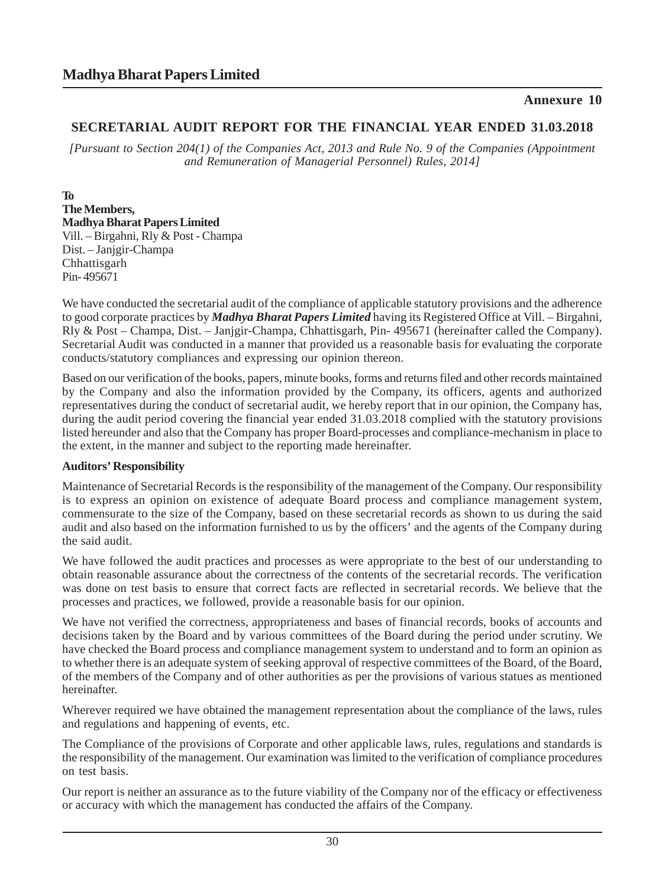**Annexure 10**

## SECRETARIAL AUDIT REPORT FOR THE FINANCIAL YEAR ENDED 31.03.2018

*[Pursuant to Section 204(1) of the Companies Act, 2013 and Rule No. 9 of the Companies (Appointment and Remuneration of Managerial Personnel) Rules, 2014]*

**To**
**The Members,**
**Madhya Bharat Papers Limited**
Vill. – Birgahni, Rly & Post - Champa
Dist. – Janjgir-Champa
Chhattisgarh
Pin- 495671

We have conducted the secretarial audit of the compliance of applicable statutory provisions and the adherence to good corporate practices by ***Madhya Bharat Papers Limited*** having its Registered Office at Vill. – Birgahni, Rly & Post – Champa, Dist. – Janjgir-Champa, Chhattisgarh, Pin- 495671 (hereinafter called the Company). Secretarial Audit was conducted in a manner that provided us a reasonable basis for evaluating the corporate conducts/statutory compliances and expressing our opinion thereon.

Based on our verification of the books, papers, minute books, forms and returns filed and other records maintained by the Company and also the information provided by the Company, its officers, agents and authorized representatives during the conduct of secretarial audit, we hereby report that in our opinion, the Company has, during the audit period covering the financial year ended 31.03.2018 complied with the statutory provisions listed hereunder and also that the Company has proper Board-processes and compliance-mechanism in place to the extent, in the manner and subject to the reporting made hereinafter.

**Auditors' Responsibility**

Maintenance of Secretarial Records is the responsibility of the management of the Company. Our responsibility is to express an opinion on existence of adequate Board process and compliance management system, commensurate to the size of the Company, based on these secretarial records as shown to us during the said audit and also based on the information furnished to us by the officers' and the agents of the Company during the said audit.

We have followed the audit practices and processes as were appropriate to the best of our understanding to obtain reasonable assurance about the correctness of the contents of the secretarial records. The verification was done on test basis to ensure that correct facts are reflected in secretarial records. We believe that the processes and practices, we followed, provide a reasonable basis for our opinion.

We have not verified the correctness, appropriateness and bases of financial records, books of accounts and decisions taken by the Board and by various committees of the Board during the period under scrutiny. We have checked the Board process and compliance management system to understand and to form an opinion as to whether there is an adequate system of seeking approval of respective committees of the Board, of the Board, of the members of the Company and of other authorities as per the provisions of various statues as mentioned hereinafter.

Wherever required we have obtained the management representation about the compliance of the laws, rules and regulations and happening of events, etc.

The Compliance of the provisions of Corporate and other applicable laws, rules, regulations and standards is the responsibility of the management. Our examination was limited to the verification of compliance procedures on test basis.

Our report is neither an assurance as to the future viability of the Company nor of the efficacy or effectiveness or accuracy with which the management has conducted the affairs of the Company.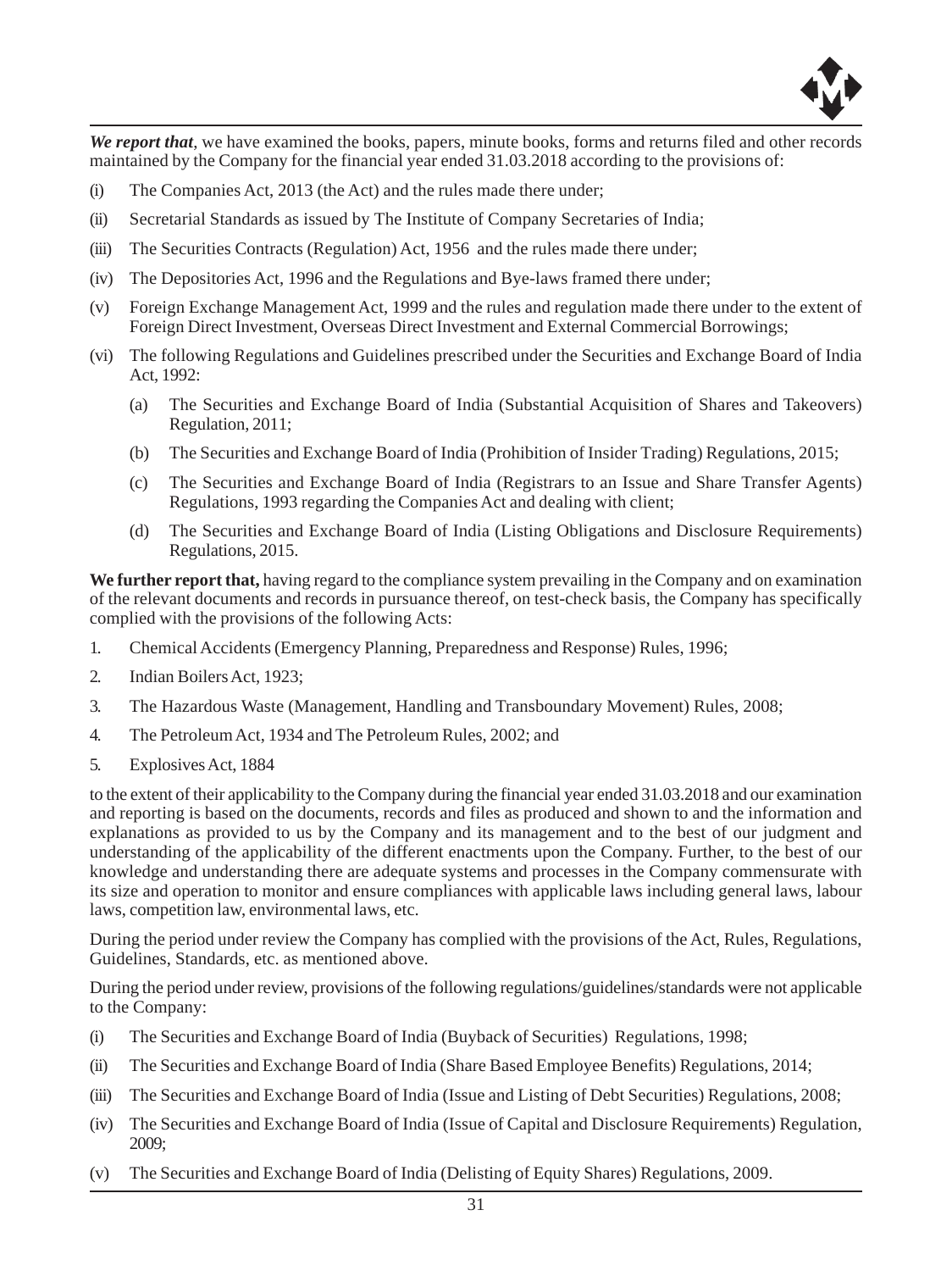***We report that***, we have examined the books, papers, minute books, forms and returns filed and other records maintained by the Company for the financial year ended 31.03.2018 according to the provisions of:

(i) The Companies Act, 2013 (the Act) and the rules made there under;

(ii) Secretarial Standards as issued by The Institute of Company Secretaries of India;

(iii) The Securities Contracts (Regulation) Act, 1956 and the rules made there under;

(iv) The Depositories Act, 1996 and the Regulations and Bye-laws framed there under;

(v) Foreign Exchange Management Act, 1999 and the rules and regulation made there under to the extent of Foreign Direct Investment, Overseas Direct Investment and External Commercial Borrowings;

(vi) The following Regulations and Guidelines prescribed under the Securities and Exchange Board of India Act, 1992:

   (a) The Securities and Exchange Board of India (Substantial Acquisition of Shares and Takeovers) Regulation, 2011;

   (b) The Securities and Exchange Board of India (Prohibition of Insider Trading) Regulations, 2015;

   (c) The Securities and Exchange Board of India (Registrars to an Issue and Share Transfer Agents) Regulations, 1993 regarding the Companies Act and dealing with client;

   (d) The Securities and Exchange Board of India (Listing Obligations and Disclosure Requirements) Regulations, 2015.

**We further report that,** having regard to the compliance system prevailing in the Company and on examination of the relevant documents and records in pursuance thereof, on test-check basis, the Company has specifically complied with the provisions of the following Acts:

1. Chemical Accidents (Emergency Planning, Preparedness and Response) Rules, 1996;
2. Indian Boilers Act, 1923;
3. The Hazardous Waste (Management, Handling and Transboundary Movement) Rules, 2008;
4. The Petroleum Act, 1934 and The Petroleum Rules, 2002; and
5. Explosives Act, 1884

to the extent of their applicability to the Company during the financial year ended 31.03.2018 and our examination and reporting is based on the documents, records and files as produced and shown to and the information and explanations as provided to us by the Company and its management and to the best of our judgment and understanding of the applicability of the different enactments upon the Company. Further, to the best of our knowledge and understanding there are adequate systems and processes in the Company commensurate with its size and operation to monitor and ensure compliances with applicable laws including general laws, labour laws, competition law, environmental laws, etc.

During the period under review the Company has complied with the provisions of the Act, Rules, Regulations, Guidelines, Standards, etc. as mentioned above.

During the period under review, provisions of the following regulations/guidelines/standards were not applicable to the Company:

(i) The Securities and Exchange Board of India (Buyback of Securities) Regulations, 1998;

(ii) The Securities and Exchange Board of India (Share Based Employee Benefits) Regulations, 2014;

(iii) The Securities and Exchange Board of India (Issue and Listing of Debt Securities) Regulations, 2008;

(iv) The Securities and Exchange Board of India (Issue of Capital and Disclosure Requirements) Regulation, 2009;

(v) The Securities and Exchange Board of India (Delisting of Equity Shares) Regulations, 2009.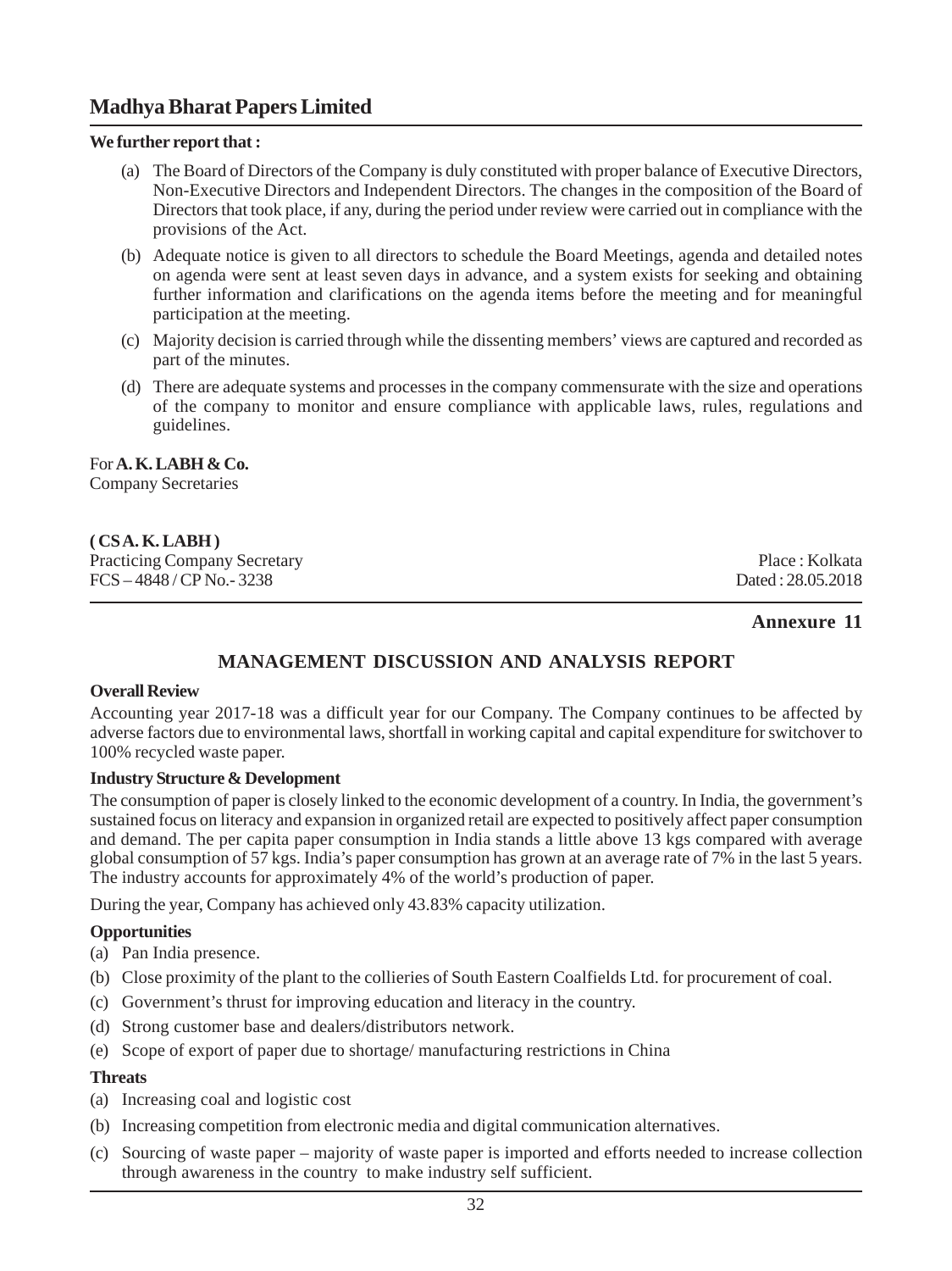**We further report that :**

(a) The Board of Directors of the Company is duly constituted with proper balance of Executive Directors, Non-Executive Directors and Independent Directors. The changes in the composition of the Board of Directors that took place, if any, during the period under review were carried out in compliance with the provisions of the Act.

(b) Adequate notice is given to all directors to schedule the Board Meetings, agenda and detailed notes on agenda were sent at least seven days in advance, and a system exists for seeking and obtaining further information and clarifications on the agenda items before the meeting and for meaningful participation at the meeting.

(c) Majority decision is carried through while the dissenting members' views are captured and recorded as part of the minutes.

(d) There are adequate systems and processes in the company commensurate with the size and operations of the company to monitor and ensure compliance with applicable laws, rules, regulations and guidelines.

For **A. K. LABH & Co.**
Company Secretaries

**( CS A. K. LABH )**
Practicing Company Secretary
FCS – 4848 / CP No.- 3238

Place : Kolkata
Dated : 28.05.2018

**Annexure 11**

## MANAGEMENT DISCUSSION AND ANALYSIS REPORT

**Overall Review**

Accounting year 2017-18 was a difficult year for our Company. The Company continues to be affected by adverse factors due to environmental laws, shortfall in working capital and capital expenditure for switchover to 100% recycled waste paper.

**Industry Structure & Development**

The consumption of paper is closely linked to the economic development of a country. In India, the government's sustained focus on literacy and expansion in organized retail are expected to positively affect paper consumption and demand. The per capita paper consumption in India stands a little above 13 kgs compared with average global consumption of 57 kgs. India's paper consumption has grown at an average rate of 7% in the last 5 years. The industry accounts for approximately 4% of the world's production of paper.

During the year, Company has achieved only 43.83% capacity utilization.

**Opportunities**

(a) Pan India presence.

(b) Close proximity of the plant to the collieries of South Eastern Coalfields Ltd. for procurement of coal.

(c) Government's thrust for improving education and literacy in the country.

(d) Strong customer base and dealers/distributors network.

(e) Scope of export of paper due to shortage/ manufacturing restrictions in China

**Threats**

(a) Increasing coal and logistic cost

(b) Increasing competition from electronic media and digital communication alternatives.

(c) Sourcing of waste paper – majority of waste paper is imported and efforts needed to increase collection through awareness in the country to make industry self sufficient.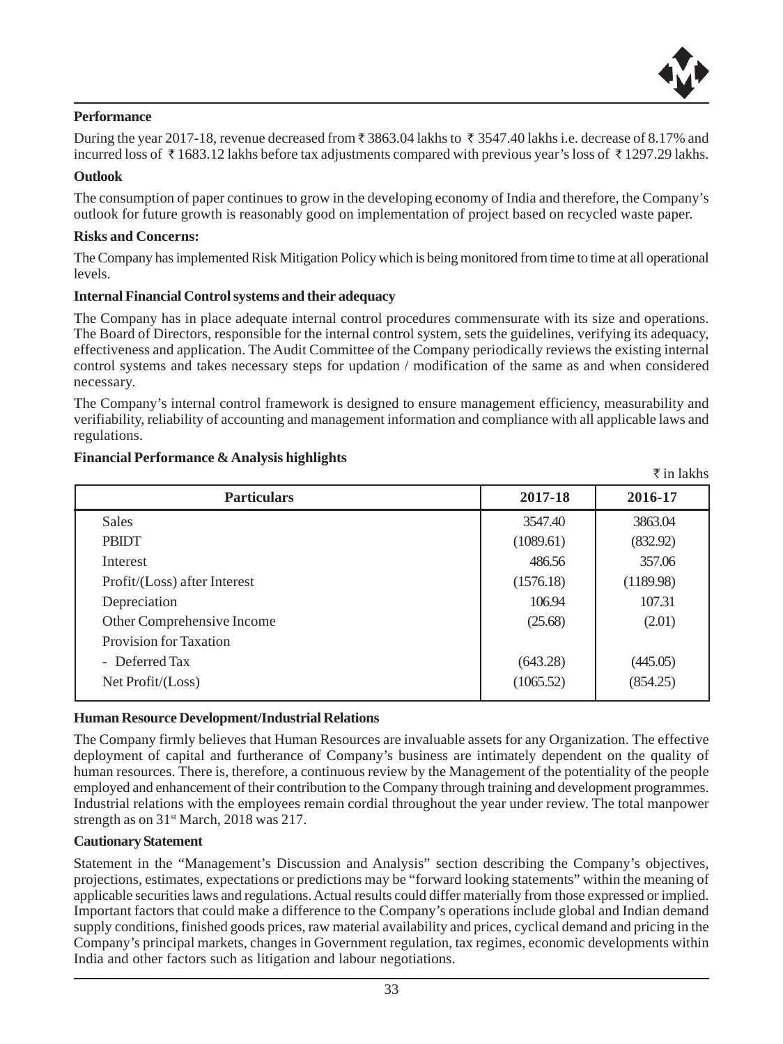### Performance

During the year 2017-18, revenue decreased from ₹ 3863.04 lakhs to ₹ 3547.40 lakhs i.e. decrease of 8.17% and incurred loss of ₹ 1683.12 lakhs before tax adjustments compared with previous year's loss of ₹ 1297.29 lakhs.

### Outlook

The consumption of paper continues to grow in the developing economy of India and therefore, the Company's outlook for future growth is reasonably good on implementation of project based on recycled waste paper.

### Risks and Concerns:

The Company has implemented Risk Mitigation Policy which is being monitored from time to time at all operational levels.

### Internal Financial Control systems and their adequacy

The Company has in place adequate internal control procedures commensurate with its size and operations. The Board of Directors, responsible for the internal control system, sets the guidelines, verifying its adequacy, effectiveness and application. The Audit Committee of the Company periodically reviews the existing internal control systems and takes necessary steps for updation / modification of the same as and when considered necessary.

The Company's internal control framework is designed to ensure management efficiency, measurability and verifiability, reliability of accounting and management information and compliance with all applicable laws and regulations.

### Financial Performance & Analysis highlights

₹ in lakhs

| Particulars | 2017-18 | 2016-17 |
|---|---|---|
| Sales | 3547.40 | 3863.04 |
| PBIDT | (1089.61) | (832.92) |
| Interest | 486.56 | 357.06 |
| Profit/(Loss) after Interest | (1576.18) | (1189.98) |
| Depreciation | 106.94 | 107.31 |
| Other Comprehensive Income | (25.68) | (2.01) |
| Provision for Taxation | | |
| - Deferred Tax | (643.28) | (445.05) |
| Net Profit/(Loss) | (1065.52) | (854.25) |

### Human Resource Development/Industrial Relations

The Company firmly believes that Human Resources are invaluable assets for any Organization. The effective deployment of capital and furtherance of Company's business are intimately dependent on the quality of human resources. There is, therefore, a continuous review by the Management of the potentiality of the people employed and enhancement of their contribution to the Company through training and development programmes. Industrial relations with the employees remain cordial throughout the year under review. The total manpower strength as on 31st March, 2018 was 217.

### Cautionary Statement

Statement in the "Management's Discussion and Analysis" section describing the Company's objectives, projections, estimates, expectations or predictions may be "forward looking statements" within the meaning of applicable securities laws and regulations. Actual results could differ materially from those expressed or implied. Important factors that could make a difference to the Company's operations include global and Indian demand supply conditions, finished goods prices, raw material availability and prices, cyclical demand and pricing in the Company's principal markets, changes in Government regulation, tax regimes, economic developments within India and other factors such as litigation and labour negotiations.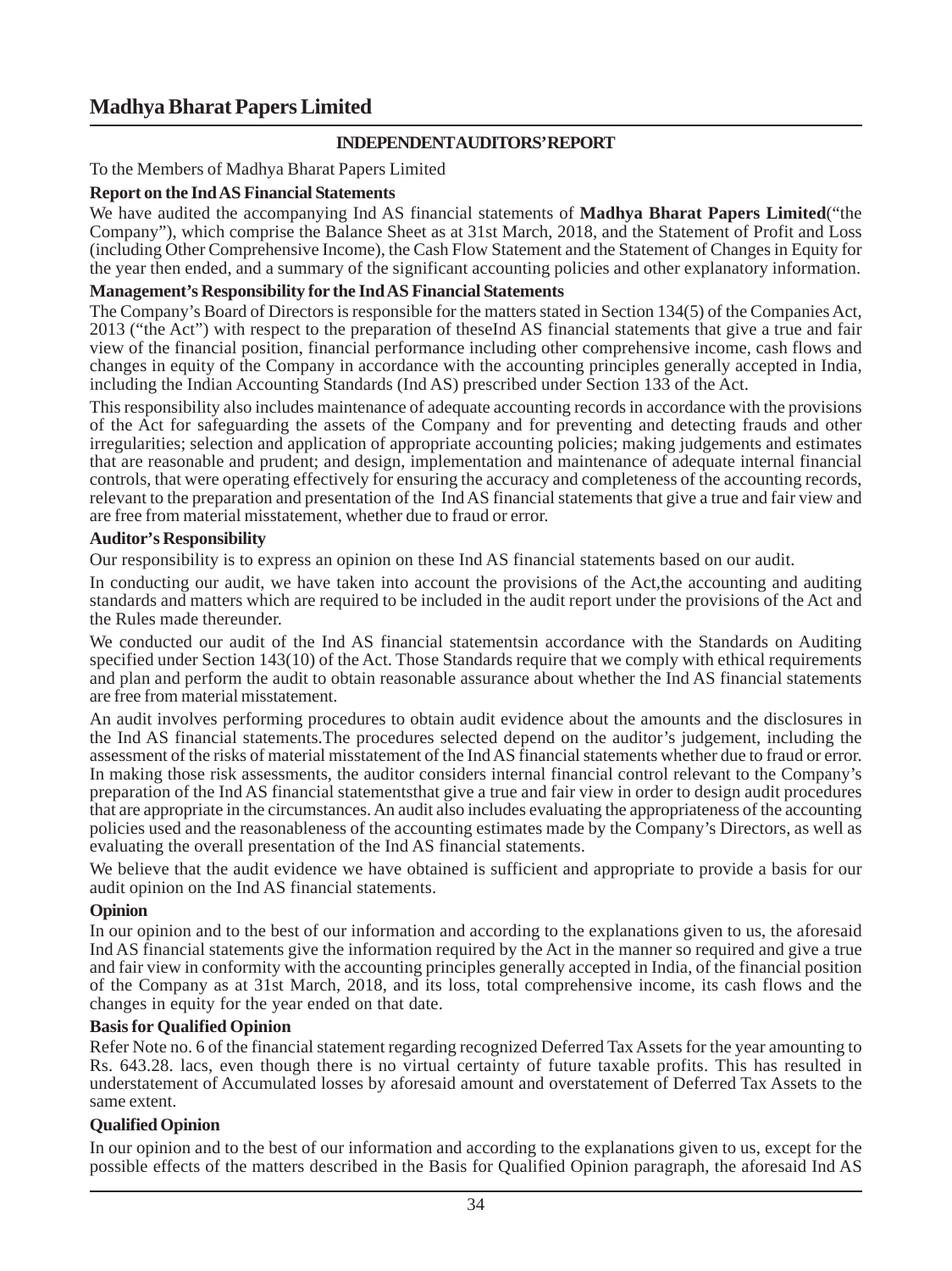# Madhya Bharat Papers Limited

## INDEPENDENT AUDITORS' REPORT

To the Members of Madhya Bharat Papers Limited

### Report on the Ind AS Financial Statements

We have audited the accompanying Ind AS financial statements of **Madhya Bharat Papers Limited**("the Company"), which comprise the Balance Sheet as at 31st March, 2018, and the Statement of Profit and Loss (including Other Comprehensive Income), the Cash Flow Statement and the Statement of Changes in Equity for the year then ended, and a summary of the significant accounting policies and other explanatory information.

### Management's Responsibility for the Ind AS Financial Statements

The Company's Board of Directors is responsible for the matters stated in Section 134(5) of the Companies Act, 2013 ("the Act") with respect to the preparation of theseInd AS financial statements that give a true and fair view of the financial position, financial performance including other comprehensive income, cash flows and changes in equity of the Company in accordance with the accounting principles generally accepted in India, including the Indian Accounting Standards (Ind AS) prescribed under Section 133 of the Act.

This responsibility also includes maintenance of adequate accounting records in accordance with the provisions of the Act for safeguarding the assets of the Company and for preventing and detecting frauds and other irregularities; selection and application of appropriate accounting policies; making judgements and estimates that are reasonable and prudent; and design, implementation and maintenance of adequate internal financial controls, that were operating effectively for ensuring the accuracy and completeness of the accounting records, relevant to the preparation and presentation of the Ind AS financial statements that give a true and fair view and are free from material misstatement, whether due to fraud or error.

### Auditor's Responsibility

Our responsibility is to express an opinion on these Ind AS financial statements based on our audit.

In conducting our audit, we have taken into account the provisions of the Act,the accounting and auditing standards and matters which are required to be included in the audit report under the provisions of the Act and the Rules made thereunder.

We conducted our audit of the Ind AS financial statementsin accordance with the Standards on Auditing specified under Section 143(10) of the Act. Those Standards require that we comply with ethical requirements and plan and perform the audit to obtain reasonable assurance about whether the Ind AS financial statements are free from material misstatement.

An audit involves performing procedures to obtain audit evidence about the amounts and the disclosures in the Ind AS financial statements.The procedures selected depend on the auditor's judgement, including the assessment of the risks of material misstatement of the Ind AS financial statements whether due to fraud or error. In making those risk assessments, the auditor considers internal financial control relevant to the Company's preparation of the Ind AS financial statementsthat give a true and fair view in order to design audit procedures that are appropriate in the circumstances. An audit also includes evaluating the appropriateness of the accounting policies used and the reasonableness of the accounting estimates made by the Company's Directors, as well as evaluating the overall presentation of the Ind AS financial statements.

We believe that the audit evidence we have obtained is sufficient and appropriate to provide a basis for our audit opinion on the Ind AS financial statements.

### Opinion

In our opinion and to the best of our information and according to the explanations given to us, the aforesaid Ind AS financial statements give the information required by the Act in the manner so required and give a true and fair view in conformity with the accounting principles generally accepted in India, of the financial position of the Company as at 31st March, 2018, and its loss, total comprehensive income, its cash flows and the changes in equity for the year ended on that date.

### Basis for Qualified Opinion

Refer Note no. 6 of the financial statement regarding recognized Deferred Tax Assets for the year amounting to Rs. 643.28. lacs, even though there is no virtual certainty of future taxable profits. This has resulted in understatement of Accumulated losses by aforesaid amount and overstatement of Deferred Tax Assets to the same extent.

### Qualified Opinion

In our opinion and to the best of our information and according to the explanations given to us, except for the possible effects of the matters described in the Basis for Qualified Opinion paragraph, the aforesaid Ind AS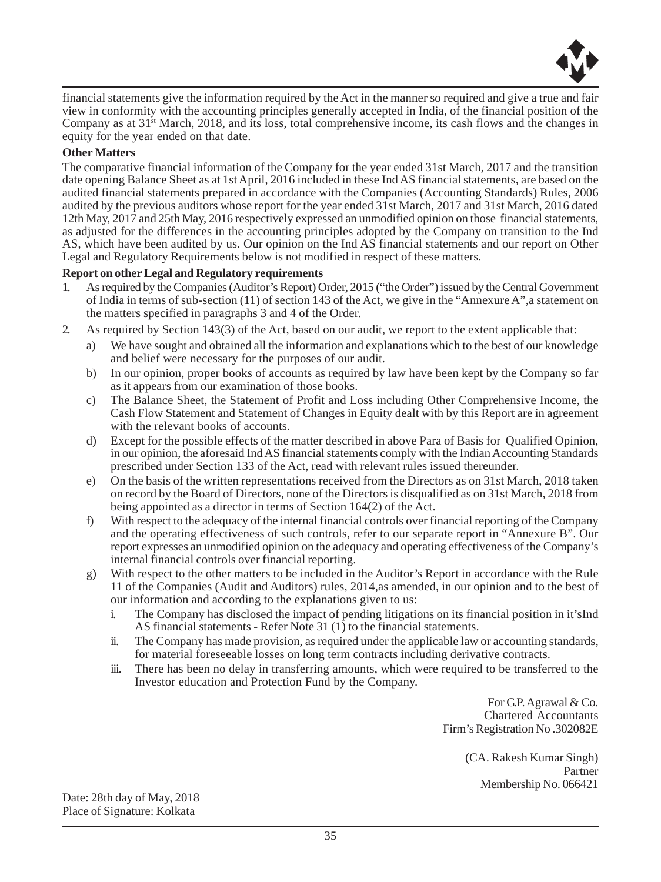financial statements give the information required by the Act in the manner so required and give a true and fair view in conformity with the accounting principles generally accepted in India, of the financial position of the Company as at 31st March, 2018, and its loss, total comprehensive income, its cash flows and the changes in equity for the year ended on that date.

**Other Matters**

The comparative financial information of the Company for the year ended 31st March, 2017 and the transition date opening Balance Sheet as at 1st April, 2016 included in these Ind AS financial statements, are based on the audited financial statements prepared in accordance with the Companies (Accounting Standards) Rules, 2006 audited by the previous auditors whose report for the year ended 31st March, 2017 and 31st March, 2016 dated 12th May, 2017 and 25th May, 2016 respectively expressed an unmodified opinion on those financial statements, as adjusted for the differences in the accounting principles adopted by the Company on transition to the Ind AS, which have been audited by us. Our opinion on the Ind AS financial statements and our report on Other Legal and Regulatory Requirements below is not modified in respect of these matters.

**Report on other Legal and Regulatory requirements**

1. As required by the Companies (Auditor's Report) Order, 2015 ("the Order") issued by the Central Government of India in terms of sub-section (11) of section 143 of the Act, we give in the "Annexure A",a statement on the matters specified in paragraphs 3 and 4 of the Order.
2. As required by Section 143(3) of the Act, based on our audit, we report to the extent applicable that:
   a) We have sought and obtained all the information and explanations which to the best of our knowledge and belief were necessary for the purposes of our audit.
   b) In our opinion, proper books of accounts as required by law have been kept by the Company so far as it appears from our examination of those books.
   c) The Balance Sheet, the Statement of Profit and Loss including Other Comprehensive Income, the Cash Flow Statement and Statement of Changes in Equity dealt with by this Report are in agreement with the relevant books of accounts.
   d) Except for the possible effects of the matter described in above Para of Basis for Qualified Opinion, in our opinion, the aforesaid Ind AS financial statements comply with the Indian Accounting Standards prescribed under Section 133 of the Act, read with relevant rules issued thereunder.
   e) On the basis of the written representations received from the Directors as on 31st March, 2018 taken on record by the Board of Directors, none of the Directors is disqualified as on 31st March, 2018 from being appointed as a director in terms of Section 164(2) of the Act.
   f) With respect to the adequacy of the internal financial controls over financial reporting of the Company and the operating effectiveness of such controls, refer to our separate report in "Annexure B". Our report expresses an unmodified opinion on the adequacy and operating effectiveness of the Company's internal financial controls over financial reporting.
   g) With respect to the other matters to be included in the Auditor's Report in accordance with the Rule 11 of the Companies (Audit and Auditors) rules, 2014,as amended, in our opinion and to the best of our information and according to the explanations given to us:
      i. The Company has disclosed the impact of pending litigations on its financial position in it'sInd AS financial statements - Refer Note 31 (1) to the financial statements.
      ii. The Company has made provision, as required under the applicable law or accounting standards, for material foreseeable losses on long term contracts including derivative contracts.
      iii. There has been no delay in transferring amounts, which were required to be transferred to the Investor education and Protection Fund by the Company.

For G.P. Agrawal & Co.
Chartered Accountants
Firm's Registration No .302082E

(CA. Rakesh Kumar Singh)
Partner
Membership No. 066421

Date: 28th day of May, 2018
Place of Signature: Kolkata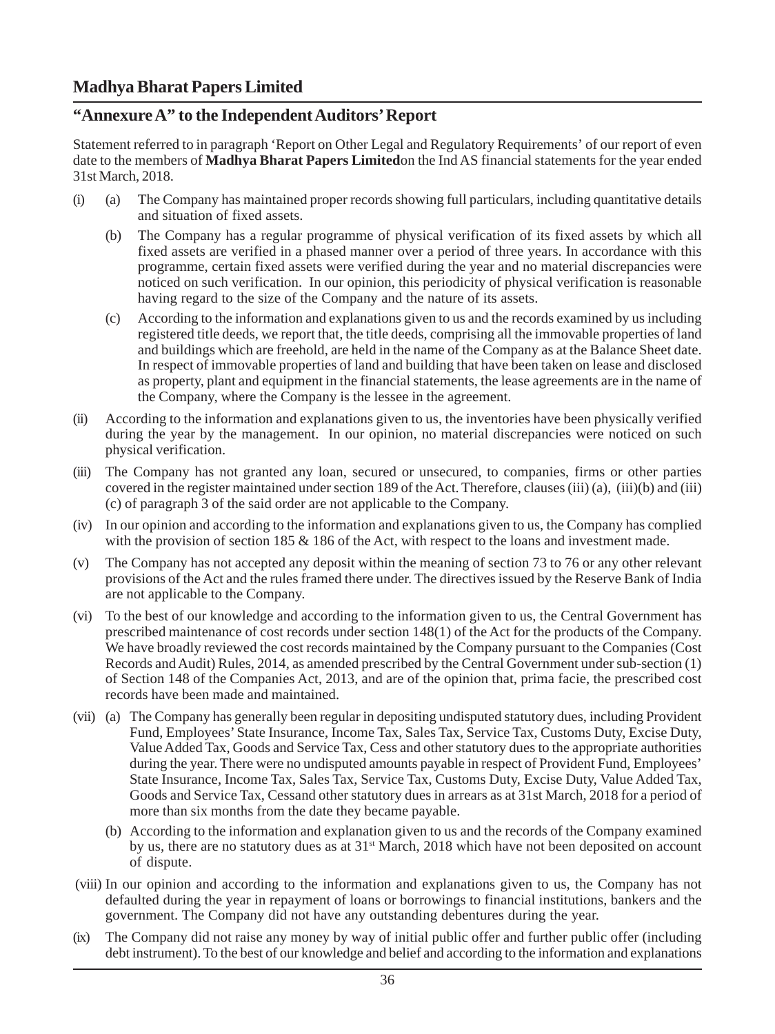## Madhya Bharat Papers Limited

## "Annexure A" to the Independent Auditors' Report

Statement referred to in paragraph 'Report on Other Legal and Regulatory Requirements' of our report of even date to the members of **Madhya Bharat Papers Limited**on the Ind AS financial statements for the year ended 31st March, 2018.

(i) (a) The Company has maintained proper records showing full particulars, including quantitative details and situation of fixed assets.

(b) The Company has a regular programme of physical verification of its fixed assets by which all fixed assets are verified in a phased manner over a period of three years. In accordance with this programme, certain fixed assets were verified during the year and no material discrepancies were noticed on such verification. In our opinion, this periodicity of physical verification is reasonable having regard to the size of the Company and the nature of its assets.

(c) According to the information and explanations given to us and the records examined by us including registered title deeds, we report that, the title deeds, comprising all the immovable properties of land and buildings which are freehold, are held in the name of the Company as at the Balance Sheet date. In respect of immovable properties of land and building that have been taken on lease and disclosed as property, plant and equipment in the financial statements, the lease agreements are in the name of the Company, where the Company is the lessee in the agreement.

(ii) According to the information and explanations given to us, the inventories have been physically verified during the year by the management. In our opinion, no material discrepancies were noticed on such physical verification.

(iii) The Company has not granted any loan, secured or unsecured, to companies, firms or other parties covered in the register maintained under section 189 of the Act. Therefore, clauses (iii) (a), (iii)(b) and (iii) (c) of paragraph 3 of the said order are not applicable to the Company.

(iv) In our opinion and according to the information and explanations given to us, the Company has complied with the provision of section 185 & 186 of the Act, with respect to the loans and investment made.

(v) The Company has not accepted any deposit within the meaning of section 73 to 76 or any other relevant provisions of the Act and the rules framed there under. The directives issued by the Reserve Bank of India are not applicable to the Company.

(vi) To the best of our knowledge and according to the information given to us, the Central Government has prescribed maintenance of cost records under section 148(1) of the Act for the products of the Company. We have broadly reviewed the cost records maintained by the Company pursuant to the Companies (Cost Records and Audit) Rules, 2014, as amended prescribed by the Central Government under sub-section (1) of Section 148 of the Companies Act, 2013, and are of the opinion that, prima facie, the prescribed cost records have been made and maintained.

(vii) (a) The Company has generally been regular in depositing undisputed statutory dues, including Provident Fund, Employees' State Insurance, Income Tax, Sales Tax, Service Tax, Customs Duty, Excise Duty, Value Added Tax, Goods and Service Tax, Cess and other statutory dues to the appropriate authorities during the year. There were no undisputed amounts payable in respect of Provident Fund, Employees' State Insurance, Income Tax, Sales Tax, Service Tax, Customs Duty, Excise Duty, Value Added Tax, Goods and Service Tax, Cessand other statutory dues in arrears as at 31st March, 2018 for a period of more than six months from the date they became payable.

(b) According to the information and explanation given to us and the records of the Company examined by us, there are no statutory dues as at 31st March, 2018 which have not been deposited on account of dispute.

(viii) In our opinion and according to the information and explanations given to us, the Company has not defaulted during the year in repayment of loans or borrowings to financial institutions, bankers and the government. The Company did not have any outstanding debentures during the year.

(ix) The Company did not raise any money by way of initial public offer and further public offer (including debt instrument). To the best of our knowledge and belief and according to the information and explanations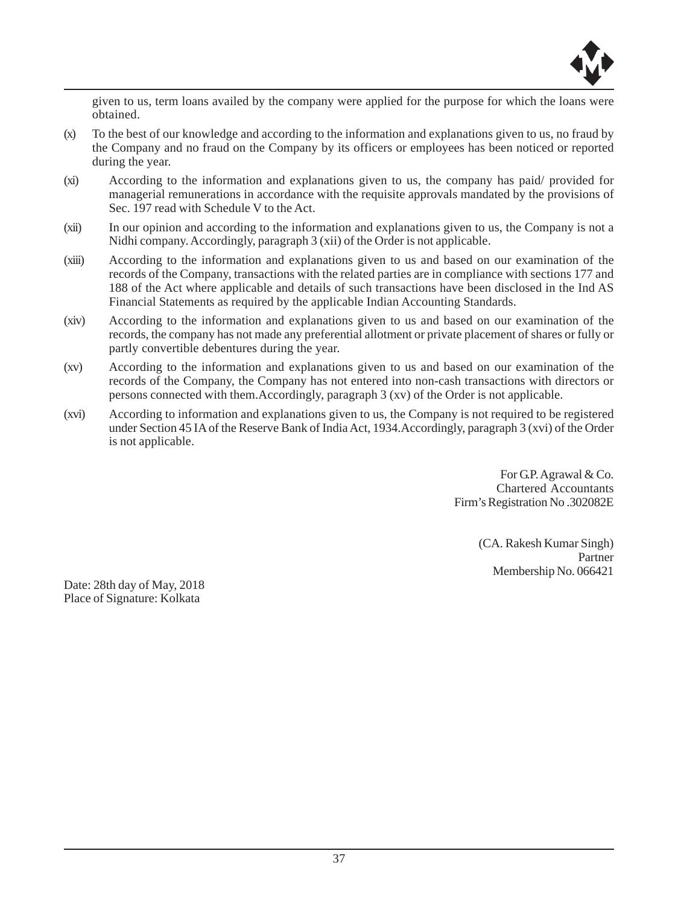given to us, term loans availed by the company were applied for the purpose for which the loans were obtained.

(x) To the best of our knowledge and according to the information and explanations given to us, no fraud by the Company and no fraud on the Company by its officers or employees has been noticed or reported during the year.

(xi) According to the information and explanations given to us, the company has paid/ provided for managerial remunerations in accordance with the requisite approvals mandated by the provisions of Sec. 197 read with Schedule V to the Act.

(xii) In our opinion and according to the information and explanations given to us, the Company is not a Nidhi company. Accordingly, paragraph 3 (xii) of the Order is not applicable.

(xiii) According to the information and explanations given to us and based on our examination of the records of the Company, transactions with the related parties are in compliance with sections 177 and 188 of the Act where applicable and details of such transactions have been disclosed in the Ind AS Financial Statements as required by the applicable Indian Accounting Standards.

(xiv) According to the information and explanations given to us and based on our examination of the records, the company has not made any preferential allotment or private placement of shares or fully or partly convertible debentures during the year.

(xv) According to the information and explanations given to us and based on our examination of the records of the Company, the Company has not entered into non-cash transactions with directors or persons connected with them.Accordingly, paragraph 3 (xv) of the Order is not applicable.

(xvi) According to information and explanations given to us, the Company is not required to be registered under Section 45 IA of the Reserve Bank of India Act, 1934.Accordingly, paragraph 3 (xvi) of the Order is not applicable.

For G.P. Agrawal & Co.
Chartered Accountants
Firm's Registration No .302082E

(CA. Rakesh Kumar Singh)
Partner
Membership No. 066421

Date: 28th day of May, 2018
Place of Signature: Kolkata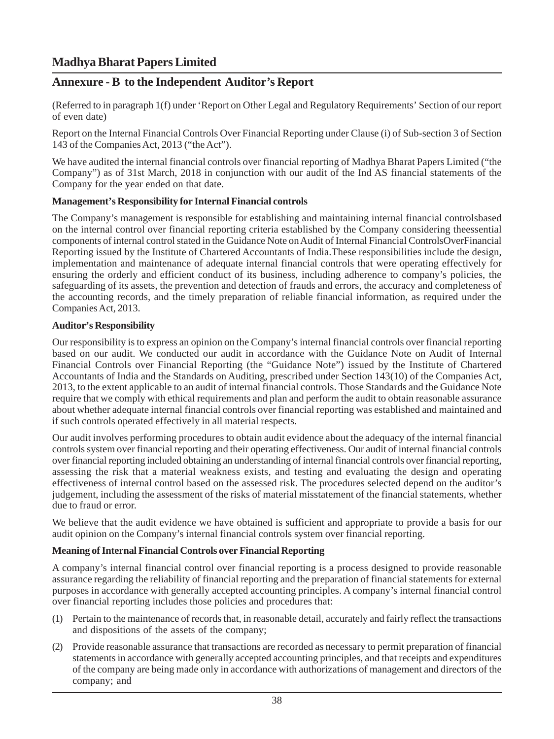# Madhya Bharat Papers Limited

## Annexure - B to the Independent Auditor's Report

(Referred to in paragraph 1(f) under 'Report on Other Legal and Regulatory Requirements' Section of our report of even date)

Report on the Internal Financial Controls Over Financial Reporting under Clause (i) of Sub-section 3 of Section 143 of the Companies Act, 2013 ("the Act").

We have audited the internal financial controls over financial reporting of Madhya Bharat Papers Limited ("the Company") as of 31st March, 2018 in conjunction with our audit of the Ind AS financial statements of the Company for the year ended on that date.

**Management's Responsibility for Internal Financial controls**

The Company's management is responsible for establishing and maintaining internal financial controlsbased on the internal control over financial reporting criteria established by the Company considering theessential components of internal control stated in the Guidance Note on Audit of Internal Financial ControlsOverFinancial Reporting issued by the Institute of Chartered Accountants of India.These responsibilities include the design, implementation and maintenance of adequate internal financial controls that were operating effectively for ensuring the orderly and efficient conduct of its business, including adherence to company's policies, the safeguarding of its assets, the prevention and detection of frauds and errors, the accuracy and completeness of the accounting records, and the timely preparation of reliable financial information, as required under the Companies Act, 2013.

**Auditor's Responsibility**

Our responsibility is to express an opinion on the Company's internal financial controls over financial reporting based on our audit. We conducted our audit in accordance with the Guidance Note on Audit of Internal Financial Controls over Financial Reporting (the "Guidance Note") issued by the Institute of Chartered Accountants of India and the Standards on Auditing, prescribed under Section 143(10) of the Companies Act, 2013, to the extent applicable to an audit of internal financial controls. Those Standards and the Guidance Note require that we comply with ethical requirements and plan and perform the audit to obtain reasonable assurance about whether adequate internal financial controls over financial reporting was established and maintained and if such controls operated effectively in all material respects.

Our audit involves performing procedures to obtain audit evidence about the adequacy of the internal financial controls system over financial reporting and their operating effectiveness. Our audit of internal financial controls over financial reporting included obtaining an understanding of internal financial controls over financial reporting, assessing the risk that a material weakness exists, and testing and evaluating the design and operating effectiveness of internal control based on the assessed risk. The procedures selected depend on the auditor's judgement, including the assessment of the risks of material misstatement of the financial statements, whether due to fraud or error.

We believe that the audit evidence we have obtained is sufficient and appropriate to provide a basis for our audit opinion on the Company's internal financial controls system over financial reporting.

**Meaning of Internal Financial Controls over Financial Reporting**

A company's internal financial control over financial reporting is a process designed to provide reasonable assurance regarding the reliability of financial reporting and the preparation of financial statements for external purposes in accordance with generally accepted accounting principles. A company's internal financial control over financial reporting includes those policies and procedures that:

(1) Pertain to the maintenance of records that, in reasonable detail, accurately and fairly reflect the transactions and dispositions of the assets of the company;

(2) Provide reasonable assurance that transactions are recorded as necessary to permit preparation of financial statements in accordance with generally accepted accounting principles, and that receipts and expenditures of the company are being made only in accordance with authorizations of management and directors of the company; and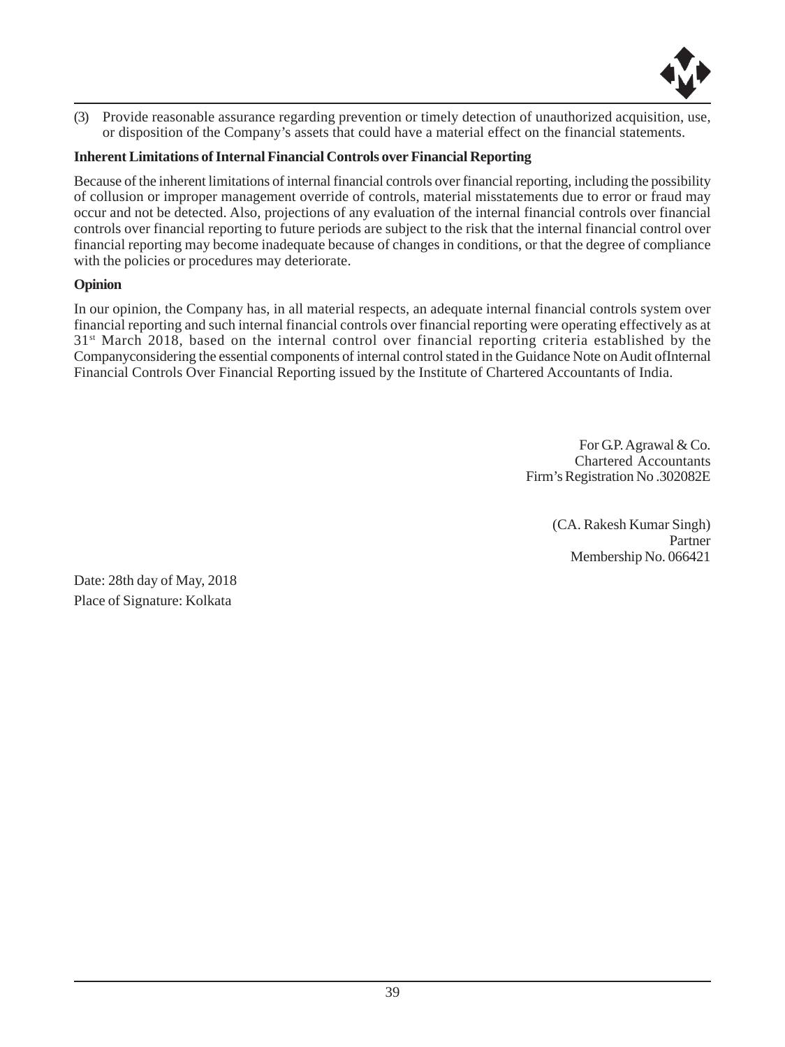(3) Provide reasonable assurance regarding prevention or timely detection of unauthorized acquisition, use, or disposition of the Company's assets that could have a material effect on the financial statements.

**Inherent Limitations of Internal Financial Controls over Financial Reporting**

Because of the inherent limitations of internal financial controls over financial reporting, including the possibility of collusion or improper management override of controls, material misstatements due to error or fraud may occur and not be detected. Also, projections of any evaluation of the internal financial controls over financial controls over financial reporting to future periods are subject to the risk that the internal financial control over financial reporting may become inadequate because of changes in conditions, or that the degree of compliance with the policies or procedures may deteriorate.

**Opinion**

In our opinion, the Company has, in all material respects, an adequate internal financial controls system over financial reporting and such internal financial controls over financial reporting were operating effectively as at 31st March 2018, based on the internal control over financial reporting criteria established by the Companyconsidering the essential components of internal control stated in the Guidance Note on Audit ofInternal Financial Controls Over Financial Reporting issued by the Institute of Chartered Accountants of India.

For G.P. Agrawal & Co.
Chartered Accountants
Firm's Registration No .302082E

(CA. Rakesh Kumar Singh)
Partner
Membership No. 066421

Date: 28th day of May, 2018
Place of Signature: Kolkata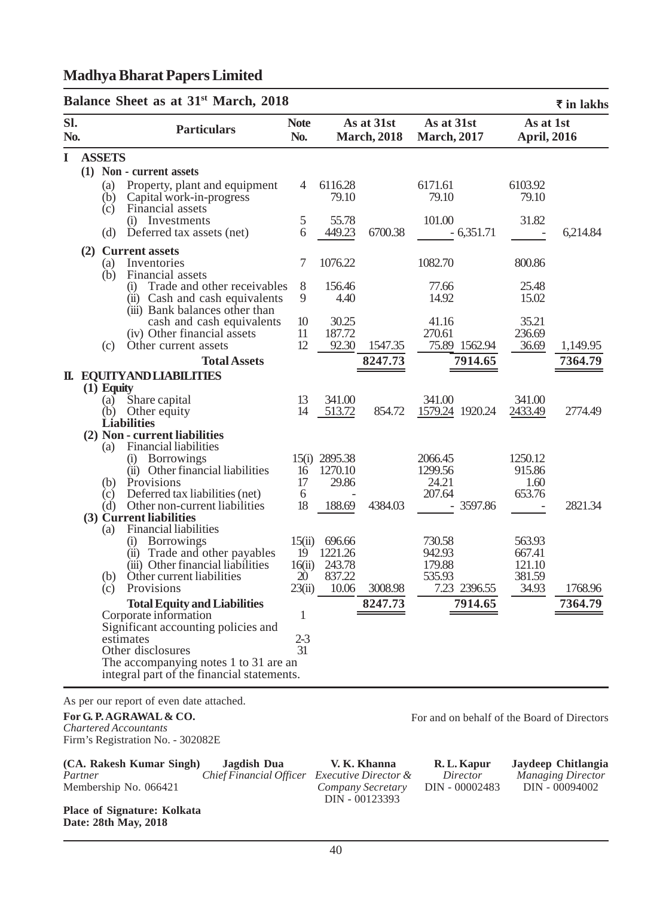# Madhya Bharat Papers Limited

## Balance Sheet as at 31st March, 2018

₹ in lakhs

| Sl. No. | Particulars | Note No. | As at 31st March, 2018 | | As at 31st March, 2017 | | As at 1st April, 2016 | |
|---|---|---|---|---|---|---|---|---|
| **I** | **ASSETS** | | | | | | | |
| | **(1) Non - current assets** | | | | | | | |
| | (a) Property, plant and equipment | 4 | 6116.28 | | 6171.61 | | 6103.92 | |
| | (b) Capital work-in-progress | | 79.10 | | 79.10 | | 79.10 | |
| | (c) Financial assets | | | | | | | |
| | (i) Investments | 5 | 55.78 | | 101.00 | | 31.82 | |
| | (d) Deferred tax assets (net) | 6 | 449.23 | 6700.38 | - | 6,351.71 | - | 6,214.84 |
| | **(2) Current assets** | | | | | | | |
| | (a) Inventories | 7 | 1076.22 | | 1082.70 | | 800.86 | |
| | (b) Financial assets | | | | | | | |
| | (i) Trade and other receivables | 8 | 156.46 | | 77.66 | | 25.48 | |
| | (ii) Cash and cash equivalents | 9 | 4.40 | | 14.92 | | 15.02 | |
| | (iii) Bank balances other than cash and cash equivalents | 10 | 30.25 | | 41.16 | | 35.21 | |
| | (iv) Other financial assets | 11 | 187.72 | | 270.61 | | 236.69 | |
| | (c) Other current assets | 12 | 92.30 | 1547.35 | 75.89 | 1562.94 | 36.69 | 1,149.95 |
| | **Total Assets** | | | **8247.73** | | **7914.65** | | **7364.79** |
| **II.** | **EQUITY AND LIABILITIES** | | | | | | | |
| | **(1) Equity** | | | | | | | |
| | (a) Share capital | 13 | 341.00 | | 341.00 | | 341.00 | |
| | (b) Other equity | 14 | 513.72 | 854.72 | 1579.24 | 1920.24 | 2433.49 | 2774.49 |
| | **Liabilities** | | | | | | | |
| | **(2) Non - current liabilities** | | | | | | | |
| | (a) Financial liabilities | | | | | | | |
| | (i) Borrowings | 15(i) | 2895.38 | | 2066.45 | | 1250.12 | |
| | (ii) Other financial liabilities | 16 | 1270.10 | | 1299.56 | | 915.86 | |
| | (b) Provisions | 17 | 29.86 | | 24.21 | | 1.60 | |
| | (c) Deferred tax liabilities (net) | 6 | - | | 207.64 | | 653.76 | |
| | (d) Other non-current liabilities | 18 | 188.69 | 4384.03 | - | 3597.86 | - | 2821.34 |
| | **(3) Current liabilities** | | | | | | | |
| | (a) Financial liabilities | | | | | | | |
| | (i) Borrowings | 15(ii) | 696.66 | | 730.58 | | 563.93 | |
| | (ii) Trade and other payables | 19 | 1221.26 | | 942.93 | | 667.41 | |
| | (iii) Other financial liabilities | 16(ii) | 243.78 | | 179.88 | | 121.10 | |
| | (b) Other current liabilities | 20 | 837.22 | | 535.93 | | 381.59 | |
| | (c) Provisions | 23(ii) | 10.06 | 3008.98 | 7.23 | 2396.55 | 34.93 | 1768.96 |
| | **Total Equity and Liabilities** | | | **8247.73** | | **7914.65** | | **7364.79** |
| | Corporate information | 1 | | | | | | |
| | Significant accounting policies and estimates | 2-3 | | | | | | |
| | Other disclosures | 31 | | | | | | |
| | The accompanying notes 1 to 31 are an integral part of the financial statements. | | | | | | | |

As per our report of even date attached.

**For G. P. AGRAWAL & CO.**
*Chartered Accountants*
Firm's Registration No. - 302082E

For and on behalf of the Board of Directors

**(CA. Rakesh Kumar Singh)**
*Partner*
Membership No. 066421

**Jagdish Dua**
*Chief Financial Officer*

**V. K. Khanna**
*Executive Director & Company Secretary*
DIN - 00123393

**R. L. Kapur**
*Director*
DIN - 00002483

**Jaydeep Chitlangia**
*Managing Director*
DIN - 00094002

**Place of Signature: Kolkata**
**Date: 28th May, 2018**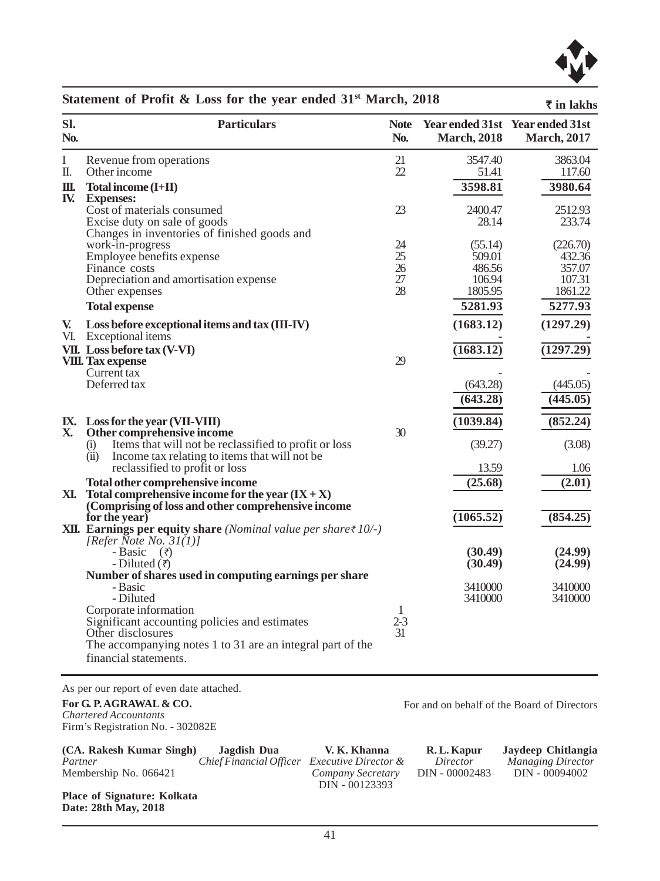## Statement of Profit & Loss for the year ended 31st March, 2018

₹ in lakhs

| Sl. No. | Particulars | Note No. | Year ended 31st March, 2018 | Year ended 31st March, 2017 |
|---|---|---|---|---|
| I | Revenue from operations | 21 | 3547.40 | 3863.04 |
| II. | Other income | 22 | 51.41 | 117.60 |
| **III.** | **Total income (I+II)** | | **3598.81** | **3980.64** |
| **IV.** | **Expenses:** | | | |
| | Cost of materials consumed | 23 | 2400.47 | 2512.93 |
| | Excise duty on sale of goods | | 28.14 | 233.74 |
| | Changes in inventories of finished goods and work-in-progress | 24 | (55.14) | (226.70) |
| | Employee benefits expense | 25 | 509.01 | 432.36 |
| | Finance costs | 26 | 486.56 | 357.07 |
| | Depreciation and amortisation expense | 27 | 106.94 | 107.31 |
| | Other expenses | 28 | 1805.95 | 1861.22 |
| | **Total expense** | | **5281.93** | **5277.93** |
| **V.** | **Loss before exceptional items and tax (III-IV)** | | **(1683.12)** | **(1297.29)** |
| VI. | Exceptional items | | - | - |
| **VII.** | **Loss before tax (V-VI)** | | **(1683.12)** | **(1297.29)** |
| **VIII.** | **Tax expense** | 29 | | |
| | Current tax | | - | - |
| | Deferred tax | | (643.28) | (445.05) |
| | | | **(643.28)** | **(445.05)** |
| **IX.** | **Loss for the year (VII-VIII)** | | **(1039.84)** | **(852.24)** |
| **X.** | **Other comprehensive income** | 30 | | |
| | (i) Items that will not be reclassified to profit or loss | | (39.27) | (3.08) |
| | (ii) Income tax relating to items that will not be reclassified to profit or loss | | 13.59 | 1.06 |
| | **Total other comprehensive income** | | **(25.68)** | **(2.01)** |
| **XI.** | **Total comprehensive income for the year (IX + X) (Comprising of loss and other comprehensive income for the year)** | | **(1065.52)** | **(854.25)** |
| **XII.** | **Earnings per equity share** *(Nominal value per share ₹ 10/-)* *[Refer Note No. 31(1)]* | | | |
| | - Basic (₹) | | **(30.49)** | **(24.99)** |
| | - Diluted (₹) | | **(30.49)** | **(24.99)** |
| | **Number of shares used in computing earnings per share** | | | |
| | - Basic | | 3410000 | 3410000 |
| | - Diluted | | 3410000 | 3410000 |
| | Corporate information | 1 | | |
| | Significant accounting policies and estimates | 2-3 | | |
| | Other disclosures | 31 | | |
| | The accompanying notes 1 to 31 are an integral part of the financial statements. | | | |

As per our report of even date attached.

**For G. P. AGRAWAL & CO.**
*Chartered Accountants*
Firm's Registration No. - 302082E

For and on behalf of the Board of Directors

| **(CA. Rakesh Kumar Singh)** | **Jagdish Dua** | **V. K. Khanna** | **R. L. Kapur** | **Jaydeep Chitlangia** |
|---|---|---|---|---|
| *Partner* | *Chief Financial Officer* | *Executive Director & Company Secretary* | *Director* | *Managing Director* |
| Membership No. 066421 | | DIN - 00123393 | DIN - 00002483 | DIN - 00094002 |

**Place of Signature: Kolkata**
**Date: 28th May, 2018**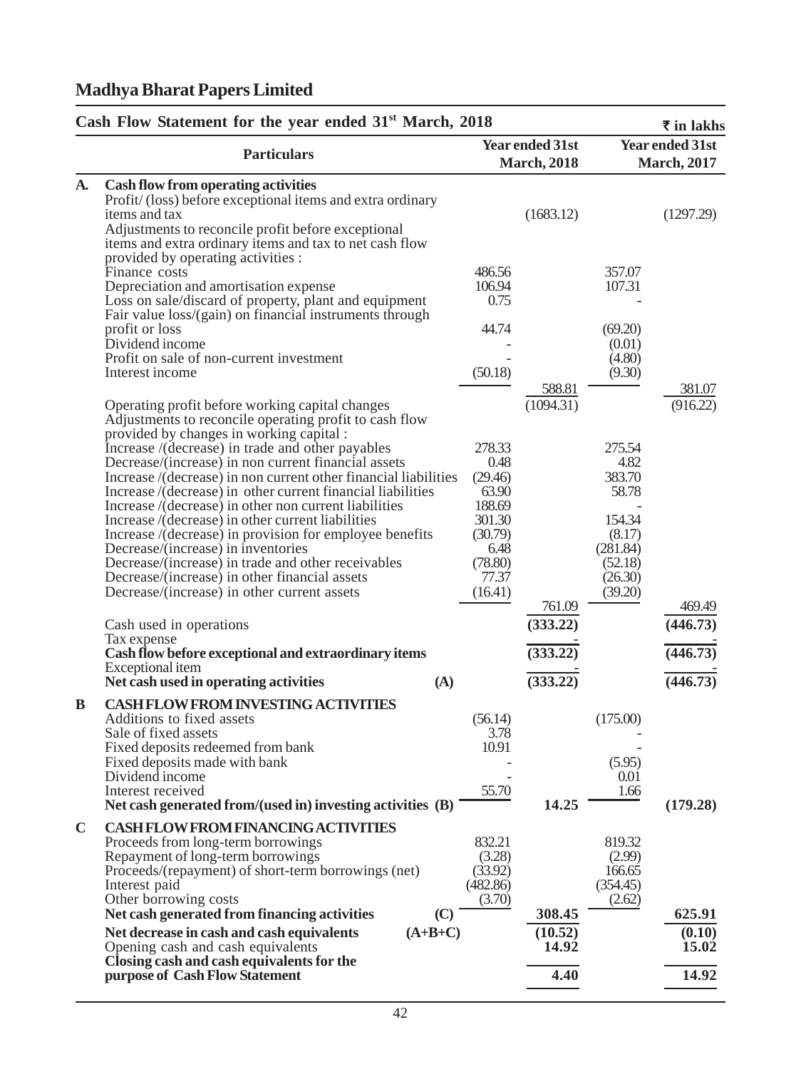## Madhya Bharat Papers Limited

### Cash Flow Statement for the year ended 31st March, 2018

₹ in lakhs

| | Particulars | | Year ended 31st March, 2018 | | Year ended 31st March, 2017 |
|---|---|---|---|---|---|
| **A.** | **Cash flow from operating activities** | | | | |
| | Profit/ (loss) before exceptional items and extra ordinary items and tax | | (1683.12) | | (1297.29) |
| | Adjustments to reconcile profit before exceptional items and extra ordinary items and tax to net cash flow provided by operating activities : | | | | |
| | Finance costs | 486.56 | | 357.07 | |
| | Depreciation and amortisation expense | 106.94 | | 107.31 | |
| | Loss on sale/discard of property, plant and equipment | 0.75 | | - | |
| | Fair value loss/(gain) on financial instruments through profit or loss | 44.74 | | (69.20) | |
| | Dividend income | - | | (0.01) | |
| | Profit on sale of non-current investment | - | | (4.80) | |
| | Interest income | (50.18) | | (9.30) | |
| | | | 588.81 | | 381.07 |
| | Operating profit before working capital changes | | (1094.31) | | (916.22) |
| | Adjustments to reconcile operating profit to cash flow provided by changes in working capital : | | | | |
| | Increase /(decrease) in trade and other payables | 278.33 | | 275.54 | |
| | Decrease/(increase) in non current financial assets | 0.48 | | 4.82 | |
| | Increase /(decrease) in non current other financial liabilities | (29.46) | | 383.70 | |
| | Increase /(decrease) in other current financial liabilities | 63.90 | | 58.78 | |
| | Increase /(decrease) in other non current liabilities | 188.69 | | - | |
| | Increase /(decrease) in other current liabilities | 301.30 | | 154.34 | |
| | Increase /(decrease) in provision for employee benefits | (30.79) | | (8.17) | |
| | Decrease/(increase) in inventories | 6.48 | | (281.84) | |
| | Decrease/(increase) in trade and other receivables | (78.80) | | (52.18) | |
| | Decrease/(increase) in other financial assets | 77.37 | | (26.30) | |
| | Decrease/(increase) in other current assets | (16.41) | | (39.20) | |
| | | | 761.09 | | 469.49 |
| | Cash used in operations | | **(333.22)** | | **(446.73)** |
| | Tax expense | | - | | - |
| | **Cash flow before exceptional and extraordinary items** | | **(333.22)** | | **(446.73)** |
| | Exceptional item | | - | | - |
| | **Net cash used in operating activities (A)** | | **(333.22)** | | **(446.73)** |
| **B** | **CASH FLOW FROM INVESTING ACTIVITIES** | | | | |
| | Additions to fixed assets | (56.14) | | (175.00) | |
| | Sale of fixed assets | 3.78 | | - | |
| | Fixed deposits redeemed from bank | 10.91 | | - | |
| | Fixed deposits made with bank | - | | (5.95) | |
| | Dividend income | - | | 0.01 | |
| | Interest received | 55.70 | | 1.66 | |
| | **Net cash generated from/(used in) investing activities (B)** | | **14.25** | | **(179.28)** |
| **C** | **CASH FLOW FROM FINANCING ACTIVITIES** | | | | |
| | Proceeds from long-term borrowings | 832.21 | | 819.32 | |
| | Repayment of long-term borrowings | (3.28) | | (2.99) | |
| | Proceeds/(repayment) of short-term borrowings (net) | (33.92) | | 166.65 | |
| | Interest paid | (482.86) | | (354.45) | |
| | Other borrowing costs | (3.70) | | (2.62) | |
| | **Net cash generated from financing activities (C)** | | **308.45** | | **625.91** |
| | **Net decrease in cash and cash equivalents (A+B+C)** | | **(10.52)** | | **(0.10)** |
| | Opening cash and cash equivalents | | **14.92** | | **15.02** |
| | **Closing cash and cash equivalents for the purpose of Cash Flow Statement** | | **4.40** | | **14.92** |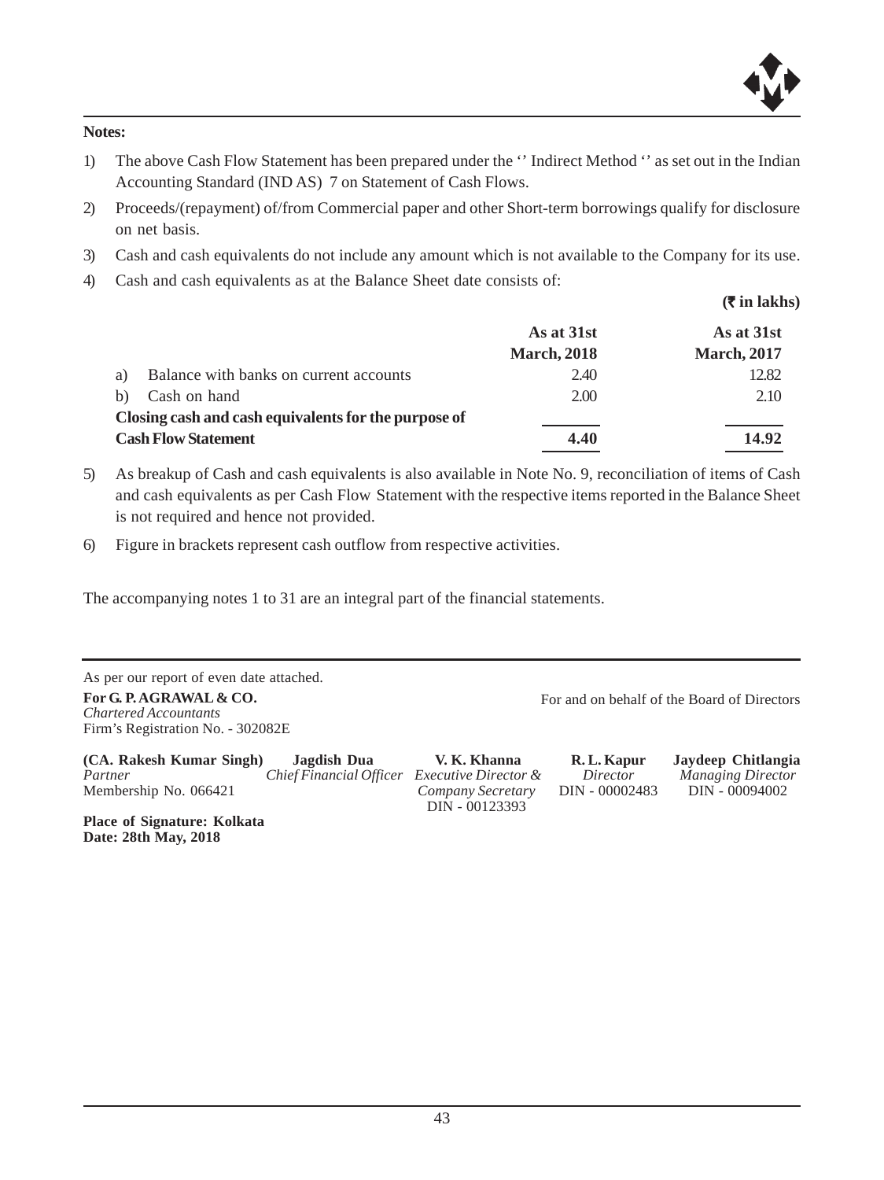**Notes:**

1) The above Cash Flow Statement has been prepared under the '' Indirect Method '' as set out in the Indian Accounting Standard (IND AS) 7 on Statement of Cash Flows.

2) Proceeds/(repayment) of/from Commercial paper and other Short-term borrowings qualify for disclosure on net basis.

3) Cash and cash equivalents do not include any amount which is not available to the Company for its use.

4) Cash and cash equivalents as at the Balance Sheet date consists of:

**(₹ in lakhs)**

| | As at 31st March, 2018 | As at 31st March, 2017 |
|---|---|---|
| a) Balance with banks on current accounts | 2.40 | 12.82 |
| b) Cash on hand | 2.00 | 2.10 |
| **Closing cash and cash equivalents for the purpose of Cash Flow Statement** | **4.40** | **14.92** |

5) As breakup of Cash and cash equivalents is also available in Note No. 9, reconciliation of items of Cash and cash equivalents as per Cash Flow Statement with the respective items reported in the Balance Sheet is not required and hence not provided.

6) Figure in brackets represent cash outflow from respective activities.

The accompanying notes 1 to 31 are an integral part of the financial statements.

As per our report of even date attached.

**For G. P. AGRAWAL & CO.**
*Chartered Accountants*
Firm's Registration No. - 302082E

For and on behalf of the Board of Directors

**(CA. Rakesh Kumar Singh)**
*Partner*
Membership No. 066421

**Jagdish Dua**
*Chief Financial Officer*

**V. K. Khanna**
*Executive Director & Company Secretary*
DIN - 00123393

**R. L. Kapur**
*Director*
DIN - 00002483

**Jaydeep Chitlangia**
*Managing Director*
DIN - 00094002

**Place of Signature: Kolkata**
**Date: 28th May, 2018**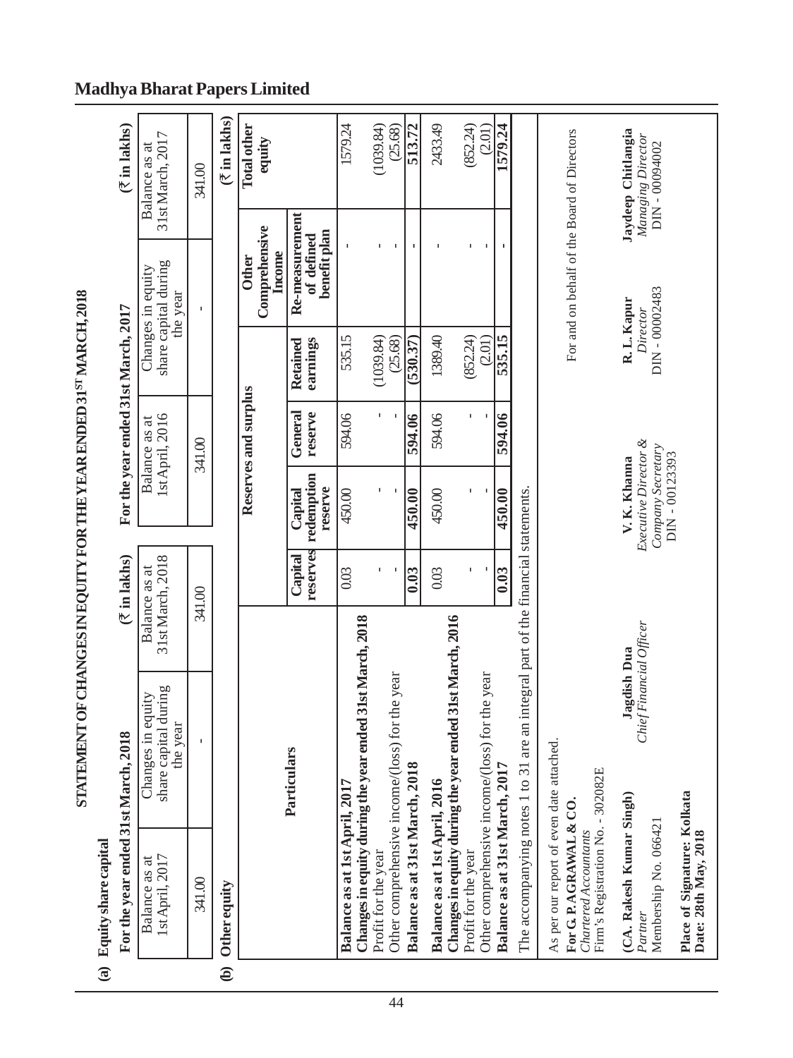# STATEMENT OF CHANGES IN EQUITY FOR THE YEAR ENDED 31ST MARCH, 2018

## (a) Equity share capital

| For the year ended 31st March, 2018 | | (₹ in lakhs) | For the year ended 31st March, 2017 | | (₹ in lakhs) |
|---|---|---|---|---|---|
| Balance as at 1st April, 2017 | Changes in equity share capital during the year | Balance as at 31st March, 2018 | Balance as at 1st April, 2016 | Changes in equity share capital during the year | Balance as at 31st March, 2017 |
| 341.00 | - | 341.00 | 341.00 | - | 341.00 |

## (b) Other equity

(₹ in lakhs)

| Particulars | Reserves and surplus | | | | Other Comprehensive Income | Total other equity |
|---|---|---|---|---|---|---|
| | Capital reserves | Capital redemption reserve | General reserve | Retained earnings | Re-measurement of defined benefit plan | |
| **Balance as at 1st April, 2017** | 0.03 | 450.00 | 594.06 | 535.15 | - | 1579.24 |
| **Changes in equity during the year ended 31st March, 2018** | | | | | | |
| Profit for the year | - | - | - | (1039.84) | - | (1039.84) |
| Other comprehensive income/(loss) for the year | - | - | - | (25.68) | - | (25.68) |
| **Balance as at 31st March, 2018** | **0.03** | **450.00** | **594.06** | **(530.37)** | **-** | **513.72** |
| **Balance as at 1st April, 2016** | 0.03 | 450.00 | 594.06 | 1389.40 | - | 2433.49 |
| **Changes in equity during the year ended 31st March, 2016** | | | | | | |
| Profit for the year | - | - | - | (852.24) | - | (852.24) |
| Other comprehensive income/(loss) for the year | - | - | - | (2.01) | - | (2.01) |
| **Balance as at 31st March, 2017** | **0.03** | **450.00** | **594.06** | **535.15** | **-** | **1579.24** |

The accompanying notes 1 to 31 are an integral part of the financial statements.

As per our report of even date attached.
**For G. P. AGRAWAL & CO.**
*Chartered Accountants*
Firm's Registration No. - 302082E

For and on behalf of the Board of Directors

**(CA. Rakesh Kumar Singh)**
*Partner*
Membership No. 066421

**Jagdish Dua**
*Chief Financial Officer*

**V. K. Khanna**
*Executive Director & Company Secretary*
DIN - 00123393

**R. L. Kapur**
*Director*
DIN - 00002483

**Jaydeep Chitlangia**
*Managing Director*
DIN - 00094002

**Place of Signature: Kolkata**
**Date: 28th May, 2018**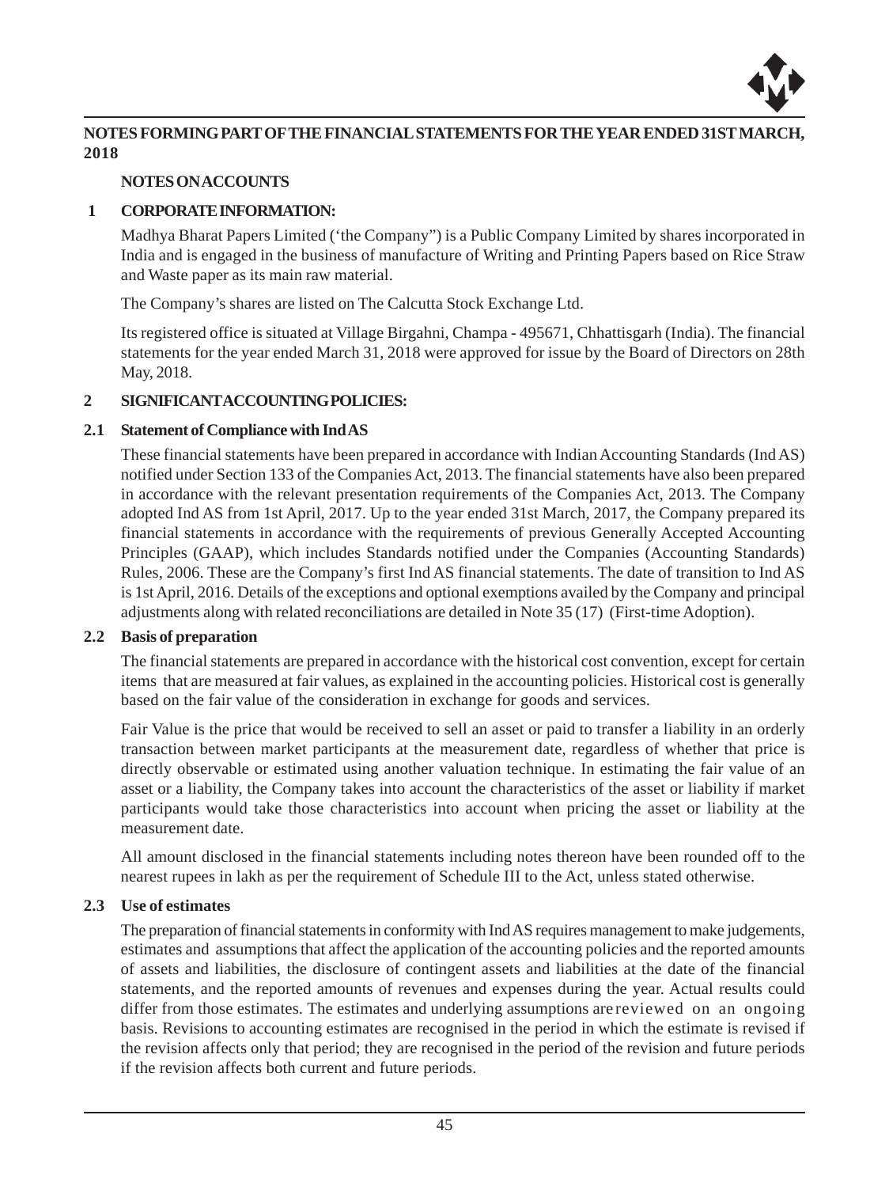## NOTES FORMING PART OF THE FINANCIAL STATEMENTS FOR THE YEAR ENDED 31ST MARCH, 2018

### NOTES ON ACCOUNTS

### 1 CORPORATE INFORMATION:

Madhya Bharat Papers Limited ('the Company") is a Public Company Limited by shares incorporated in India and is engaged in the business of manufacture of Writing and Printing Papers based on Rice Straw and Waste paper as its main raw material.

The Company's shares are listed on The Calcutta Stock Exchange Ltd.

Its registered office is situated at Village Birgahni, Champa - 495671, Chhattisgarh (India). The financial statements for the year ended March 31, 2018 were approved for issue by the Board of Directors on 28th May, 2018.

### 2 SIGNIFICANT ACCOUNTING POLICIES:

#### 2.1 Statement of Compliance with Ind AS

These financial statements have been prepared in accordance with Indian Accounting Standards (Ind AS) notified under Section 133 of the Companies Act, 2013. The financial statements have also been prepared in accordance with the relevant presentation requirements of the Companies Act, 2013. The Company adopted Ind AS from 1st April, 2017. Up to the year ended 31st March, 2017, the Company prepared its financial statements in accordance with the requirements of previous Generally Accepted Accounting Principles (GAAP), which includes Standards notified under the Companies (Accounting Standards) Rules, 2006. These are the Company's first Ind AS financial statements. The date of transition to Ind AS is 1st April, 2016. Details of the exceptions and optional exemptions availed by the Company and principal adjustments along with related reconciliations are detailed in Note 35 (17) (First-time Adoption).

#### 2.2 Basis of preparation

The financial statements are prepared in accordance with the historical cost convention, except for certain items that are measured at fair values, as explained in the accounting policies. Historical cost is generally based on the fair value of the consideration in exchange for goods and services.

Fair Value is the price that would be received to sell an asset or paid to transfer a liability in an orderly transaction between market participants at the measurement date, regardless of whether that price is directly observable or estimated using another valuation technique. In estimating the fair value of an asset or a liability, the Company takes into account the characteristics of the asset or liability if market participants would take those characteristics into account when pricing the asset or liability at the measurement date.

All amount disclosed in the financial statements including notes thereon have been rounded off to the nearest rupees in lakh as per the requirement of Schedule III to the Act, unless stated otherwise.

#### 2.3 Use of estimates

The preparation of financial statements in conformity with Ind AS requires management to make judgements, estimates and assumptions that affect the application of the accounting policies and the reported amounts of assets and liabilities, the disclosure of contingent assets and liabilities at the date of the financial statements, and the reported amounts of revenues and expenses during the year. Actual results could differ from those estimates. The estimates and underlying assumptions are reviewed on an ongoing basis. Revisions to accounting estimates are recognised in the period in which the estimate is revised if the revision affects only that period; they are recognised in the period of the revision and future periods if the revision affects both current and future periods.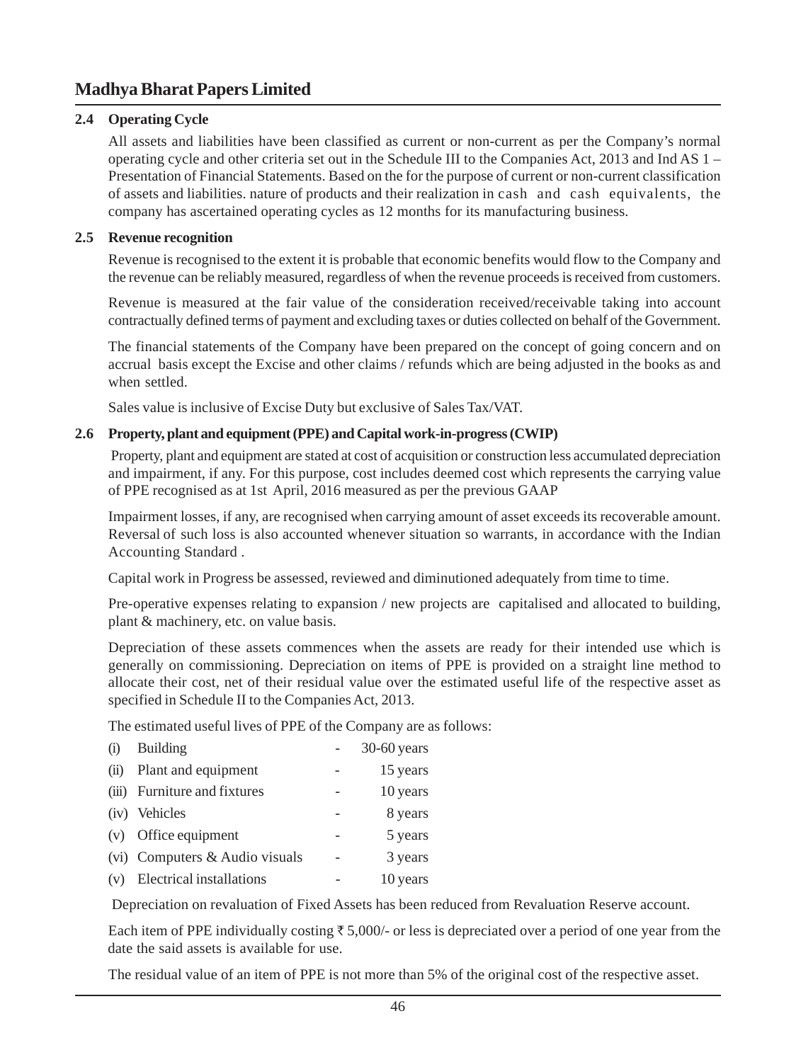### 2.4 Operating Cycle

All assets and liabilities have been classified as current or non-current as per the Company's normal operating cycle and other criteria set out in the Schedule III to the Companies Act, 2013 and Ind AS 1 – Presentation of Financial Statements. Based on the for the purpose of current or non-current classification of assets and liabilities. nature of products and their realization in cash and cash equivalents, the company has ascertained operating cycles as 12 months for its manufacturing business.

### 2.5 Revenue recognition

Revenue is recognised to the extent it is probable that economic benefits would flow to the Company and the revenue can be reliably measured, regardless of when the revenue proceeds is received from customers.

Revenue is measured at the fair value of the consideration received/receivable taking into account contractually defined terms of payment and excluding taxes or duties collected on behalf of the Government.

The financial statements of the Company have been prepared on the concept of going concern and on accrual basis except the Excise and other claims / refunds which are being adjusted in the books as and when settled.

Sales value is inclusive of Excise Duty but exclusive of Sales Tax/VAT.

### 2.6 Property, plant and equipment (PPE) and Capital work-in-progress (CWIP)

Property, plant and equipment are stated at cost of acquisition or construction less accumulated depreciation and impairment, if any. For this purpose, cost includes deemed cost which represents the carrying value of PPE recognised as at 1st April, 2016 measured as per the previous GAAP

Impairment losses, if any, are recognised when carrying amount of asset exceeds its recoverable amount. Reversal of such loss is also accounted whenever situation so warrants, in accordance with the Indian Accounting Standard .

Capital work in Progress be assessed, reviewed and diminutioned adequately from time to time.

Pre-operative expenses relating to expansion / new projects are capitalised and allocated to building, plant & machinery, etc. on value basis.

Depreciation of these assets commences when the assets are ready for their intended use which is generally on commissioning. Depreciation on items of PPE is provided on a straight line method to allocate their cost, net of their residual value over the estimated useful life of the respective asset as specified in Schedule II to the Companies Act, 2013.

The estimated useful lives of PPE of the Company are as follows:

| | | | |
|---|---|---|---|
| (i) | Building | - | 30-60 years |
| (ii) | Plant and equipment | - | 15 years |
| (iii) | Furniture and fixtures | - | 10 years |
| (iv) | Vehicles | - | 8 years |
| (v) | Office equipment | - | 5 years |
| (vi) | Computers & Audio visuals | - | 3 years |
| (v) | Electrical installations | - | 10 years |

Depreciation on revaluation of Fixed Assets has been reduced from Revaluation Reserve account.

Each item of PPE individually costing ₹ 5,000/- or less is depreciated over a period of one year from the date the said assets is available for use.

The residual value of an item of PPE is not more than 5% of the original cost of the respective asset.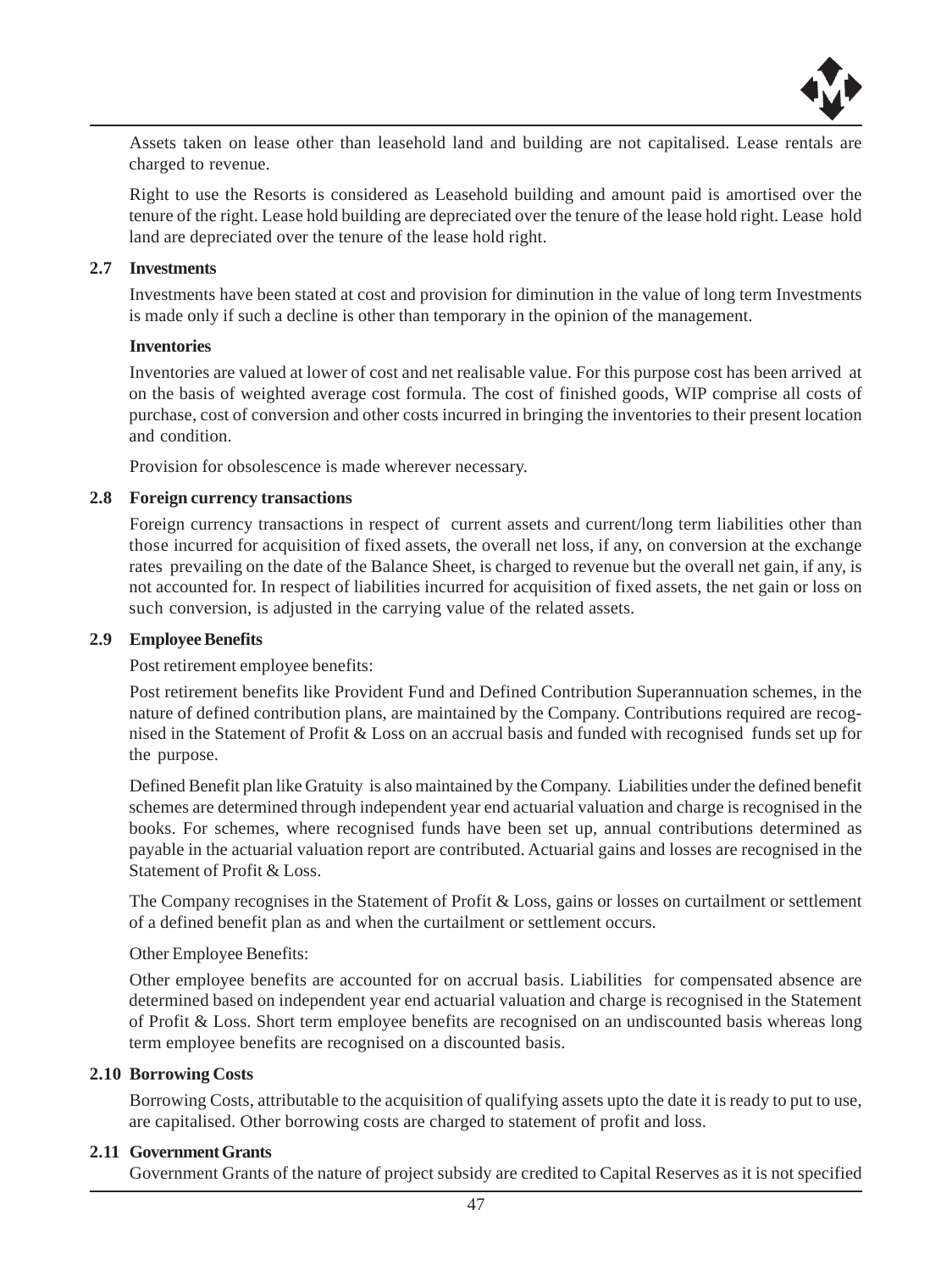Assets taken on lease other than leasehold land and building are not capitalised. Lease rentals are charged to revenue.

Right to use the Resorts is considered as Leasehold building and amount paid is amortised over the tenure of the right. Lease hold building are depreciated over the tenure of the lease hold right. Lease hold land are depreciated over the tenure of the lease hold right.

**2.7 Investments**

Investments have been stated at cost and provision for diminution in the value of long term Investments is made only if such a decline is other than temporary in the opinion of the management.

**Inventories**

Inventories are valued at lower of cost and net realisable value. For this purpose cost has been arrived at on the basis of weighted average cost formula. The cost of finished goods, WIP comprise all costs of purchase, cost of conversion and other costs incurred in bringing the inventories to their present location and condition.

Provision for obsolescence is made wherever necessary.

**2.8 Foreign currency transactions**

Foreign currency transactions in respect of current assets and current/long term liabilities other than those incurred for acquisition of fixed assets, the overall net loss, if any, on conversion at the exchange rates prevailing on the date of the Balance Sheet, is charged to revenue but the overall net gain, if any, is not accounted for. In respect of liabilities incurred for acquisition of fixed assets, the net gain or loss on such conversion, is adjusted in the carrying value of the related assets.

**2.9 Employee Benefits**

Post retirement employee benefits:

Post retirement benefits like Provident Fund and Defined Contribution Superannuation schemes, in the nature of defined contribution plans, are maintained by the Company. Contributions required are recognised in the Statement of Profit & Loss on an accrual basis and funded with recognised funds set up for the purpose.

Defined Benefit plan like Gratuity is also maintained by the Company. Liabilities under the defined benefit schemes are determined through independent year end actuarial valuation and charge is recognised in the books. For schemes, where recognised funds have been set up, annual contributions determined as payable in the actuarial valuation report are contributed. Actuarial gains and losses are recognised in the Statement of Profit & Loss.

The Company recognises in the Statement of Profit & Loss, gains or losses on curtailment or settlement of a defined benefit plan as and when the curtailment or settlement occurs.

Other Employee Benefits:

Other employee benefits are accounted for on accrual basis. Liabilities for compensated absence are determined based on independent year end actuarial valuation and charge is recognised in the Statement of Profit & Loss. Short term employee benefits are recognised on an undiscounted basis whereas long term employee benefits are recognised on a discounted basis.

**2.10 Borrowing Costs**

Borrowing Costs, attributable to the acquisition of qualifying assets upto the date it is ready to put to use, are capitalised. Other borrowing costs are charged to statement of profit and loss.

**2.11 Government Grants**

Government Grants of the nature of project subsidy are credited to Capital Reserves as it is not specified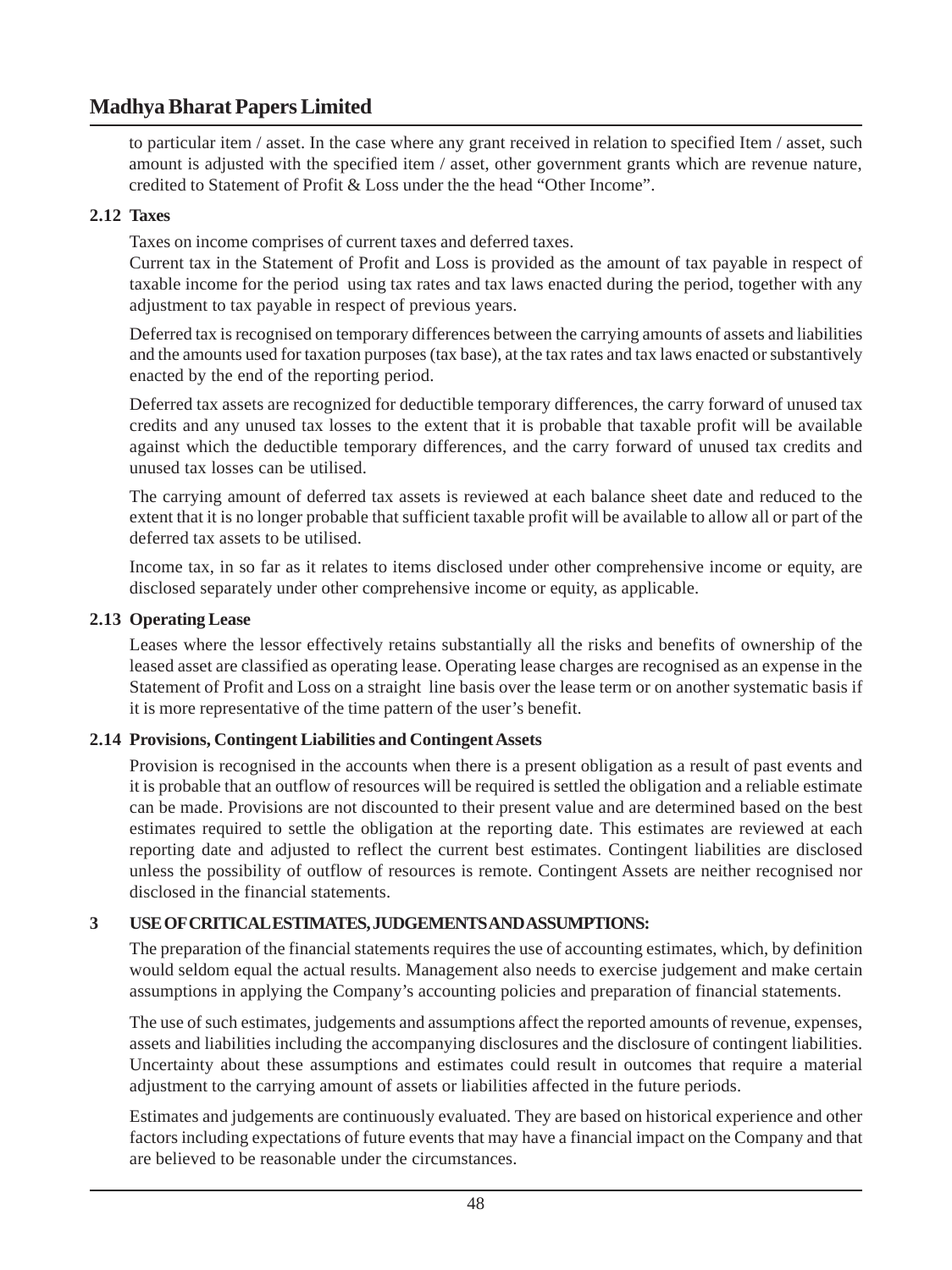to particular item / asset. In the case where any grant received in relation to specified Item / asset, such amount is adjusted with the specified item / asset, other government grants which are revenue nature, credited to Statement of Profit & Loss under the the head "Other Income".

### 2.12 Taxes

Taxes on income comprises of current taxes and deferred taxes.

Current tax in the Statement of Profit and Loss is provided as the amount of tax payable in respect of taxable income for the period using tax rates and tax laws enacted during the period, together with any adjustment to tax payable in respect of previous years.

Deferred tax is recognised on temporary differences between the carrying amounts of assets and liabilities and the amounts used for taxation purposes (tax base), at the tax rates and tax laws enacted or substantively enacted by the end of the reporting period.

Deferred tax assets are recognized for deductible temporary differences, the carry forward of unused tax credits and any unused tax losses to the extent that it is probable that taxable profit will be available against which the deductible temporary differences, and the carry forward of unused tax credits and unused tax losses can be utilised.

The carrying amount of deferred tax assets is reviewed at each balance sheet date and reduced to the extent that it is no longer probable that sufficient taxable profit will be available to allow all or part of the deferred tax assets to be utilised.

Income tax, in so far as it relates to items disclosed under other comprehensive income or equity, are disclosed separately under other comprehensive income or equity, as applicable.

### 2.13 Operating Lease

Leases where the lessor effectively retains substantially all the risks and benefits of ownership of the leased asset are classified as operating lease. Operating lease charges are recognised as an expense in the Statement of Profit and Loss on a straight line basis over the lease term or on another systematic basis if it is more representative of the time pattern of the user's benefit.

### 2.14 Provisions, Contingent Liabilities and Contingent Assets

Provision is recognised in the accounts when there is a present obligation as a result of past events and it is probable that an outflow of resources will be required is settled the obligation and a reliable estimate can be made. Provisions are not discounted to their present value and are determined based on the best estimates required to settle the obligation at the reporting date. This estimates are reviewed at each reporting date and adjusted to reflect the current best estimates. Contingent liabilities are disclosed unless the possibility of outflow of resources is remote. Contingent Assets are neither recognised nor disclosed in the financial statements.

## 3 USE OF CRITICAL ESTIMATES, JUDGEMENTS AND ASSUMPTIONS:

The preparation of the financial statements requires the use of accounting estimates, which, by definition would seldom equal the actual results. Management also needs to exercise judgement and make certain assumptions in applying the Company's accounting policies and preparation of financial statements.

The use of such estimates, judgements and assumptions affect the reported amounts of revenue, expenses, assets and liabilities including the accompanying disclosures and the disclosure of contingent liabilities. Uncertainty about these assumptions and estimates could result in outcomes that require a material adjustment to the carrying amount of assets or liabilities affected in the future periods.

Estimates and judgements are continuously evaluated. They are based on historical experience and other factors including expectations of future events that may have a financial impact on the Company and that are believed to be reasonable under the circumstances.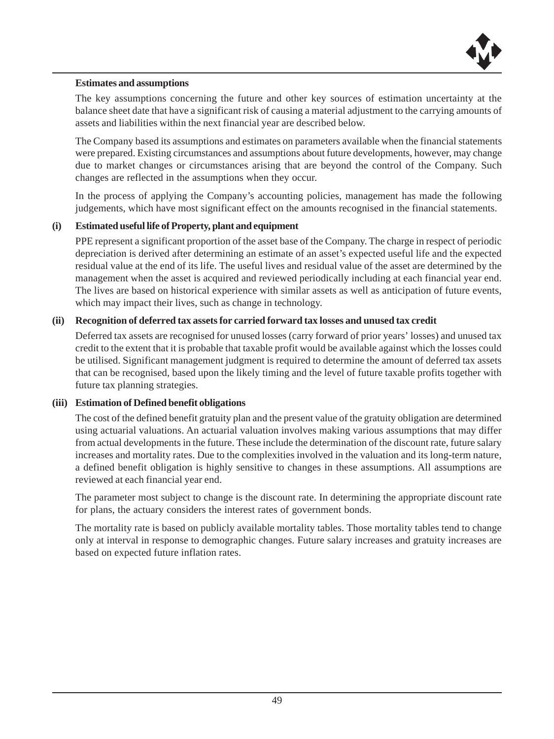**Estimates and assumptions**

The key assumptions concerning the future and other key sources of estimation uncertainty at the balance sheet date that have a significant risk of causing a material adjustment to the carrying amounts of assets and liabilities within the next financial year are described below.

The Company based its assumptions and estimates on parameters available when the financial statements were prepared. Existing circumstances and assumptions about future developments, however, may change due to market changes or circumstances arising that are beyond the control of the Company. Such changes are reflected in the assumptions when they occur.

In the process of applying the Company's accounting policies, management has made the following judgements, which have most significant effect on the amounts recognised in the financial statements.

**(i) Estimated useful life of Property, plant and equipment**

PPE represent a significant proportion of the asset base of the Company. The charge in respect of periodic depreciation is derived after determining an estimate of an asset's expected useful life and the expected residual value at the end of its life. The useful lives and residual value of the asset are determined by the management when the asset is acquired and reviewed periodically including at each financial year end. The lives are based on historical experience with similar assets as well as anticipation of future events, which may impact their lives, such as change in technology.

**(ii) Recognition of deferred tax assets for carried forward tax losses and unused tax credit**

Deferred tax assets are recognised for unused losses (carry forward of prior years' losses) and unused tax credit to the extent that it is probable that taxable profit would be available against which the losses could be utilised. Significant management judgment is required to determine the amount of deferred tax assets that can be recognised, based upon the likely timing and the level of future taxable profits together with future tax planning strategies.

**(iii) Estimation of Defined benefit obligations**

The cost of the defined benefit gratuity plan and the present value of the gratuity obligation are determined using actuarial valuations. An actuarial valuation involves making various assumptions that may differ from actual developments in the future. These include the determination of the discount rate, future salary increases and mortality rates. Due to the complexities involved in the valuation and its long-term nature, a defined benefit obligation is highly sensitive to changes in these assumptions. All assumptions are reviewed at each financial year end.

The parameter most subject to change is the discount rate. In determining the appropriate discount rate for plans, the actuary considers the interest rates of government bonds.

The mortality rate is based on publicly available mortality tables. Those mortality tables tend to change only at interval in response to demographic changes. Future salary increases and gratuity increases are based on expected future inflation rates.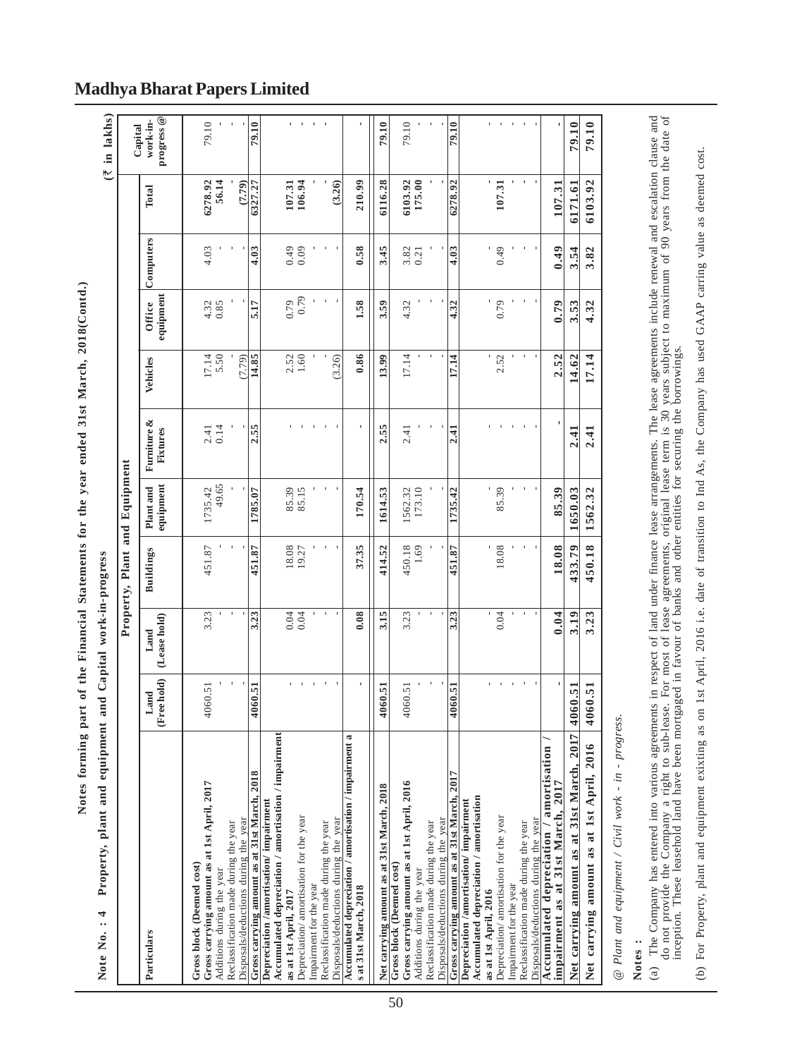## Notes forming part of the Financial Statements for the year ended 31st March, 2018(Contd.)

**Note No. : 4 Property, plant and equipment and Capital work-in-progress**

(₹ in lakhs)

| Particulars | Property, Plant and Equipment | | | | | | | | | Capital work-in-progress@ |
|---|---|---|---|---|---|---|---|---|---|---|
| | Land (Free hold) | Land (Lease hold) | Buildings | Plant and equipment | Furniture & Fixtures | Vehicles | Office equipment | Computers | Total | |
| **Gross block (Deemed cost)** | | | | | | | | | | |
| **Gross carrying amount as at 1st April, 2017** | 4060.51 | 3.23 | 451.87 | 1735.42 | 2.41 | 17.14 | 4.32 | 4.03 | 6278.92 | 79.10 |
| Additions during the year | - | - | - | 49.65 | 0.14 | 5.50 | 0.85 | - | 56.14 | - |
| Reclassification made during the year | - | - | - | - | - | - | - | - | - | - |
| Disposals/deductions during the year | - | - | - | - | - | (7.79) | - | - | (7.79) | - |
| **Gross carrying amount as at 31st March, 2018** | **4060.51** | **3.23** | **451.87** | **1785.07** | **2.55** | **14.85** | **5.17** | **4.03** | **6327.27** | **79.10** |
| **Depreciation /amortisation/ impairment** | | | | | | | | | | |
| **Accumulated depreciation / amortisation / impairment as at 1st April, 2017** | - | 0.04 | 18.08 | 85.39 | - | 2.52 | 0.79 | 0.49 | 107.31 | - |
| Depreciation/ amortisation for the year | - | 0.04 | 19.27 | 85.15 | - | 1.60 | 0.79 | 0.09 | 106.94 | - |
| Impairment for the year | - | - | - | - | - | - | - | - | - | - |
| Reclassification made during the year | - | - | - | - | - | - | - | - | - | - |
| Disposals/deductions during the year | - | - | - | - | - | (3.26) | - | - | (3.26) | - |
| **Accumulated depreciation / amortisation / impairment as at 31st March, 2018** | - | **0.08** | **37.35** | **170.54** | - | **0.86** | **1.58** | **0.58** | **210.99** | - |
| **Net carrying amount as at 31st March, 2018** | **4060.51** | **3.15** | **414.52** | **1614.53** | **2.55** | **13.99** | **3.59** | **3.45** | **6116.28** | **79.10** |
| **Gross block (Deemed cost)** | | | | | | | | | | |
| **Gross carrying amount as at 1st April, 2016** | 4060.51 | 3.23 | 450.18 | 1562.32 | 2.41 | 17.14 | 4.32 | 3.82 | 6103.92 | 79.10 |
| Additions during the year | - | - | 1.69 | 173.10 | - | - | - | 0.21 | 175.00 | - |
| Reclassification made during the year | - | - | - | - | - | - | - | - | - | - |
| Disposals/deductions during the year | - | - | - | - | - | - | - | - | - | - |
| **Gross carrying amount as at 31st March, 2017** | **4060.51** | **3.23** | **451.87** | **1735.42** | **2.41** | **17.14** | **4.32** | **4.03** | **6278.92** | **79.10** |
| **Depreciation /amortisation/ impairment** | | | | | | | | | | |
| **Accumulated depreciation / amortisation as at 1st April, 2016** | - | - | - | - | - | - | - | - | - | - |
| Depreciation/ amortisation for the year | - | 0.04 | 18.08 | 85.39 | - | 2.52 | 0.79 | 0.49 | 107.31 | - |
| Impairment for the year | - | - | - | - | - | - | - | - | - | - |
| Reclassification made during the year | - | - | - | - | - | - | - | - | - | - |
| Disposals/deductions during the year | - | - | - | - | - | - | - | - | - | - |
| **Accumulated depreciation / amortisation / impairment as at 31st March, 2017** | - | **0.04** | **18.08** | **85.39** | - | **2.52** | **0.79** | **0.49** | **107.31** | - |
| **Net carrying amount as at 31st March, 2017** | **4060.51** | **3.19** | **433.79** | **1650.03** | **2.41** | **14.62** | **3.53** | **3.54** | **6171.61** | **79.10** |
| **Net carrying amount as at 1st April, 2016** | **4060.51** | **3.23** | **450.18** | **1562.32** | **2.41** | **17.14** | **4.32** | **3.82** | **6103.92** | **79.10** |

*@ Plant and equipment / Civil work - in - progress.*

**Notes :**

(a) The Company has entered into various agreements in respect of land under finance lease arrangements. The lease agreements include renewal and escalation clause and do not provide the Company a right to sub-lease. For most of lease agreements, original lease term is 30 years subject to maximum of 90 years from the date of inception. These leasehold land have been mortgaged in favour of banks and other entities for securing the borrowings.

(b) For Property, plant and equipment exixting as on 1st April, 2016 i.e. date of transition to Ind As, the Company has used GAAP carring value as deemed cost.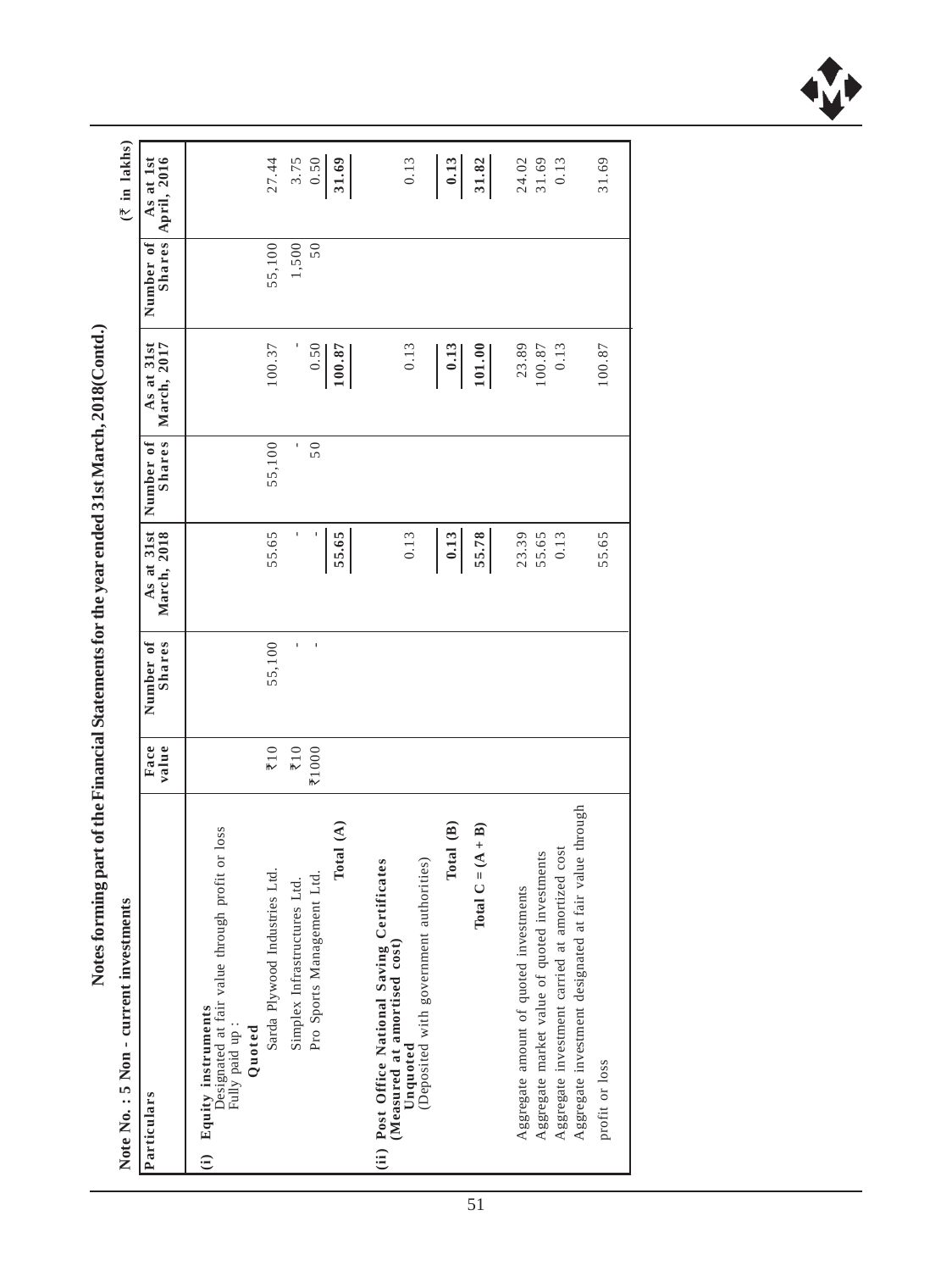# Notes forming part of the Financial Statements for the year ended 31st March, 2018(Contd.)

**Note No. : 5 Non - current investments**

(₹ in lakhs)

| Particulars | Face value | Number of Shares | As at 31st March, 2018 | Number of Shares | As at 31st March, 2017 | Number of Shares | As at 1st April, 2016 |
|---|---|---|---|---|---|---|---|
| **(i) Equity instruments** | | | | | | | |
| Designated at fair value through profit or loss | | | | | | | |
| Fully paid up : | | | | | | | |
| **Quoted** | | | | | | | |
| Sarda Plywood Industries Ltd. | ₹10 | 55,100 | 55.65 | 55,100 | 100.37 | 55,100 | 27.44 |
| Simplex Infrastructures Ltd. | ₹10 | - | - | - | - | 1,500 | 3.75 |
| Pro Sports Management Ltd. | ₹1000 | - | - | 50 | 0.50 | 50 | 0.50 |
| **Total (A)** | | | **55.65** | | **100.87** | | **31.69** |
| **(ii) Post Office National Saving Certificates (Measured at amortised cost)** | | | | | | | |
| **Unquoted** | | | | | | | |
| (Deposited with government authorities) | | | 0.13 | | 0.13 | | 0.13 |
| **Total (B)** | | | **0.13** | | **0.13** | | **0.13** |
| **Total C = (A + B)** | | | **55.78** | | **101.00** | | **31.82** |
| Aggregate amount of quoted investments | | | 23.39 | | 23.89 | | 24.02 |
| Aggregate market value of quoted investments | | | 55.65 | | 100.87 | | 31.69 |
| Aggregate investment carried at amortized cost | | | 0.13 | | 0.13 | | 0.13 |
| Aggregate investment designated at fair value through profit or loss | | | 55.65 | | 100.87 | | 31.69 |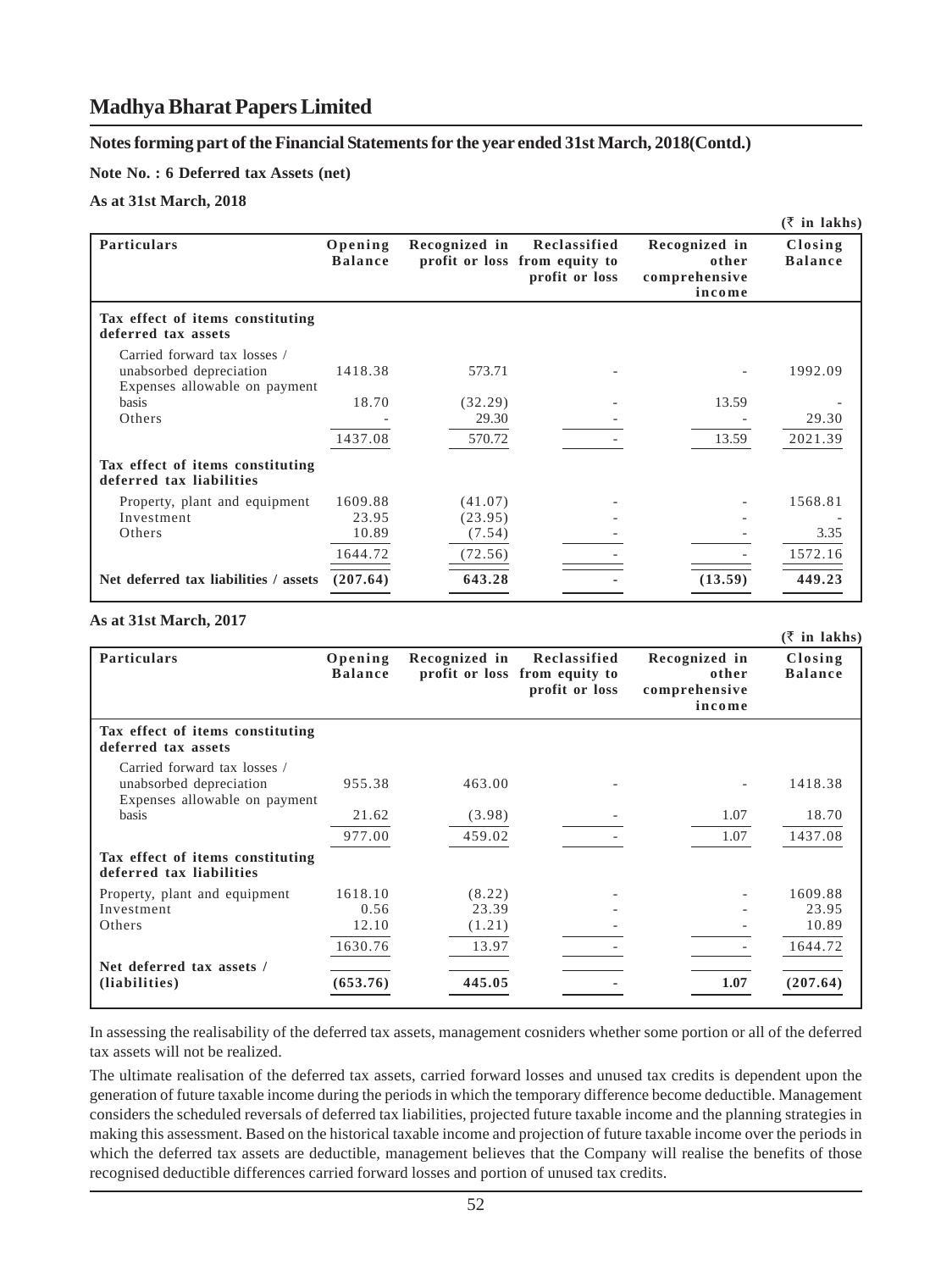# Madhya Bharat Papers Limited

## Notes forming part of the Financial Statements for the year ended 31st March, 2018(Contd.)

**Note No. : 6 Deferred tax Assets (net)**

**As at 31st March, 2018**

(₹ in lakhs)

| Particulars | Opening Balance | Recognized in profit or loss | Reclassified from equity to profit or loss | Recognized in other comprehensive income | Closing Balance |
|---|---|---|---|---|---|
| **Tax effect of items constituting deferred tax assets** | | | | | |
| Carried forward tax losses / unabsorbed depreciation | 1418.38 | 573.71 | - | - | 1992.09 |
| Expenses allowable on payment basis | 18.70 | (32.29) | - | 13.59 | - |
| Others | - | 29.30 | - | - | 29.30 |
| | 1437.08 | 570.72 | - | 13.59 | 2021.39 |
| **Tax effect of items constituting deferred tax liabilities** | | | | | |
| Property, plant and equipment | 1609.88 | (41.07) | - | - | 1568.81 |
| Investment | 23.95 | (23.95) | - | - | - |
| Others | 10.89 | (7.54) | - | - | 3.35 |
| | 1644.72 | (72.56) | - | - | 1572.16 |
| **Net deferred tax liabilities / assets** | **(207.64)** | **643.28** | **-** | **(13.59)** | **449.23** |

**As at 31st March, 2017**

(₹ in lakhs)

| Particulars | Opening Balance | Recognized in profit or loss | Reclassified from equity to profit or loss | Recognized in other comprehensive income | Closing Balance |
|---|---|---|---|---|---|
| **Tax effect of items constituting deferred tax assets** | | | | | |
| Carried forward tax losses / unabsorbed depreciation | 955.38 | 463.00 | - | - | 1418.38 |
| Expenses allowable on payment basis | 21.62 | (3.98) | - | 1.07 | 18.70 |
| | 977.00 | 459.02 | - | 1.07 | 1437.08 |
| **Tax effect of items constituting deferred tax liabilities** | | | | | |
| Property, plant and equipment | 1618.10 | (8.22) | - | - | 1609.88 |
| Investment | 0.56 | 23.39 | - | - | 23.95 |
| Others | 12.10 | (1.21) | - | - | 10.89 |
| | 1630.76 | 13.97 | - | - | 1644.72 |
| **Net deferred tax assets / (liabilities)** | **(653.76)** | **445.05** | **-** | **1.07** | **(207.64)** |

In assessing the realisability of the deferred tax assets, management cosniders whether some portion or all of the deferred tax assets will not be realized.

The ultimate realisation of the deferred tax assets, carried forward losses and unused tax credits is dependent upon the generation of future taxable income during the periods in which the temporary difference become deductible. Management considers the scheduled reversals of deferred tax liabilities, projected future taxable income and the planning strategies in making this assessment. Based on the historical taxable income and projection of future taxable income over the periods in which the deferred tax assets are deductible, management believes that the Company will realise the benefits of those recognised deductible differences carried forward losses and portion of unused tax credits.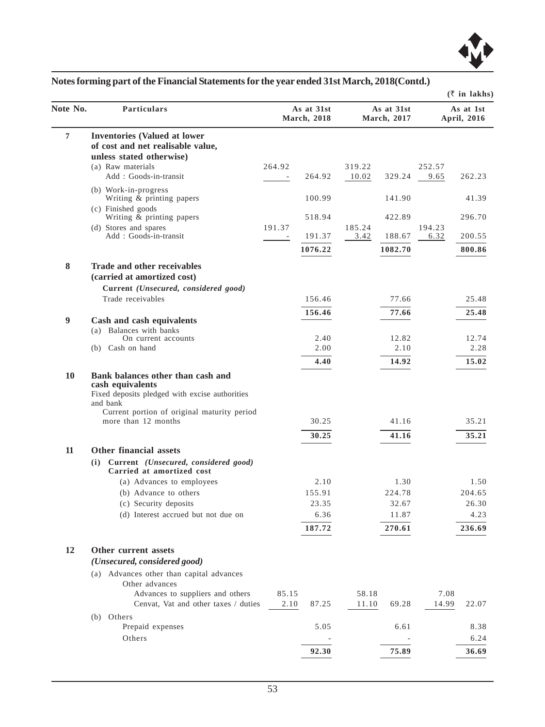## Notes forming part of the Financial Statements for the year ended 31st March, 2018(Contd.)

(₹ in lakhs)

| Note No. | Particulars | As at 31st March, 2018 | | As at 31st March, 2017 | | As at 1st April, 2016 | |
|---|---|---|---|---|---|---|---|
| **7** | **Inventories (Valued at lower of cost and net realisable value, unless stated otherwise)** | | | | | | |
| | (a) Raw materials | 264.92 | | 319.22 | | 252.57 | |
| | Add : Goods-in-transit | - | 264.92 | 10.02 | 329.24 | 9.65 | 262.23 |
| | (b) Work-in-progress | | | | | | |
| | Writing & printing papers | | 100.99 | | 141.90 | | 41.39 |
| | (c) Finished goods | | | | | | |
| | Writing & printing papers | | 518.94 | | 422.89 | | 296.70 |
| | (d) Stores and spares | 191.37 | | 185.24 | | 194.23 | |
| | Add : Goods-in-transit | - | 191.37 | 3.42 | 188.67 | 6.32 | 200.55 |
| | | | **1076.22** | | **1082.70** | | **800.86** |
| **8** | **Trade and other receivables (carried at amortized cost)** | | | | | | |
| | ***Current (Unsecured, considered good)*** | | | | | | |
| | Trade receivables | | 156.46 | | 77.66 | | 25.48 |
| | | | **156.46** | | **77.66** | | **25.48** |
| **9** | **Cash and cash equivalents** | | | | | | |
| | (a) Balances with banks | | | | | | |
| | On current accounts | | 2.40 | | 12.82 | | 12.74 |
| | (b) Cash on hand | | 2.00 | | 2.10 | | 2.28 |
| | | | **4.40** | | **14.92** | | **15.02** |
| **10** | **Bank balances other than cash and cash equivalents** | | | | | | |
| | Fixed deposits pledged with excise authorities and bank | | | | | | |
| | Current portion of original maturity period more than 12 months | | 30.25 | | 41.16 | | 35.21 |
| | | | **30.25** | | **41.16** | | **35.21** |
| **11** | **Other financial assets** | | | | | | |
| | **(i) Current *(Unsecured, considered good)* Carried at amortized cost** | | | | | | |
| | (a) Advances to employees | | 2.10 | | 1.30 | | 1.50 |
| | (b) Advance to others | | 155.91 | | 224.78 | | 204.65 |
| | (c) Security deposits | | 23.35 | | 32.67 | | 26.30 |
| | (d) Interest accrued but not due on | | 6.36 | | 11.87 | | 4.23 |
| | | | **187.72** | | **270.61** | | **236.69** |
| **12** | **Other current assets** | | | | | | |
| | ***(Unsecured, considered good)*** | | | | | | |
| | (a) Advances other than capital advances | | | | | | |
| | Other advances | | | | | | |
| | Advances to suppliers and others | 85.15 | | 58.18 | | 7.08 | |
| | Cenvat, Vat and other taxes / duties | 2.10 | 87.25 | 11.10 | 69.28 | 14.99 | 22.07 |
| | (b) Others | | | | | | |
| | Prepaid expenses | | 5.05 | | 6.61 | | 8.38 |
| | Others | | - | | - | | 6.24 |
| | | | **92.30** | | **75.89** | | **36.69** |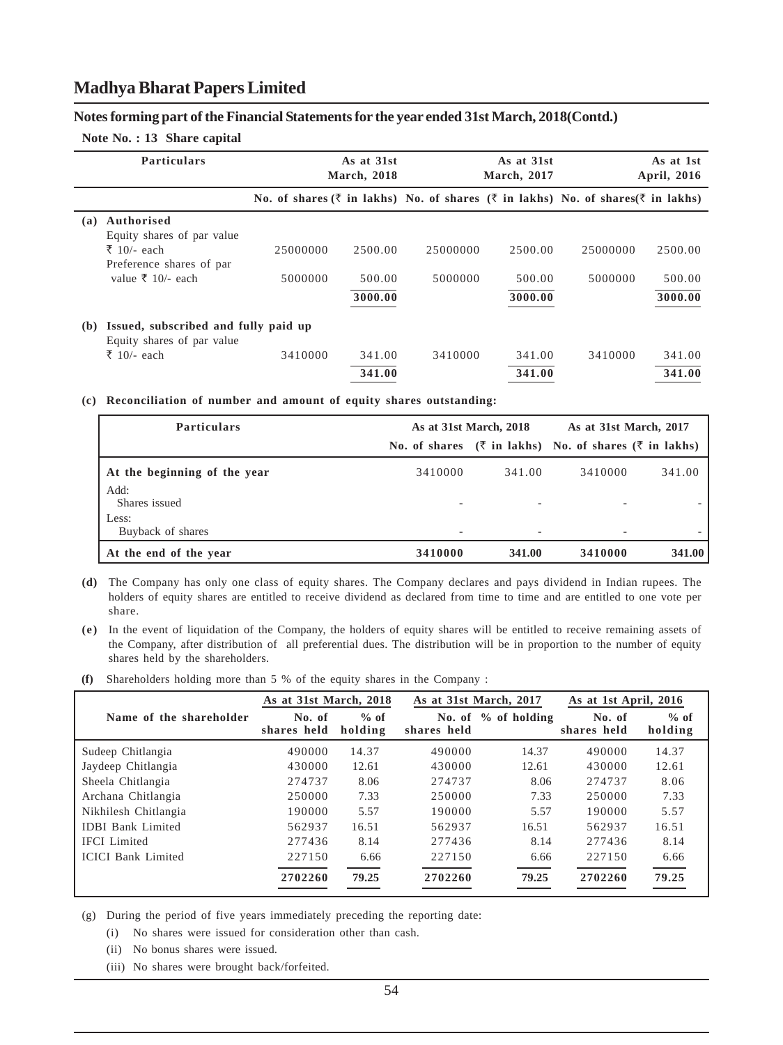# Madhya Bharat Papers Limited

## Notes forming part of the Financial Statements for the year ended 31st March, 2018(Contd.)

**Note No. : 13 Share capital**

| | Particulars | As at 31st March, 2018 | | As at 31st March, 2017 | | As at 1st April, 2016 | |
|---|---|---|---|---|---|---|---|
| | | No. of shares | (₹ in lakhs) | No. of shares | (₹ in lakhs) | No. of shares | (₹ in lakhs) |
| **(a)** | **Authorised** | | | | | | |
| | Equity shares of par value ₹ 10/- each | 25000000 | 2500.00 | 25000000 | 2500.00 | 25000000 | 2500.00 |
| | Preference shares of par value ₹ 10/- each | 5000000 | 500.00 | 5000000 | 500.00 | 5000000 | 500.00 |
| | | | **3000.00** | | **3000.00** | | **3000.00** |
| **(b)** | **Issued, subscribed and fully paid up** | | | | | | |
| | Equity shares of par value ₹ 10/- each | 3410000 | 341.00 | 3410000 | 341.00 | 3410000 | 341.00 |
| | | | **341.00** | | **341.00** | | **341.00** |

**(c) Reconciliation of number and amount of equity shares outstanding:**

| Particulars | As at 31st March, 2018 | | As at 31st March, 2017 | |
|---|---|---|---|---|
| | No. of shares | (₹ in lakhs) | No. of shares | (₹ in lakhs) |
| **At the beginning of the year** | 3410000 | 341.00 | 3410000 | 341.00 |
| Add: Shares issued | - | - | - | - |
| Less: Buyback of shares | - | - | - | - |
| **At the end of the year** | **3410000** | **341.00** | **3410000** | **341.00** |

**(d)** The Company has only one class of equity shares. The Company declares and pays dividend in Indian rupees. The holders of equity shares are entitled to receive dividend as declared from time to time and are entitled to one vote per share.

**(e)** In the event of liquidation of the Company, the holders of equity shares will be entitled to receive remaining assets of the Company, after distribution of all preferential dues. The distribution will be in proportion to the number of equity shares held by the shareholders.

**(f)** Shareholders holding more than 5 % of the equity shares in the Company :

| Name of the shareholder | As at 31st March, 2018 | | As at 31st March, 2017 | | As at 1st April, 2016 | |
|---|---|---|---|---|---|---|
| | No. of shares held | % of holding | No. of shares held | % of holding | No. of shares held | % of holding |
| Sudeep Chitlangia | 490000 | 14.37 | 490000 | 14.37 | 490000 | 14.37 |
| Jaydeep Chitlangia | 430000 | 12.61 | 430000 | 12.61 | 430000 | 12.61 |
| Sheela Chitlangia | 274737 | 8.06 | 274737 | 8.06 | 274737 | 8.06 |
| Archana Chitlangia | 250000 | 7.33 | 250000 | 7.33 | 250000 | 7.33 |
| Nikhilesh Chitlangia | 190000 | 5.57 | 190000 | 5.57 | 190000 | 5.57 |
| IDBI Bank Limited | 562937 | 16.51 | 562937 | 16.51 | 562937 | 16.51 |
| IFCI Limited | 277436 | 8.14 | 277436 | 8.14 | 277436 | 8.14 |
| ICICI Bank Limited | 227150 | 6.66 | 227150 | 6.66 | 227150 | 6.66 |
| | **2702260** | **79.25** | **2702260** | **79.25** | **2702260** | **79.25** |

(g) During the period of five years immediately preceding the reporting date:

(i) No shares were issued for consideration other than cash.

(ii) No bonus shares were issued.

(iii) No shares were brought back/forfeited.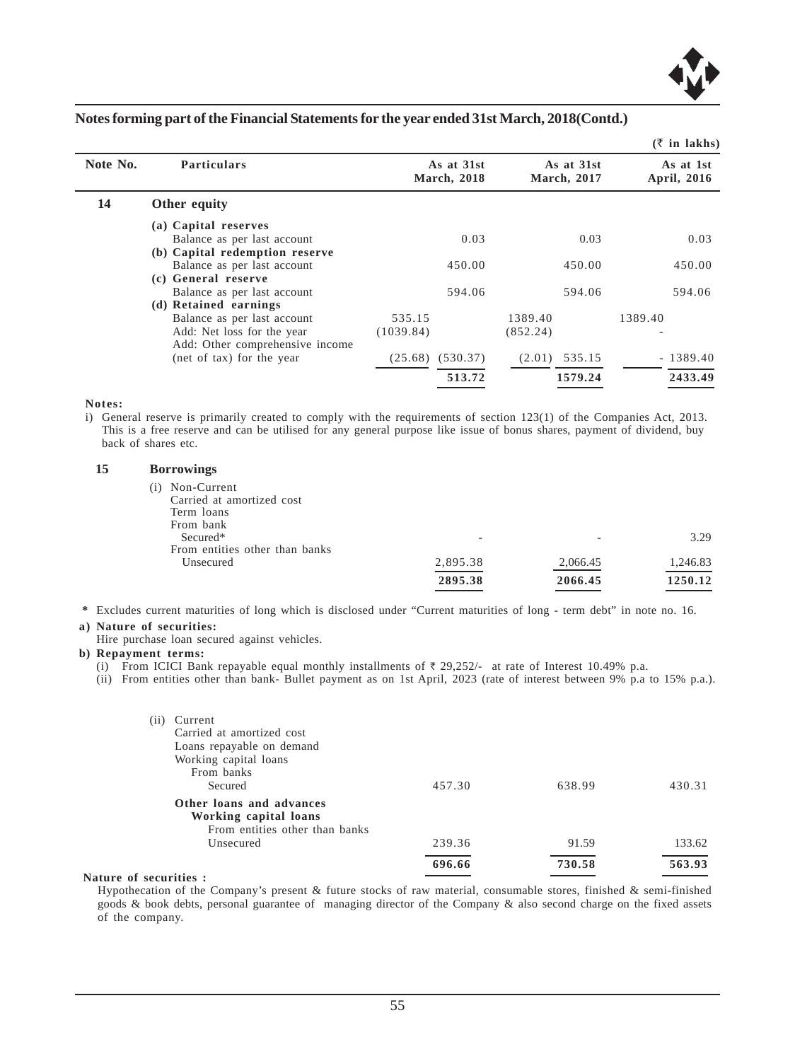## Notes forming part of the Financial Statements for the year ended 31st March, 2018(Contd.)

(₹ in lakhs)

| Note No. | Particulars | As at 31st March, 2018 | | As at 31st March, 2017 | | As at 1st April, 2016 | |
|---|---|---|---|---|---|---|---|
| **14** | **Other equity** | | | | | | |
| | **(a) Capital reserves** | | | | | | |
| | Balance as per last account | | 0.03 | | 0.03 | | 0.03 |
| | **(b) Capital redemption reserve** | | | | | | |
| | Balance as per last account | | 450.00 | | 450.00 | | 450.00 |
| | **(c) General reserve** | | | | | | |
| | Balance as per last account | | 594.06 | | 594.06 | | 594.06 |
| | **(d) Retained earnings** | | | | | | |
| | Balance as per last account | 535.15 | | 1389.40 | | 1389.40 | |
| | Add: Net loss for the year | (1039.84) | | (852.24) | | - | |
| | Add: Other comprehensive income (net of tax) for the year | (25.68) | (530.37) | (2.01) | 535.15 | - | 1389.40 |
| | | | **513.72** | | **1579.24** | | **2433.49** |

**Notes:**

i) General reserve is primarily created to comply with the requirements of section 123(1) of the Companies Act, 2013. This is a free reserve and can be utilised for any general purpose like issue of bonus shares, payment of dividend, buy back of shares etc.

| Note No. | Particulars | As at 31st March, 2018 | As at 31st March, 2017 | As at 1st April, 2016 |
|---|---|---|---|---|
| **15** | **Borrowings** | | | |
| | (i) Non-Current | | | |
| | Carried at amortized cost | | | |
| | Term loans | | | |
| | From bank | | | |
| | Secured* | - | - | 3.29 |
| | From entities other than banks | | | |
| | Unsecured | 2,895.38 | 2,066.45 | 1,246.83 |
| | | **2895.38** | **2066.45** | **1250.12** |

**\*** Excludes current maturities of long which is disclosed under "Current maturities of long - term debt" in note no. 16.

**a) Nature of securities:**

Hire purchase loan secured against vehicles.

**b) Repayment terms:**

(i) From ICICI Bank repayable equal monthly installments of ₹ 29,252/- at rate of Interest 10.49% p.a.

(ii) From entities other than bank- Bullet payment as on 1st April, 2023 (rate of interest between 9% p.a to 15% p.a.).

| Particulars | As at 31st March, 2018 | As at 31st March, 2017 | As at 1st April, 2016 |
|---|---|---|---|
| (ii) Current | | | |
| Carried at amortized cost | | | |
| Loans repayable on demand | | | |
| Working capital loans | | | |
| From banks | | | |
| Secured | 457.30 | 638.99 | 430.31 |
| **Other loans and advances** | | | |
| **Working capital loans** | | | |
| From entities other than banks | | | |
| Unsecured | 239.36 | 91.59 | 133.62 |
| | **696.66** | **730.58** | **563.93** |

**Nature of securities :**

Hypothecation of the Company's present & future stocks of raw material, consumable stores, finished & semi-finished goods & book debts, personal guarantee of managing director of the Company & also second charge on the fixed assets of the company.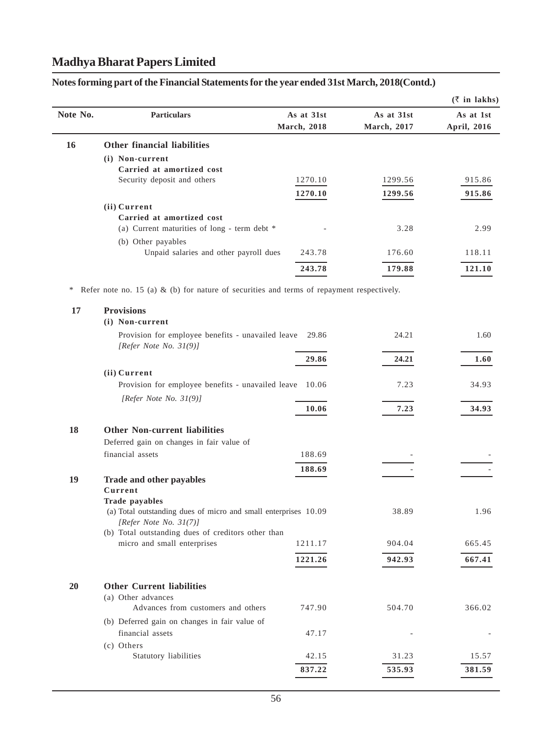## Madhya Bharat Papers Limited

### Notes forming part of the Financial Statements for the year ended 31st March, 2018(Contd.)

(₹ in lakhs)

| Note No. | Particulars | As at 31st March, 2018 | As at 31st March, 2017 | As at 1st April, 2016 |
|---|---|---|---|---|
| 16 | **Other financial liabilities** | | | |
| | **(i) Non-current** | | | |
| | **Carried at amortized cost** | | | |
| | Security deposit and others | 1270.10 | 1299.56 | 915.86 |
| | | **1270.10** | **1299.56** | **915.86** |
| | **(ii) Current** | | | |
| | **Carried at amortized cost** | | | |
| | (a) Current maturities of long - term debt * | - | 3.28 | 2.99 |
| | (b) Other payables | | | |
| | Unpaid salaries and other payroll dues | 243.78 | 176.60 | 118.11 |
| | | **243.78** | **179.88** | **121.10** |

\* Refer note no. 15 (a) & (b) for nature of securities and terms of repayment respectively.

| Note No. | Particulars | As at 31st March, 2018 | As at 31st March, 2017 | As at 1st April, 2016 |
|---|---|---|---|---|
| 17 | **Provisions** | | | |
| | **(i) Non-current** | | | |
| | Provision for employee benefits - unavailed leave *[Refer Note No. 31(9)]* | 29.86 | 24.21 | 1.60 |
| | | **29.86** | **24.21** | **1.60** |
| | **(ii) Current** | | | |
| | Provision for employee benefits - unavailed leave *[Refer Note No. 31(9)]* | 10.06 | 7.23 | 34.93 |
| | | **10.06** | **7.23** | **34.93** |
| 18 | **Other Non-current liabilities** | | | |
| | Deferred gain on changes in fair value of financial assets | 188.69 | - | - |
| | | **188.69** | - | - |
| 19 | **Trade and other payables** | | | |
| | **Current** | | | |
| | **Trade payables** | | | |
| | (a) Total outstanding dues of micro and small enterprises *[Refer Note No. 31(7)]* | 10.09 | 38.89 | 1.96 |
| | (b) Total outstanding dues of creditors other than micro and small enterprises | 1211.17 | 904.04 | 665.45 |
| | | **1221.26** | **942.93** | **667.41** |
| 20 | **Other Current liabilities** | | | |
| | (a) Other advances | | | |
| | Advances from customers and others | 747.90 | 504.70 | 366.02 |
| | (b) Deferred gain on changes in fair value of financial assets | 47.17 | - | - |
| | (c) Others | | | |
| | Statutory liabilities | 42.15 | 31.23 | 15.57 |
| | | **837.22** | **535.93** | **381.59** |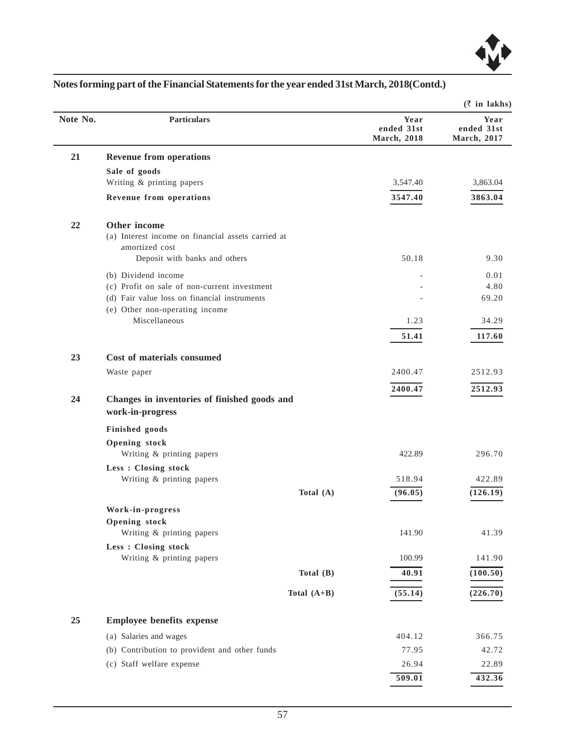## Notes forming part of the Financial Statements for the year ended 31st March, 2018(Contd.)

(₹ in lakhs)

| Note No. | Particulars | Year ended 31st March, 2018 | Year ended 31st March, 2017 |
|---|---|---|---|
| **21** | **Revenue from operations** | | |
| | **Sale of goods** | | |
| | Writing & printing papers | 3,547.40 | 3,863.04 |
| | **Revenue from operations** | **3547.40** | **3863.04** |
| **22** | **Other income** | | |
| | (a) Interest income on financial assets carried at amortized cost | | |
| | Deposit with banks and others | 50.18 | 9.30 |
| | (b) Dividend income | - | 0.01 |
| | (c) Profit on sale of non-current investment | - | 4.80 |
| | (d) Fair value loss on financial instruments | - | 69.20 |
| | (e) Other non-operating income | | |
| | Miscellaneous | 1.23 | 34.29 |
| | | **51.41** | **117.60** |
| **23** | **Cost of materials consumed** | | |
| | Waste paper | 2400.47 | 2512.93 |
| | | **2400.47** | **2512.93** |
| **24** | **Changes in inventories of finished goods and work-in-progress** | | |
| | **Finished goods** | | |
| | **Opening stock** | | |
| | Writing & printing papers | 422.89 | 296.70 |
| | **Less : Closing stock** | | |
| | Writing & printing papers | 518.94 | 422.89 |
| | **Total (A)** | **(96.05)** | **(126.19)** |
| | **Work-in-progress** | | |
| | **Opening stock** | | |
| | Writing & printing papers | 141.90 | 41.39 |
| | **Less : Closing stock** | | |
| | Writing & printing papers | 100.99 | 141.90 |
| | **Total (B)** | **40.91** | **(100.50)** |
| | **Total (A+B)** | **(55.14)** | **(226.70)** |
| **25** | **Employee benefits expense** | | |
| | (a) Salaries and wages | 404.12 | 366.75 |
| | (b) Contribution to provident and other funds | 77.95 | 42.72 |
| | (c) Staff welfare expense | 26.94 | 22.89 |
| | | **509.01** | **432.36** |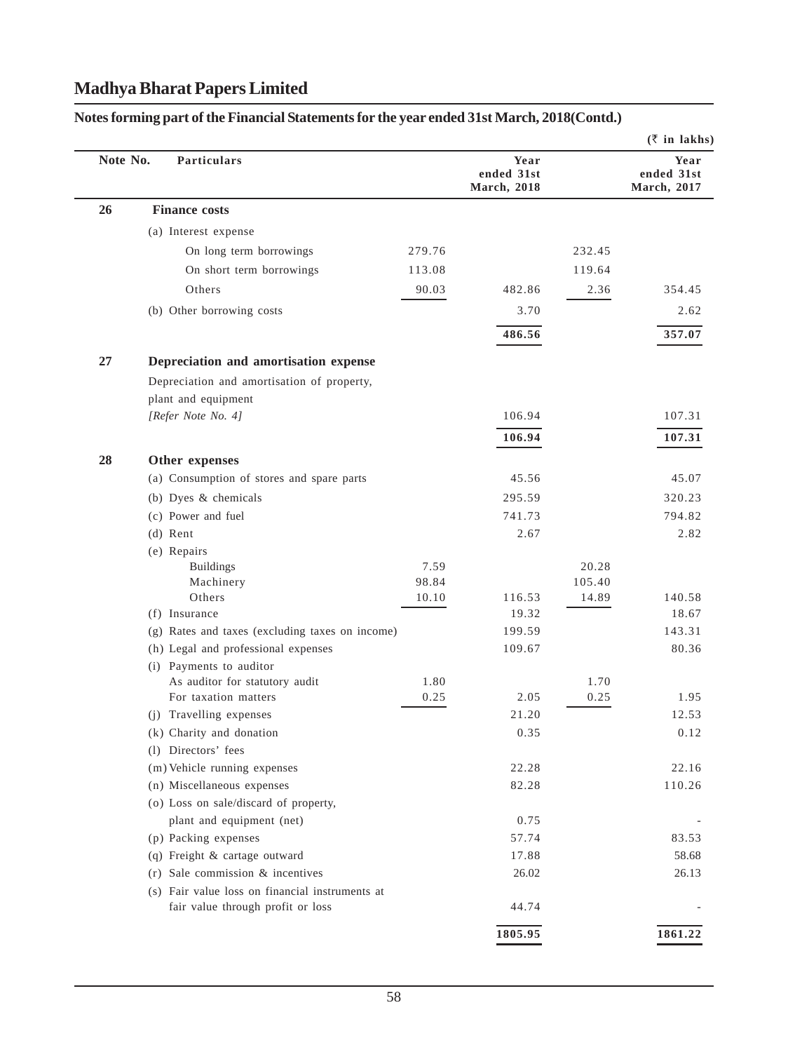## Madhya Bharat Papers Limited

### Notes forming part of the Financial Statements for the year ended 31st March, 2018(Contd.)

(₹ in lakhs)

| Note No. | Particulars | | Year ended 31st March, 2018 | | Year ended 31st March, 2017 |
|---|---|---|---|---|---|
| **26** | **Finance costs** | | | | |
| | (a) Interest expense | | | | |
| | On long term borrowings | 279.76 | | 232.45 | |
| | On short term borrowings | 113.08 | | 119.64 | |
| | Others | 90.03 | 482.86 | 2.36 | 354.45 |
| | (b) Other borrowing costs | | 3.70 | | 2.62 |
| | | | **486.56** | | **357.07** |
| **27** | **Depreciation and amortisation expense** | | | | |
| | Depreciation and amortisation of property, plant and equipment *[Refer Note No. 4]* | | 106.94 | | 107.31 |
| | | | **106.94** | | **107.31** |
| **28** | **Other expenses** | | | | |
| | (a) Consumption of stores and spare parts | | 45.56 | | 45.07 |
| | (b) Dyes & chemicals | | 295.59 | | 320.23 |
| | (c) Power and fuel | | 741.73 | | 794.82 |
| | (d) Rent | | 2.67 | | 2.82 |
| | (e) Repairs | | | | |
| | Buildings | 7.59 | | 20.28 | |
| | Machinery | 98.84 | | 105.40 | |
| | Others | 10.10 | 116.53 | 14.89 | 140.58 |
| | (f) Insurance | | 19.32 | | 18.67 |
| | (g) Rates and taxes (excluding taxes on income) | | 199.59 | | 143.31 |
| | (h) Legal and professional expenses | | 109.67 | | 80.36 |
| | (i) Payments to auditor | | | | |
| | As auditor for statutory audit | 1.80 | | 1.70 | |
| | For taxation matters | 0.25 | 2.05 | 0.25 | 1.95 |
| | (j) Travelling expenses | | 21.20 | | 12.53 |
| | (k) Charity and donation | | 0.35 | | 0.12 |
| | (l) Directors' fees | | | | |
| | (m) Vehicle running expenses | | 22.28 | | 22.16 |
| | (n) Miscellaneous expenses | | 82.28 | | 110.26 |
| | (o) Loss on sale/discard of property, plant and equipment (net) | | 0.75 | | - |
| | (p) Packing expenses | | 57.74 | | 83.53 |
| | (q) Freight & cartage outward | | 17.88 | | 58.68 |
| | (r) Sale commission & incentives | | 26.02 | | 26.13 |
| | (s) Fair value loss on financial instruments at fair value through profit or loss | | 44.74 | | - |
| | | | **1805.95** | | **1861.22** |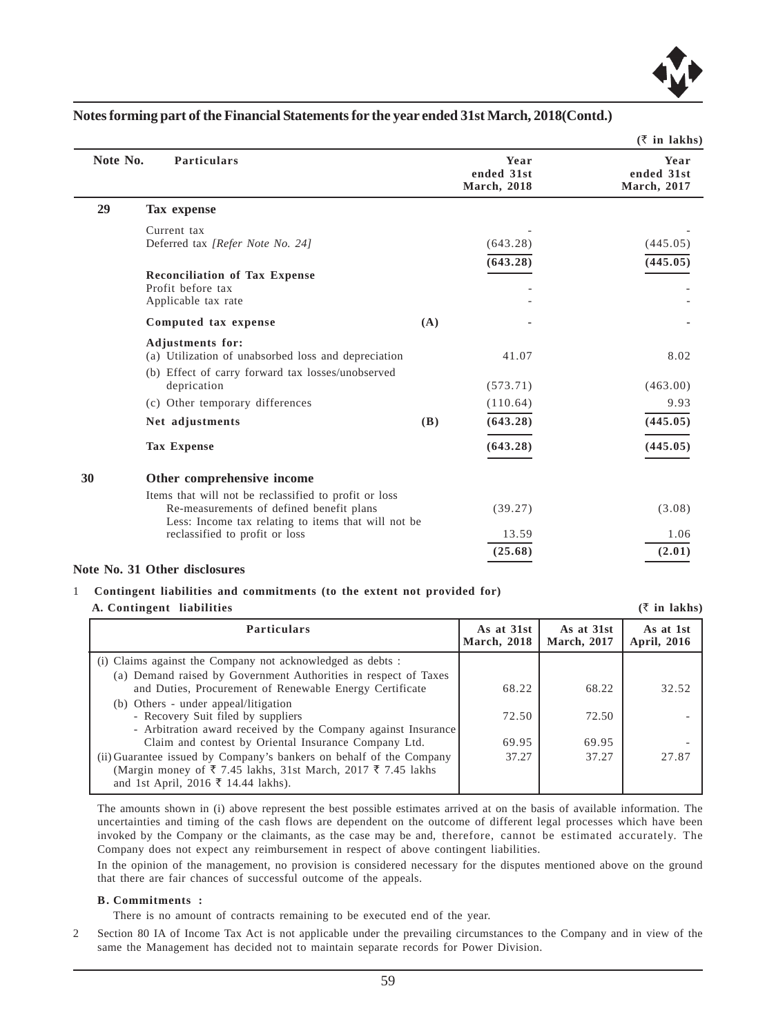## Notes forming part of the Financial Statements for the year ended 31st March, 2018(Contd.)

(₹ in lakhs)

| Note No. | Particulars | | Year ended 31st March, 2018 | Year ended 31st March, 2017 |
|---|---|---|---|---|
| **29** | **Tax expense** | | | |
| | Current tax | | - | - |
| | Deferred tax *[Refer Note No. 24]* | | (643.28) | (445.05) |
| | | | **(643.28)** | **(445.05)** |
| | **Reconciliation of Tax Expense** | | | |
| | Profit before tax | | - | - |
| | Applicable tax rate | | - | - |
| | **Computed tax expense** | **(A)** | - | - |
| | **Adjustments for:** | | | |
| | (a) Utilization of unabsorbed loss and depreciation | | 41.07 | 8.02 |
| | (b) Effect of carry forward tax losses/unobserved deprication | | (573.71) | (463.00) |
| | (c) Other temporary differences | | (110.64) | 9.93 |
| | **Net adjustments** | **(B)** | **(643.28)** | **(445.05)** |
| | **Tax Expense** | | **(643.28)** | **(445.05)** |
| **30** | **Other comprehensive income** | | | |
| | Items that will not be reclassified to profit or loss | | | |
| | Re-measurements of defined benefit plans | | (39.27) | (3.08) |
| | Less: Income tax relating to items that will not be reclassified to profit or loss | | 13.59 | 1.06 |
| | | | **(25.68)** | **(2.01)** |

### Note No. 31 Other disclosures

1 **Contingent liabilities and commitments (to the extent not provided for)**

**A. Contingent liabilities** (₹ in lakhs)

| Particulars | As at 31st March, 2018 | As at 31st March, 2017 | As at 1st April, 2016 |
|---|---|---|---|
| (i) Claims against the Company not acknowledged as debts : | | | |
| (a) Demand raised by Government Authorities in respect of Taxes and Duties, Procurement of Renewable Energy Certificate | 68.22 | 68.22 | 32.52 |
| (b) Others - under appeal/litigation | | | |
| - Recovery Suit filed by suppliers | 72.50 | 72.50 | - |
| - Arbitration award received by the Company against Insurance Claim and contest by Oriental Insurance Company Ltd. | 69.95 | 69.95 | - |
| (ii) Guarantee issued by Company's bankers on behalf of the Company (Margin money of ₹ 7.45 lakhs, 31st March, 2017 ₹ 7.45 lakhs and 1st April, 2016 ₹ 14.44 lakhs). | 37.27 | 37.27 | 27.87 |

The amounts shown in (i) above represent the best possible estimates arrived at on the basis of available information. The uncertainties and timing of the cash flows are dependent on the outcome of different legal processes which have been invoked by the Company or the claimants, as the case may be and, therefore, cannot be estimated accurately. The Company does not expect any reimbursement in respect of above contingent liabilities.

In the opinion of the management, no provision is considered necessary for the disputes mentioned above on the ground that there are fair chances of successful outcome of the appeals.

**B. Commitments :**

There is no amount of contracts remaining to be executed end of the year.

2 Section 80 IA of Income Tax Act is not applicable under the prevailing circumstances to the Company and in view of the same the Management has decided not to maintain separate records for Power Division.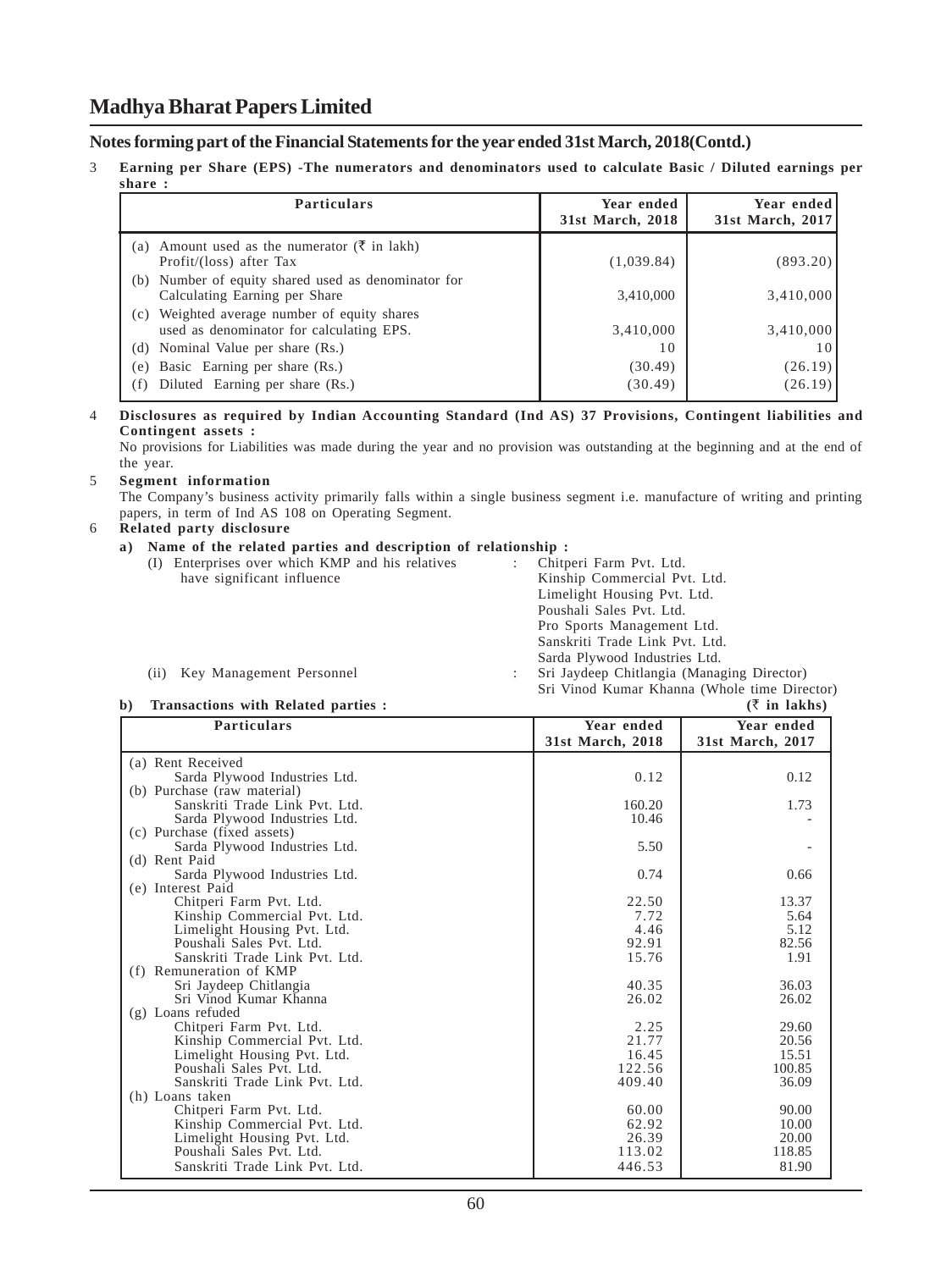# Madhya Bharat Papers Limited

## Notes forming part of the Financial Statements for the year ended 31st March, 2018(Contd.)

3 **Earning per Share (EPS) -The numerators and denominators used to calculate Basic / Diluted earnings per share :**

| Particulars | Year ended 31st March, 2018 | Year ended 31st March, 2017 |
|---|---|---|
| (a) Amount used as the numerator (₹ in lakh) Profit/(loss) after Tax | (1,039.84) | (893.20) |
| (b) Number of equity shared used as denominator for Calculating Earning per Share | 3,410,000 | 3,410,000 |
| (c) Weighted average number of equity shares used as denominator for calculating EPS. | 3,410,000 | 3,410,000 |
| (d) Nominal Value per share (Rs.) | 10 | 10 |
| (e) Basic Earning per share (Rs.) | (30.49) | (26.19) |
| (f) Diluted Earning per share (Rs.) | (30.49) | (26.19) |

4 **Disclosures as required by Indian Accounting Standard (Ind AS) 37 Provisions, Contingent liabilities and Contingent assets :**

No provisions for Liabilities was made during the year and no provision was outstanding at the beginning and at the end of the year.

5 **Segment information**

The Company's business activity primarily falls within a single business segment i.e. manufacture of writing and printing papers, in term of Ind AS 108 on Operating Segment.

6 **Related party disclosure**

**a) Name of the related parties and description of relationship :**

(I) Enterprises over which KMP and his relatives have significant influence :
- Chitperi Farm Pvt. Ltd.
- Kinship Commercial Pvt. Ltd.
- Limelight Housing Pvt. Ltd.
- Poushali Sales Pvt. Ltd.
- Pro Sports Management Ltd.
- Sanskriti Trade Link Pvt. Ltd.
- Sarda Plywood Industries Ltd.

(ii) Key Management Personnel :
- Sri Jaydeep Chitlangia (Managing Director)
- Sri Vinod Kumar Khanna (Whole time Director)

**b) Transactions with Related parties :** **(₹ in lakhs)**

| Particulars | Year ended 31st March, 2018 | Year ended 31st March, 2017 |
|---|---|---|
| (a) Rent Received | | |
| Sarda Plywood Industries Ltd. | 0.12 | 0.12 |
| (b) Purchase (raw material) | | |
| Sanskriti Trade Link Pvt. Ltd. | 160.20 | 1.73 |
| Sarda Plywood Industries Ltd. | 10.46 | - |
| (c) Purchase (fixed assets) | | |
| Sarda Plywood Industries Ltd. | 5.50 | - |
| (d) Rent Paid | | |
| Sarda Plywood Industries Ltd. | 0.74 | 0.66 |
| (e) Interest Paid | | |
| Chitperi Farm Pvt. Ltd. | 22.50 | 13.37 |
| Kinship Commercial Pvt. Ltd. | 7.72 | 5.64 |
| Limelight Housing Pvt. Ltd. | 4.46 | 5.12 |
| Poushali Sales Pvt. Ltd. | 92.91 | 82.56 |
| Sanskriti Trade Link Pvt. Ltd. | 15.76 | 1.91 |
| (f) Remuneration of KMP | | |
| Sri Jaydeep Chitlangia | 40.35 | 36.03 |
| Sri Vinod Kumar Khanna | 26.02 | 26.02 |
| (g) Loans refuded | | |
| Chitperi Farm Pvt. Ltd. | 2.25 | 29.60 |
| Kinship Commercial Pvt. Ltd. | 21.77 | 20.56 |
| Limelight Housing Pvt. Ltd. | 16.45 | 15.51 |
| Poushali Sales Pvt. Ltd. | 122.56 | 100.85 |
| Sanskriti Trade Link Pvt. Ltd. | 409.40 | 36.09 |
| (h) Loans taken | | |
| Chitperi Farm Pvt. Ltd. | 60.00 | 90.00 |
| Kinship Commercial Pvt. Ltd. | 62.92 | 10.00 |
| Limelight Housing Pvt. Ltd. | 26.39 | 20.00 |
| Poushali Sales Pvt. Ltd. | 113.02 | 118.85 |
| Sanskriti Trade Link Pvt. Ltd. | 446.53 | 81.90 |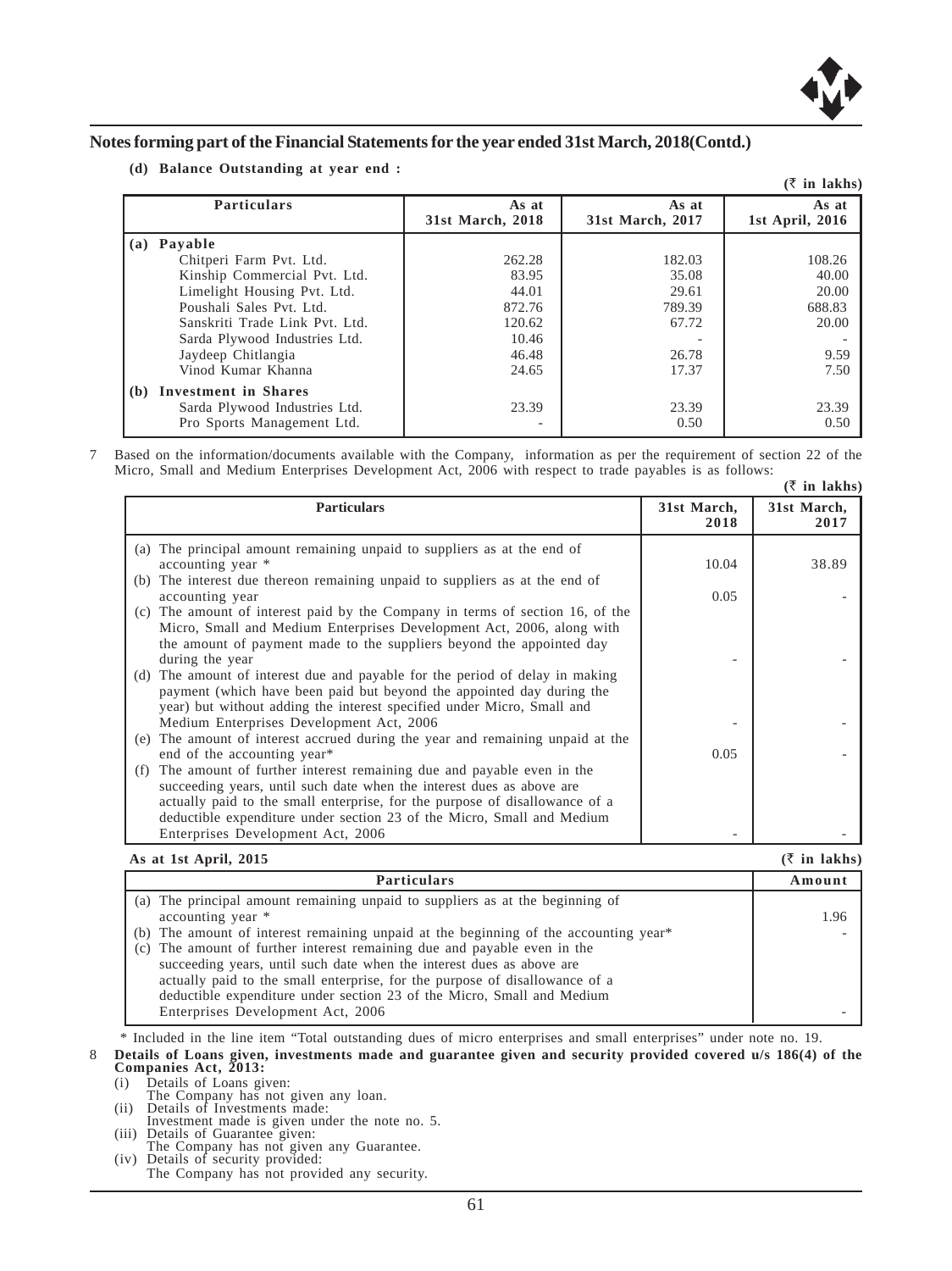## Notes forming part of the Financial Statements for the year ended 31st March, 2018(Contd.)

**(d) Balance Outstanding at year end :**

(₹ in lakhs)

| Particulars | As at 31st March, 2018 | As at 31st March, 2017 | As at 1st April, 2016 |
|---|---|---|---|
| **(a) Payable** | | | |
| Chitperi Farm Pvt. Ltd. | 262.28 | 182.03 | 108.26 |
| Kinship Commercial Pvt. Ltd. | 83.95 | 35.08 | 40.00 |
| Limelight Housing Pvt. Ltd. | 44.01 | 29.61 | 20.00 |
| Poushali Sales Pvt. Ltd. | 872.76 | 789.39 | 688.83 |
| Sanskriti Trade Link Pvt. Ltd. | 120.62 | 67.72 | 20.00 |
| Sarda Plywood Industries Ltd. | 10.46 | - | - |
| Jaydeep Chitlangia | 46.48 | 26.78 | 9.59 |
| Vinod Kumar Khanna | 24.65 | 17.37 | 7.50 |
| **(b) Investment in Shares** | | | |
| Sarda Plywood Industries Ltd. | 23.39 | 23.39 | 23.39 |
| Pro Sports Management Ltd. | - | 0.50 | 0.50 |

7 Based on the information/documents available with the Company, information as per the requirement of section 22 of the Micro, Small and Medium Enterprises Development Act, 2006 with respect to trade payables is as follows:

(₹ in lakhs)

| Particulars | 31st March, 2018 | 31st March, 2017 |
|---|---|---|
| (a) The principal amount remaining unpaid to suppliers as at the end of accounting year * | 10.04 | 38.89 |
| (b) The interest due thereon remaining unpaid to suppliers as at the end of accounting year | 0.05 | - |
| (c) The amount of interest paid by the Company in terms of section 16, of the Micro, Small and Medium Enterprises Development Act, 2006, along with the amount of payment made to the suppliers beyond the appointed day during the year | - | - |
| (d) The amount of interest due and payable for the period of delay in making payment (which have been paid but beyond the appointed day during the year) but without adding the interest specified under Micro, Small and Medium Enterprises Development Act, 2006 | - | - |
| (e) The amount of interest accrued during the year and remaining unpaid at the end of the accounting year* | 0.05 | - |
| (f) The amount of further interest remaining due and payable even in the succeeding years, until such date when the interest dues as above are actually paid to the small enterprise, for the purpose of disallowance of a deductible expenditure under section 23 of the Micro, Small and Medium Enterprises Development Act, 2006 | - | - |

**As at 1st April, 2015** (₹ in lakhs)

| Particulars | Amount |
|---|---|
| (a) The principal amount remaining unpaid to suppliers as at the beginning of accounting year * | 1.96 |
| (b) The amount of interest remaining unpaid at the beginning of the accounting year* | - |
| (c) The amount of further interest remaining due and payable even in the succeeding years, until such date when the interest dues as above are actually paid to the small enterprise, for the purpose of disallowance of a deductible expenditure under section 23 of the Micro, Small and Medium Enterprises Development Act, 2006 | - |

\* Included in the line item "Total outstanding dues of micro enterprises and small enterprises" under note no. 19.

8 **Details of Loans given, investments made and guarantee given and security provided covered u/s 186(4) of the Companies Act, 2013:**

(i) Details of Loans given:
The Company has not given any loan.

(ii) Details of Investments made:
Investment made is given under the note no. 5.

(iii) Details of Guarantee given:
The Company has not given any Guarantee.

(iv) Details of security provided:
The Company has not provided any security.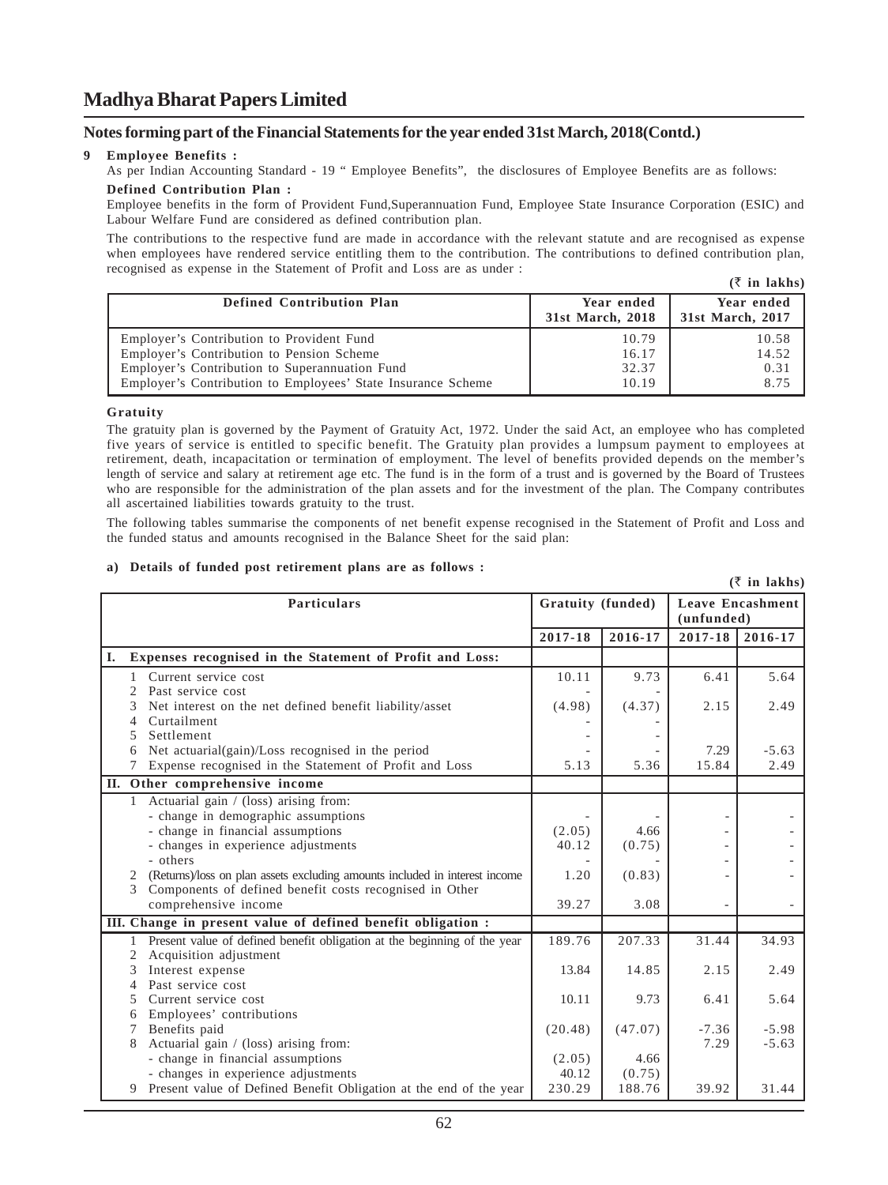# Madhya Bharat Papers Limited

## Notes forming part of the Financial Statements for the year ended 31st March, 2018(Contd.)

**9 Employee Benefits :**

As per Indian Accounting Standard - 19 " Employee Benefits", the disclosures of Employee Benefits are as follows:

**Defined Contribution Plan :**

Employee benefits in the form of Provident Fund,Superannuation Fund, Employee State Insurance Corporation (ESIC) and Labour Welfare Fund are considered as defined contribution plan.

The contributions to the respective fund are made in accordance with the relevant statute and are recognised as expense when employees have rendered service entitling them to the contribution. The contributions to defined contribution plan, recognised as expense in the Statement of Profit and Loss are as under :

**(₹ in lakhs)**

| Defined Contribution Plan | Year ended 31st March, 2018 | Year ended 31st March, 2017 |
|---|---|---|
| Employer's Contribution to Provident Fund | 10.79 | 10.58 |
| Employer's Contribution to Pension Scheme | 16.17 | 14.52 |
| Employer's Contribution to Superannuation Fund | 32.37 | 0.31 |
| Employer's Contribution to Employees' State Insurance Scheme | 10.19 | 8.75 |

**Gratuity**

The gratuity plan is governed by the Payment of Gratuity Act, 1972. Under the said Act, an employee who has completed five years of service is entitled to specific benefit. The Gratuity plan provides a lumpsum payment to employees at retirement, death, incapacitation or termination of employment. The level of benefits provided depends on the member's length of service and salary at retirement age etc. The fund is in the form of a trust and is governed by the Board of Trustees who are responsible for the administration of the plan assets and for the investment of the plan. The Company contributes all ascertained liabilities towards gratuity to the trust.

The following tables summarise the components of net benefit expense recognised in the Statement of Profit and Loss and the funded status and amounts recognised in the Balance Sheet for the said plan:

**a) Details of funded post retirement plans are as follows :**

**(₹ in lakhs)**

| Particulars | Gratuity (funded) | | Leave Encashment (unfunded) | |
|---|---|---|---|---|
| | 2017-18 | 2016-17 | 2017-18 | 2016-17 |
| **I. Expenses recognised in the Statement of Profit and Loss:** | | | | |
| 1 Current service cost | 10.11 | 9.73 | 6.41 | 5.64 |
| 2 Past service cost | - | - | | |
| 3 Net interest on the net defined benefit liability/asset | (4.98) | (4.37) | 2.15 | 2.49 |
| 4 Curtailment | - | - | | |
| 5 Settlement | - | - | | |
| 6 Net actuarial(gain)/Loss recognised in the period | - | - | 7.29 | -5.63 |
| 7 Expense recognised in the Statement of Profit and Loss | 5.13 | 5.36 | 15.84 | 2.49 |
| **II. Other comprehensive income** | | | | |
| 1 Actuarial gain / (loss) arising from: | | | | |
| - change in demographic assumptions | - | - | - | - |
| - change in financial assumptions | (2.05) | 4.66 | - | - |
| - changes in experience adjustments | 40.12 | (0.75) | - | - |
| - others | - | - | - | - |
| 2 (Returns)/loss on plan assets excluding amounts included in interest income | 1.20 | (0.83) | - | - |
| 3 Components of defined benefit costs recognised in Other comprehensive income | 39.27 | 3.08 | - | - |
| **III. Change in present value of defined benefit obligation :** | | | | |
| 1 Present value of defined benefit obligation at the beginning of the year | 189.76 | 207.33 | 31.44 | 34.93 |
| 2 Acquisition adjustment | | | | |
| 3 Interest expense | 13.84 | 14.85 | 2.15 | 2.49 |
| 4 Past service cost | | | | |
| 5 Current service cost | 10.11 | 9.73 | 6.41 | 5.64 |
| 6 Employees' contributions | | | | |
| 7 Benefits paid | (20.48) | (47.07) | -7.36 | -5.98 |
| 8 Actuarial gain / (loss) arising from: | | | 7.29 | -5.63 |
| - change in financial assumptions | (2.05) | 4.66 | | |
| - changes in experience adjustments | 40.12 | (0.75) | | |
| 9 Present value of Defined Benefit Obligation at the end of the year | 230.29 | 188.76 | 39.92 | 31.44 |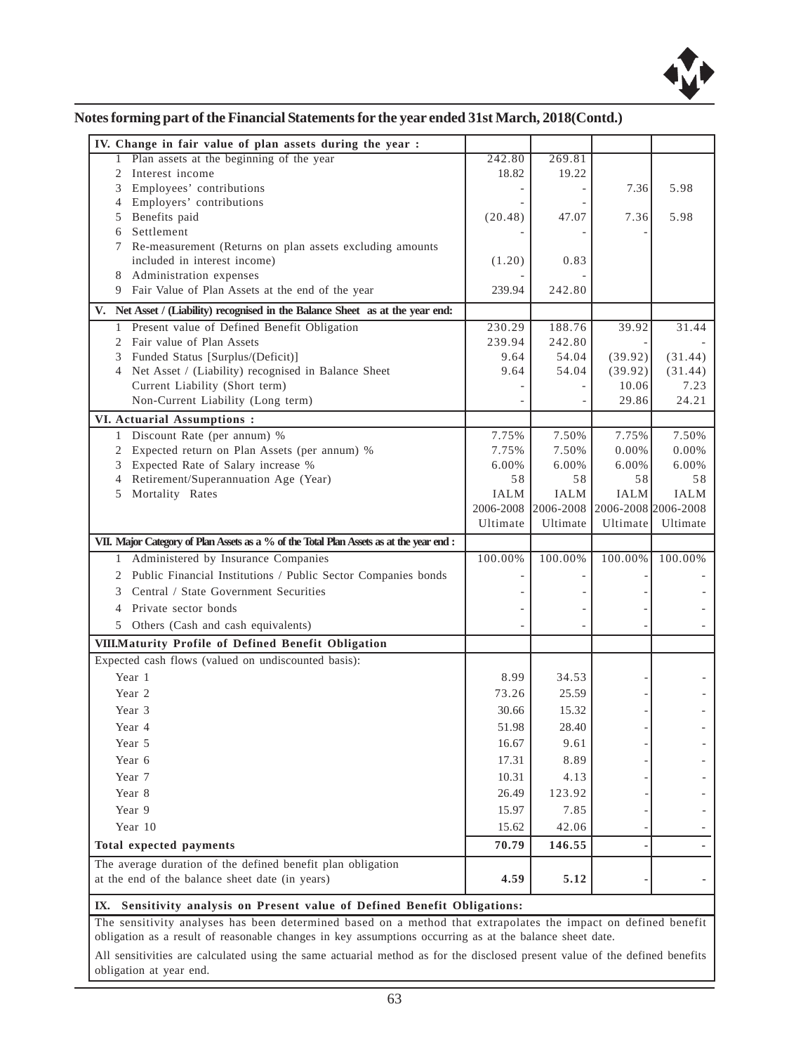## Notes forming part of the Financial Statements for the year ended 31st March, 2018(Contd.)

| IV. Change in fair value of plan assets during the year : | | | | |
|---|---|---|---|---|
| 1 Plan assets at the beginning of the year | 242.80 | 269.81 | | |
| 2 Interest income | 18.82 | 19.22 | | |
| 3 Employees' contributions | - | - | 7.36 | 5.98 |
| 4 Employers' contributions | - | - | | |
| 5 Benefits paid | (20.48) | 47.07 | 7.36 | 5.98 |
| 6 Settlement | - | - | - | |
| 7 Re-measurement (Returns on plan assets excluding amounts included in interest income) | (1.20) | 0.83 | | |
| 8 Administration expenses | - | - | | |
| 9 Fair Value of Plan Assets at the end of the year | 239.94 | 242.80 | | |
| **V. Net Asset / (Liability) recognised in the Balance Sheet as at the year end:** | | | | |
| 1 Present value of Defined Benefit Obligation | 230.29 | 188.76 | 39.92 | 31.44 |
| 2 Fair value of Plan Assets | 239.94 | 242.80 | - | - |
| 3 Funded Status [Surplus/(Deficit)] | 9.64 | 54.04 | (39.92) | (31.44) |
| 4 Net Asset / (Liability) recognised in Balance Sheet | 9.64 | 54.04 | (39.92) | (31.44) |
| Current Liability (Short term) | - | - | 10.06 | 7.23 |
| Non-Current Liability (Long term) | - | - | 29.86 | 24.21 |
| **VI. Actuarial Assumptions :** | | | | |
| 1 Discount Rate (per annum) % | 7.75% | 7.50% | 7.75% | 7.50% |
| 2 Expected return on Plan Assets (per annum) % | 7.75% | 7.50% | 0.00% | 0.00% |
| 3 Expected Rate of Salary increase % | 6.00% | 6.00% | 6.00% | 6.00% |
| 4 Retirement/Superannuation Age (Year) | 58 | 58 | 58 | 58 |
| 5 Mortality Rates | IALM 2006-2008 Ultimate | IALM 2006-2008 Ultimate | IALM 2006-2008 Ultimate | IALM 2006-2008 Ultimate |
| **VII. Major Category of Plan Assets as a % of the Total Plan Assets as at the year end :** | | | | |
| 1 Administered by Insurance Companies | 100.00% | 100.00% | 100.00% | 100.00% |
| 2 Public Financial Institutions / Public Sector Companies bonds | - | - | - | - |
| 3 Central / State Government Securities | - | - | - | - |
| 4 Private sector bonds | - | - | - | - |
| 5 Others (Cash and cash equivalents) | - | - | - | - |
| **VIII.Maturity Profile of Defined Benefit Obligation** | | | | |
| Expected cash flows (valued on undiscounted basis): | | | | |
| Year 1 | 8.99 | 34.53 | - | - |
| Year 2 | 73.26 | 25.59 | - | - |
| Year 3 | 30.66 | 15.32 | - | - |
| Year 4 | 51.98 | 28.40 | - | - |
| Year 5 | 16.67 | 9.61 | - | - |
| Year 6 | 17.31 | 8.89 | - | - |
| Year 7 | 10.31 | 4.13 | - | - |
| Year 8 | 26.49 | 123.92 | - | - |
| Year 9 | 15.97 | 7.85 | - | - |
| Year 10 | 15.62 | 42.06 | - | - |
| **Total expected payments** | **70.79** | **146.55** | - | - |
| The average duration of the defined benefit plan obligation at the end of the balance sheet date (in years) | **4.59** | **5.12** | - | - |

**IX. Sensitivity analysis on Present value of Defined Benefit Obligations:**

The sensitivity analyses has been determined based on a method that extrapolates the impact on defined benefit obligation as a result of reasonable changes in key assumptions occurring as at the balance sheet date.

All sensitivities are calculated using the same actuarial method as for the disclosed present value of the defined benefits obligation at year end.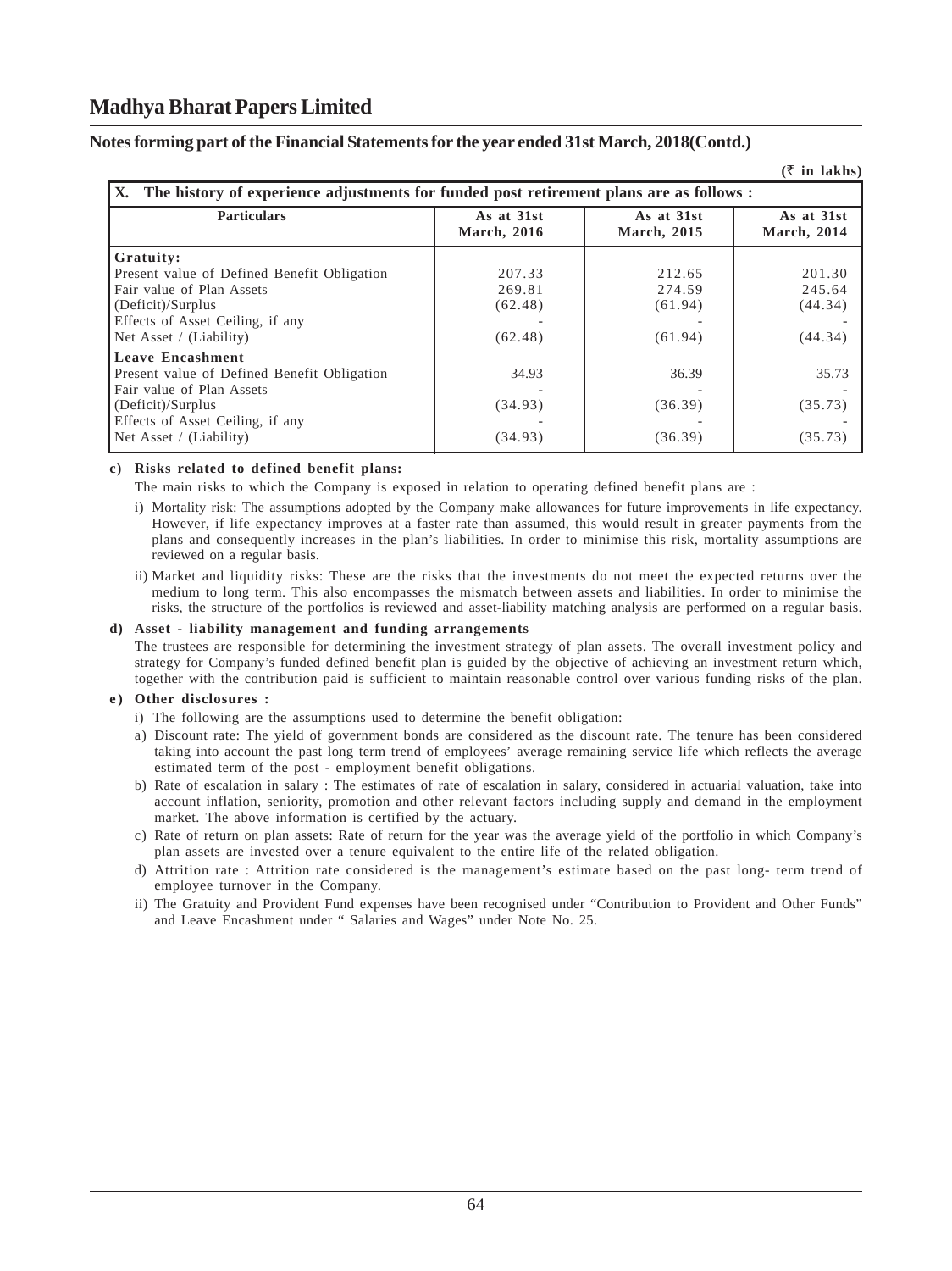# Madhya Bharat Papers Limited

## Notes forming part of the Financial Statements for the year ended 31st March, 2018(Contd.)

(₹ in lakhs)

**X. The history of experience adjustments for funded post retirement plans are as follows :**

| Particulars | As at 31st March, 2016 | As at 31st March, 2015 | As at 31st March, 2014 |
|---|---|---|---|
| **Gratuity:** | | | |
| Present value of Defined Benefit Obligation | 207.33 | 212.65 | 201.30 |
| Fair value of Plan Assets | 269.81 | 274.59 | 245.64 |
| (Deficit)/Surplus | (62.48) | (61.94) | (44.34) |
| Effects of Asset Ceiling, if any | - | - | - |
| Net Asset / (Liability) | (62.48) | (61.94) | (44.34) |
| **Leave Encashment** | | | |
| Present value of Defined Benefit Obligation | 34.93 | 36.39 | 35.73 |
| Fair value of Plan Assets | - | - | - |
| (Deficit)/Surplus | (34.93) | (36.39) | (35.73) |
| Effects of Asset Ceiling, if any | - | - | - |
| Net Asset / (Liability) | (34.93) | (36.39) | (35.73) |

**c) Risks related to defined benefit plans:**

The main risks to which the Company is exposed in relation to operating defined benefit plans are :

i) Mortality risk: The assumptions adopted by the Company make allowances for future improvements in life expectancy. However, if life expectancy improves at a faster rate than assumed, this would result in greater payments from the plans and consequently increases in the plan's liabilities. In order to minimise this risk, mortality assumptions are reviewed on a regular basis.

ii) Market and liquidity risks: These are the risks that the investments do not meet the expected returns over the medium to long term. This also encompasses the mismatch between assets and liabilities. In order to minimise the risks, the structure of the portfolios is reviewed and asset-liability matching analysis are performed on a regular basis.

**d) Asset - liability management and funding arrangements**

The trustees are responsible for determining the investment strategy of plan assets. The overall investment policy and strategy for Company's funded defined benefit plan is guided by the objective of achieving an investment return which, together with the contribution paid is sufficient to maintain reasonable control over various funding risks of the plan.

**e) Other disclosures :**

i) The following are the assumptions used to determine the benefit obligation:

a) Discount rate: The yield of government bonds are considered as the discount rate. The tenure has been considered taking into account the past long term trend of employees' average remaining service life which reflects the average estimated term of the post - employment benefit obligations.

b) Rate of escalation in salary : The estimates of rate of escalation in salary, considered in actuarial valuation, take into account inflation, seniority, promotion and other relevant factors including supply and demand in the employment market. The above information is certified by the actuary.

c) Rate of return on plan assets: Rate of return for the year was the average yield of the portfolio in which Company's plan assets are invested over a tenure equivalent to the entire life of the related obligation.

d) Attrition rate : Attrition rate considered is the management's estimate based on the past long- term trend of employee turnover in the Company.

ii) The Gratuity and Provident Fund expenses have been recognised under "Contribution to Provident and Other Funds" and Leave Encashment under " Salaries and Wages" under Note No. 25.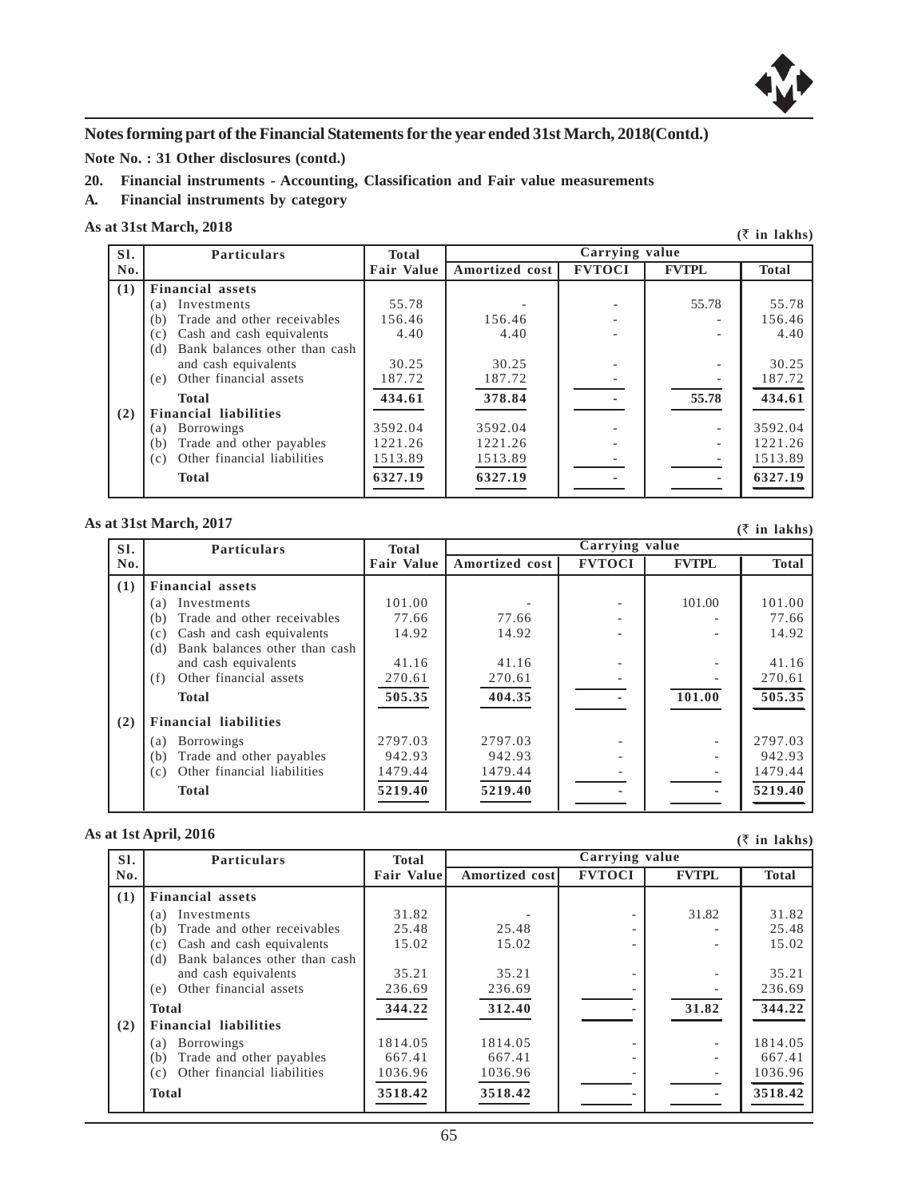## Notes forming part of the Financial Statements for the year ended 31st March, 2018(Contd.)

**Note No. : 31 Other disclosures (contd.)**

**20. Financial instruments - Accounting, Classification and Fair value measurements**

**A. Financial instruments by category**

**As at 31st March, 2018**

(₹ in lakhs)

| Sl. No. | Particulars | Total Fair Value | Carrying value | | | |
|---|---|---|---|---|---|---|
| | | | Amortized cost | FVTOCI | FVTPL | Total |
| (1) | **Financial assets** | | | | | |
| | (a) Investments | 55.78 | - | - | 55.78 | 55.78 |
| | (b) Trade and other receivables | 156.46 | 156.46 | - | - | 156.46 |
| | (c) Cash and cash equivalents | 4.40 | 4.40 | - | - | 4.40 |
| | (d) Bank balances other than cash and cash equivalents | 30.25 | 30.25 | - | - | 30.25 |
| | (e) Other financial assets | 187.72 | 187.72 | - | - | 187.72 |
| | **Total** | **434.61** | **378.84** | **-** | **55.78** | **434.61** |
| (2) | **Financial liabilities** | | | | | |
| | (a) Borrowings | 3592.04 | 3592.04 | - | - | 3592.04 |
| | (b) Trade and other payables | 1221.26 | 1221.26 | - | - | 1221.26 |
| | (c) Other financial liabilities | 1513.89 | 1513.89 | - | - | 1513.89 |
| | **Total** | **6327.19** | **6327.19** | **-** | **-** | **6327.19** |

**As at 31st March, 2017**

(₹ in lakhs)

| Sl. No. | Particulars | Total Fair Value | Carrying value | | | |
|---|---|---|---|---|---|---|
| | | | Amortized cost | FVTOCI | FVTPL | Total |
| (1) | **Financial assets** | | | | | |
| | (a) Investments | 101.00 | - | - | 101.00 | 101.00 |
| | (b) Trade and other receivables | 77.66 | 77.66 | - | - | 77.66 |
| | (c) Cash and cash equivalents | 14.92 | 14.92 | - | - | 14.92 |
| | (d) Bank balances other than cash and cash equivalents | 41.16 | 41.16 | - | - | 41.16 |
| | (f) Other financial assets | 270.61 | 270.61 | - | - | 270.61 |
| | **Total** | **505.35** | **404.35** | **-** | **101.00** | **505.35** |
| (2) | **Financial liabilities** | | | | | |
| | (a) Borrowings | 2797.03 | 2797.03 | - | - | 2797.03 |
| | (b) Trade and other payables | 942.93 | 942.93 | - | - | 942.93 |
| | (c) Other financial liabilities | 1479.44 | 1479.44 | - | - | 1479.44 |
| | **Total** | **5219.40** | **5219.40** | **-** | **-** | **5219.40** |

**As at 1st April, 2016**

(₹ in lakhs)

| Sl. No. | Particulars | Total Fair Value | Carrying value | | | |
|---|---|---|---|---|---|---|
| | | | Amortized cost | FVTOCI | FVTPL | Total |
| (1) | **Financial assets** | | | | | |
| | (a) Investments | 31.82 | - | - | 31.82 | 31.82 |
| | (b) Trade and other receivables | 25.48 | 25.48 | - | - | 25.48 |
| | (c) Cash and cash equivalents | 15.02 | 15.02 | - | - | 15.02 |
| | (d) Bank balances other than cash and cash equivalents | 35.21 | 35.21 | - | - | 35.21 |
| | (e) Other financial assets | 236.69 | 236.69 | - | - | 236.69 |
| | **Total** | **344.22** | **312.40** | **-** | **31.82** | **344.22** |
| (2) | **Financial liabilities** | | | | | |
| | (a) Borrowings | 1814.05 | 1814.05 | - | - | 1814.05 |
| | (b) Trade and other payables | 667.41 | 667.41 | - | - | 667.41 |
| | (c) Other financial liabilities | 1036.96 | 1036.96 | - | - | 1036.96 |
| | **Total** | **3518.42** | **3518.42** | **-** | **-** | **3518.42** |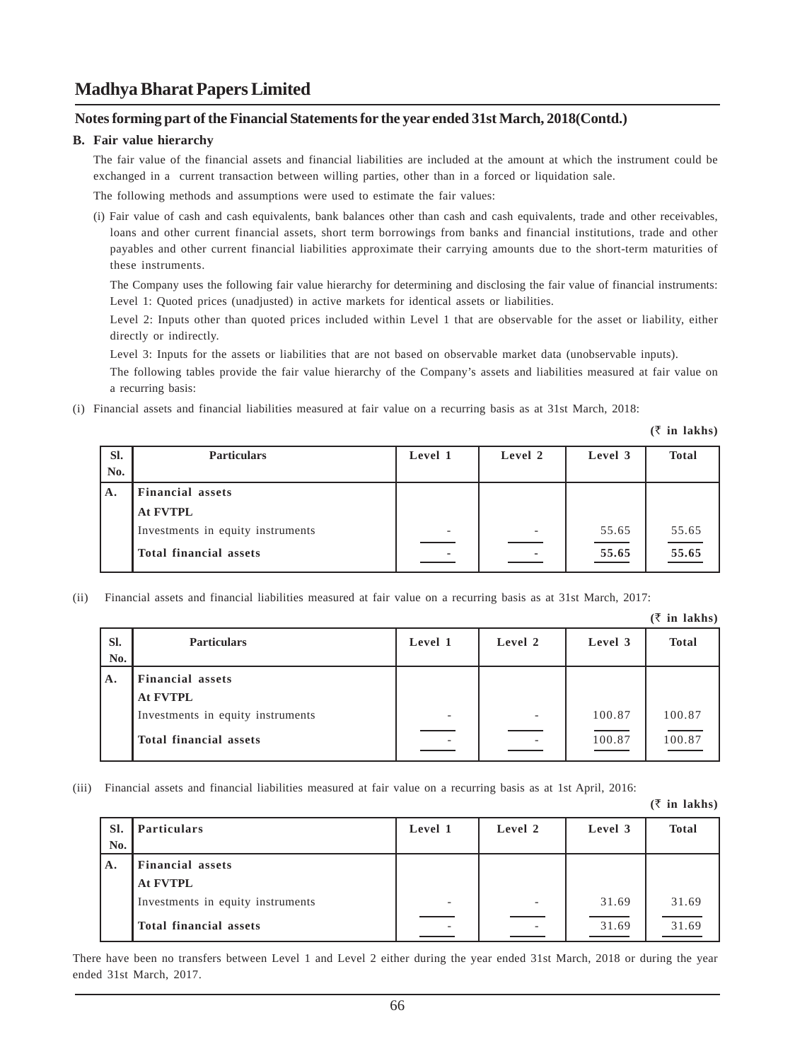# Madhya Bharat Papers Limited

## Notes forming part of the Financial Statements for the year ended 31st March, 2018(Contd.)

### B. Fair value hierarchy

The fair value of the financial assets and financial liabilities are included at the amount at which the instrument could be exchanged in a current transaction between willing parties, other than in a forced or liquidation sale.

The following methods and assumptions were used to estimate the fair values:

(i) Fair value of cash and cash equivalents, bank balances other than cash and cash equivalents, trade and other receivables, loans and other current financial assets, short term borrowings from banks and financial institutions, trade and other payables and other current financial liabilities approximate their carrying amounts due to the short-term maturities of these instruments.

The Company uses the following fair value hierarchy for determining and disclosing the fair value of financial instruments:

Level 1: Quoted prices (unadjusted) in active markets for identical assets or liabilities.

Level 2: Inputs other than quoted prices included within Level 1 that are observable for the asset or liability, either directly or indirectly.

Level 3: Inputs for the assets or liabilities that are not based on observable market data (unobservable inputs).

The following tables provide the fair value hierarchy of the Company's assets and liabilities measured at fair value on a recurring basis:

(i) Financial assets and financial liabilities measured at fair value on a recurring basis as at 31st March, 2018:

(₹ in lakhs)

| Sl. No. | Particulars | Level 1 | Level 2 | Level 3 | Total |
|---|---|---|---|---|---|
| A. | **Financial assets** | | | | |
| | **At FVTPL** | | | | |
| | Investments in equity instruments | - | - | 55.65 | 55.65 |
| | **Total financial assets** | - | - | **55.65** | **55.65** |

(ii) Financial assets and financial liabilities measured at fair value on a recurring basis as at 31st March, 2017:

(₹ in lakhs)

| Sl. No. | Particulars | Level 1 | Level 2 | Level 3 | Total |
|---|---|---|---|---|---|
| A. | **Financial assets** | | | | |
| | **At FVTPL** | | | | |
| | Investments in equity instruments | - | - | 100.87 | 100.87 |
| | **Total financial assets** | - | - | 100.87 | 100.87 |

(iii) Financial assets and financial liabilities measured at fair value on a recurring basis as at 1st April, 2016:

(₹ in lakhs)

| Sl. No. | Particulars | Level 1 | Level 2 | Level 3 | Total |
|---|---|---|---|---|---|
| A. | **Financial assets** | | | | |
| | **At FVTPL** | | | | |
| | Investments in equity instruments | - | - | 31.69 | 31.69 |
| | **Total financial assets** | - | - | 31.69 | 31.69 |

There have been no transfers between Level 1 and Level 2 either during the year ended 31st March, 2018 or during the year ended 31st March, 2017.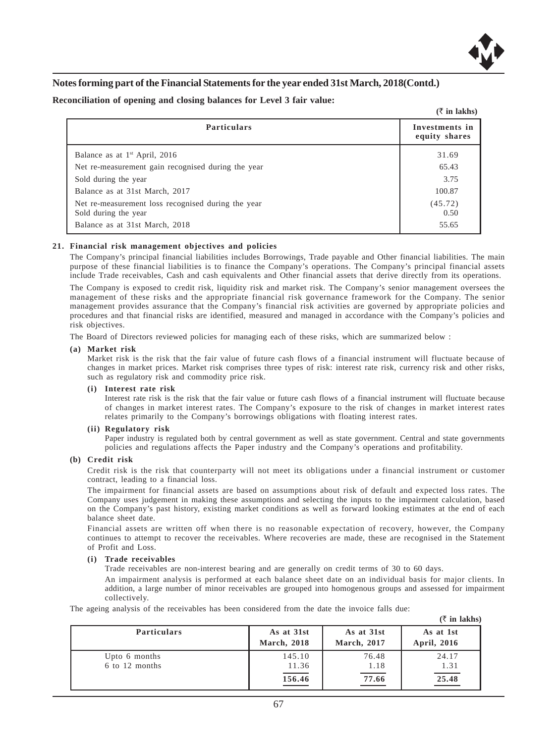## Notes forming part of the Financial Statements for the year ended 31st March, 2018(Contd.)

**Reconciliation of opening and closing balances for Level 3 fair value:**

(₹ in lakhs)

| Particulars | Investments in equity shares |
|---|---|
| Balance as at 1st April, 2016 | 31.69 |
| Net re-measurement gain recognised during the year | 65.43 |
| Sold during the year | 3.75 |
| Balance as at 31st March, 2017 | 100.87 |
| Net re-measurement loss recognised during the year | (45.72) |
| Sold during the year | 0.50 |
| Balance as at 31st March, 2018 | 55.65 |

**21. Financial risk management objectives and policies**

The Company's principal financial liabilities includes Borrowings, Trade payable and Other financial liabilities. The main purpose of these financial liabilities is to finance the Company's operations. The Company's principal financial assets include Trade receivables, Cash and cash equivalents and Other financial assets that derive directly from its operations.

The Company is exposed to credit risk, liquidity risk and market risk. The Company's senior management oversees the management of these risks and the appropriate financial risk governance framework for the Company. The senior management provides assurance that the Company's financial risk activities are governed by appropriate policies and procedures and that financial risks are identified, measured and managed in accordance with the Company's policies and risk objectives.

The Board of Directors reviewed policies for managing each of these risks, which are summarized below :

**(a) Market risk**

Market risk is the risk that the fair value of future cash flows of a financial instrument will fluctuate because of changes in market prices. Market risk comprises three types of risk: interest rate risk, currency risk and other risks, such as regulatory risk and commodity price risk.

**(i) Interest rate risk**

Interest rate risk is the risk that the fair value or future cash flows of a financial instrument will fluctuate because of changes in market interest rates. The Company's exposure to the risk of changes in market interest rates relates primarily to the Company's borrowings obligations with floating interest rates.

**(ii) Regulatory risk**

Paper industry is regulated both by central government as well as state government. Central and state governments policies and regulations affects the Paper industry and the Company's operations and profitability.

**(b) Credit risk**

Credit risk is the risk that counterparty will not meet its obligations under a financial instrument or customer contract, leading to a financial loss.

The impairment for financial assets are based on assumptions about risk of default and expected loss rates. The Company uses judgement in making these assumptions and selecting the inputs to the impairment calculation, based on the Company's past history, existing market conditions as well as forward looking estimates at the end of each balance sheet date.

Financial assets are written off when there is no reasonable expectation of recovery, however, the Company continues to attempt to recover the receivables. Where recoveries are made, these are recognised in the Statement of Profit and Loss.

**(i) Trade receivables**

Trade receivables are non-interest bearing and are generally on credit terms of 30 to 60 days.

An impairment analysis is performed at each balance sheet date on an individual basis for major clients. In addition, a large number of minor receivables are grouped into homogenous groups and assessed for impairment collectively.

The ageing analysis of the receivables has been considered from the date the invoice falls due:

(₹ in lakhs)

| Particulars | As at 31st March, 2018 | As at 31st March, 2017 | As at 1st April, 2016 |
|---|---|---|---|
| Upto 6 months | 145.10 | 76.48 | 24.17 |
| 6 to 12 months | 11.36 | 1.18 | 1.31 |
| | **156.46** | **77.66** | **25.48** |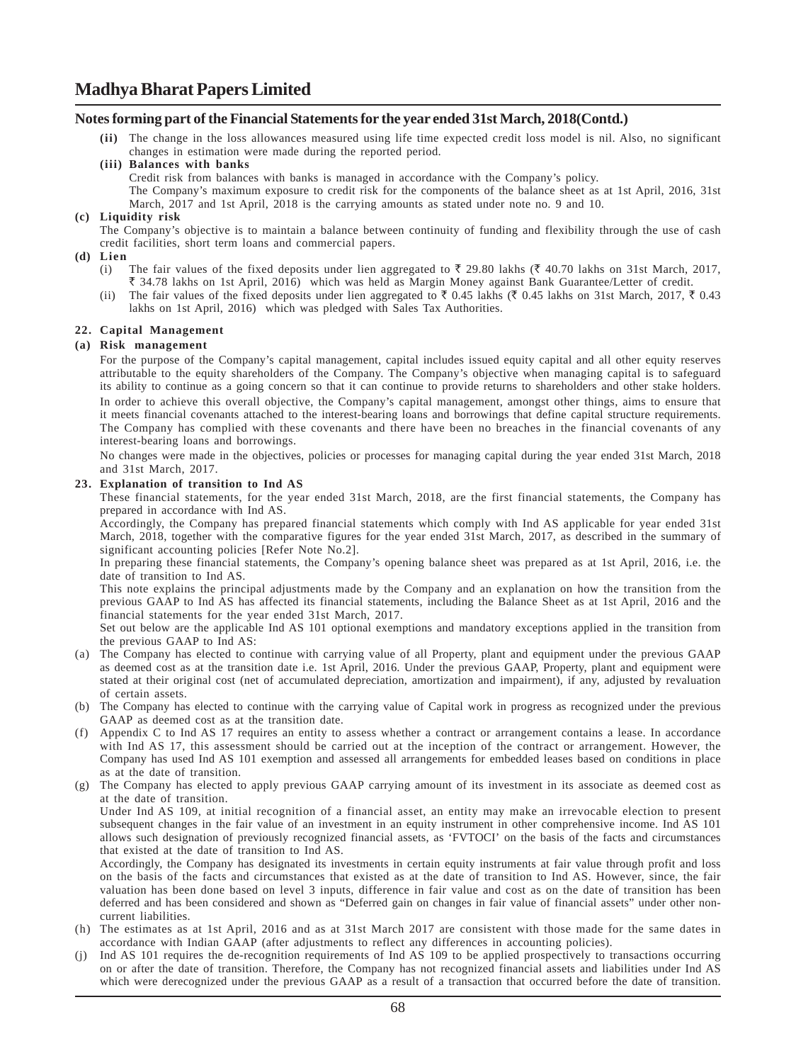# Madhya Bharat Papers Limited

## Notes forming part of the Financial Statements for the year ended 31st March, 2018(Contd.)

**(ii)** The change in the loss allowances measured using life time expected credit loss model is nil. Also, no significant changes in estimation were made during the reported period.

**(iii) Balances with banks**

Credit risk from balances with banks is managed in accordance with the Company's policy.

The Company's maximum exposure to credit risk for the components of the balance sheet as at 1st April, 2016, 31st March, 2017 and 1st April, 2018 is the carrying amounts as stated under note no. 9 and 10.

**(c) Liquidity risk**

The Company's objective is to maintain a balance between continuity of funding and flexibility through the use of cash credit facilities, short term loans and commercial papers.

**(d) Lien**

(i) The fair values of the fixed deposits under lien aggregated to ₹ 29.80 lakhs (₹ 40.70 lakhs on 31st March, 2017, ₹ 34.78 lakhs on 1st April, 2016) which was held as Margin Money against Bank Guarantee/Letter of credit.

(ii) The fair values of the fixed deposits under lien aggregated to ₹ 0.45 lakhs (₹ 0.45 lakhs on 31st March, 2017, ₹ 0.43 lakhs on 1st April, 2016) which was pledged with Sales Tax Authorities.

**22. Capital Management**

**(a) Risk management**

For the purpose of the Company's capital management, capital includes issued equity capital and all other equity reserves attributable to the equity shareholders of the Company. The Company's objective when managing capital is to safeguard its ability to continue as a going concern so that it can continue to provide returns to shareholders and other stake holders. In order to achieve this overall objective, the Company's capital management, amongst other things, aims to ensure that it meets financial covenants attached to the interest-bearing loans and borrowings that define capital structure requirements. The Company has complied with these covenants and there have been no breaches in the financial covenants of any interest-bearing loans and borrowings.

No changes were made in the objectives, policies or processes for managing capital during the year ended 31st March, 2018 and 31st March, 2017.

**23. Explanation of transition to Ind AS**

These financial statements, for the year ended 31st March, 2018, are the first financial statements, the Company has prepared in accordance with Ind AS.

Accordingly, the Company has prepared financial statements which comply with Ind AS applicable for year ended 31st March, 2018, together with the comparative figures for the year ended 31st March, 2017, as described in the summary of significant accounting policies [Refer Note No.2].

In preparing these financial statements, the Company's opening balance sheet was prepared as at 1st April, 2016, i.e. the date of transition to Ind AS.

This note explains the principal adjustments made by the Company and an explanation on how the transition from the previous GAAP to Ind AS has affected its financial statements, including the Balance Sheet as at 1st April, 2016 and the financial statements for the year ended 31st March, 2017.

Set out below are the applicable Ind AS 101 optional exemptions and mandatory exceptions applied in the transition from the previous GAAP to Ind AS:

(a) The Company has elected to continue with carrying value of all Property, plant and equipment under the previous GAAP as deemed cost as at the transition date i.e. 1st April, 2016. Under the previous GAAP, Property, plant and equipment were stated at their original cost (net of accumulated depreciation, amortization and impairment), if any, adjusted by revaluation of certain assets.

(b) The Company has elected to continue with the carrying value of Capital work in progress as recognized under the previous GAAP as deemed cost as at the transition date.

(f) Appendix C to Ind AS 17 requires an entity to assess whether a contract or arrangement contains a lease. In accordance with Ind AS 17, this assessment should be carried out at the inception of the contract or arrangement. However, the Company has used Ind AS 101 exemption and assessed all arrangements for embedded leases based on conditions in place as at the date of transition.

(g) The Company has elected to apply previous GAAP carrying amount of its investment in its associate as deemed cost as at the date of transition.

Under Ind AS 109, at initial recognition of a financial asset, an entity may make an irrevocable election to present subsequent changes in the fair value of an investment in an equity instrument in other comprehensive income. Ind AS 101 allows such designation of previously recognized financial assets, as 'FVTOCI' on the basis of the facts and circumstances that existed at the date of transition to Ind AS.

Accordingly, the Company has designated its investments in certain equity instruments at fair value through profit and loss on the basis of the facts and circumstances that existed as at the date of transition to Ind AS. However, since, the fair valuation has been done based on level 3 inputs, difference in fair value and cost as on the date of transition has been deferred and has been considered and shown as "Deferred gain on changes in fair value of financial assets" under other non-current liabilities.

(h) The estimates as at 1st April, 2016 and as at 31st March 2017 are consistent with those made for the same dates in accordance with Indian GAAP (after adjustments to reflect any differences in accounting policies).

(j) Ind AS 101 requires the de-recognition requirements of Ind AS 109 to be applied prospectively to transactions occurring on or after the date of transition. Therefore, the Company has not recognized financial assets and liabilities under Ind AS which were derecognized under the previous GAAP as a result of a transaction that occurred before the date of transition.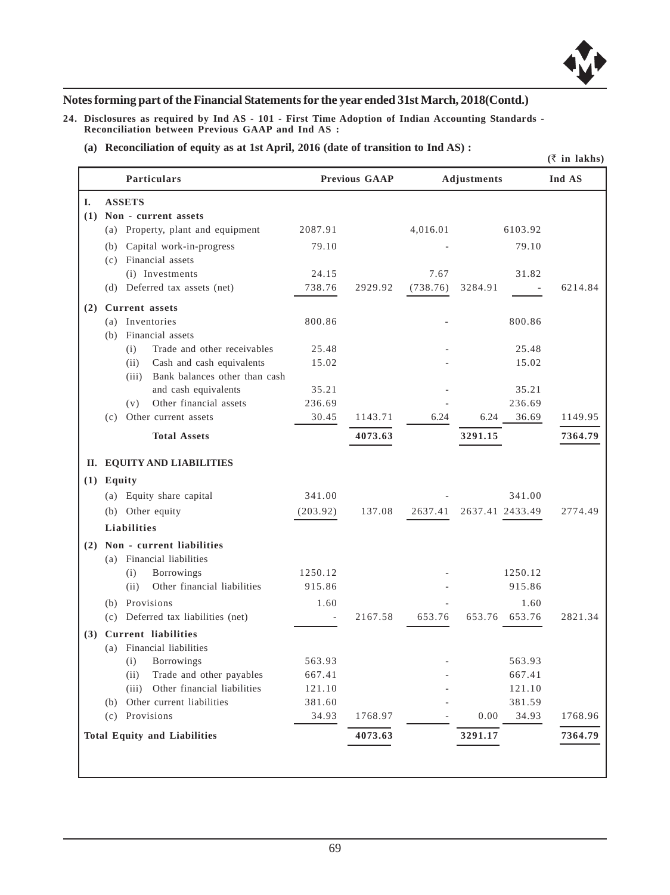## Notes forming part of the Financial Statements for the year ended 31st March, 2018(Contd.)

**24. Disclosures as required by Ind AS - 101 - First Time Adoption of Indian Accounting Standards - Reconciliation between Previous GAAP and Ind AS :**

**(a) Reconciliation of equity as at 1st April, 2016 (date of transition to Ind AS) :**

(₹ in lakhs)

| Particulars | Previous GAAP | | Adjustments | | Ind AS | |
|---|---|---|---|---|---|---|
| **I. ASSETS** | | | | | | |
| **(1) Non - current assets** | | | | | | |
| (a) Property, plant and equipment | 2087.91 | | 4,016.01 | | 6103.92 | |
| (b) Capital work-in-progress | 79.10 | | - | | 79.10 | |
| (c) Financial assets | | | | | | |
| (i) Investments | 24.15 | | 7.67 | | 31.82 | |
| (d) Deferred tax assets (net) | 738.76 | 2929.92 | (738.76) | 3284.91 | - | 6214.84 |
| **(2) Current assets** | | | | | | |
| (a) Inventories | 800.86 | | - | | 800.86 | |
| (b) Financial assets | | | | | | |
| (i) Trade and other receivables | 25.48 | | - | | 25.48 | |
| (ii) Cash and cash equivalents | 15.02 | | - | | 15.02 | |
| (iii) Bank balances other than cash and cash equivalents | 35.21 | | - | | 35.21 | |
| (v) Other financial assets | 236.69 | | - | | 236.69 | |
| (c) Other current assets | 30.45 | 1143.71 | 6.24 | 6.24 | 36.69 | 1149.95 |
| **Total Assets** | | **4073.63** | | **3291.15** | | **7364.79** |
| **II. EQUITY AND LIABILITIES** | | | | | | |
| **(1) Equity** | | | | | | |
| (a) Equity share capital | 341.00 | | - | | 341.00 | |
| (b) Other equity | (203.92) | 137.08 | 2637.41 | 2637.41 | 2433.49 | 2774.49 |
| **Liabilities** | | | | | | |
| **(2) Non - current liabilities** | | | | | | |
| (a) Financial liabilities | | | | | | |
| (i) Borrowings | 1250.12 | | - | | 1250.12 | |
| (ii) Other financial liabilities | 915.86 | | - | | 915.86 | |
| (b) Provisions | 1.60 | | - | | 1.60 | |
| (c) Deferred tax liabilities (net) | - | 2167.58 | 653.76 | 653.76 | 653.76 | 2821.34 |
| **(3) Current liabilities** | | | | | | |
| (a) Financial liabilities | | | | | | |
| (i) Borrowings | 563.93 | | - | | 563.93 | |
| (ii) Trade and other payables | 667.41 | | - | | 667.41 | |
| (iii) Other financial liabilities | 121.10 | | - | | 121.10 | |
| (b) Other current liabilities | 381.60 | | - | | 381.59 | |
| (c) Provisions | 34.93 | 1768.97 | - | 0.00 | 34.93 | 1768.96 |
| **Total Equity and Liabilities** | | **4073.63** | | **3291.17** | | **7364.79** |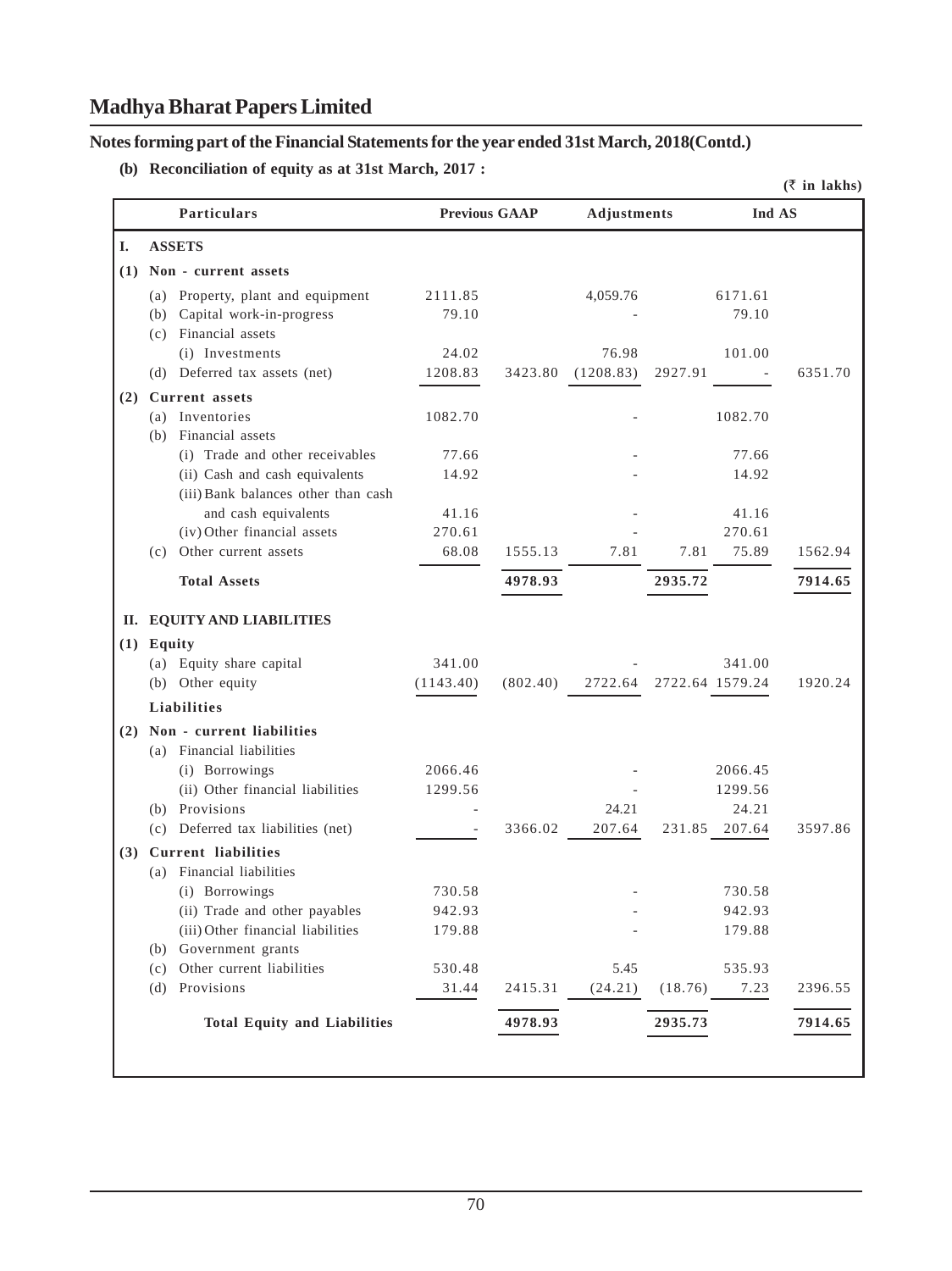# Madhya Bharat Papers Limited

## Notes forming part of the Financial Statements for the year ended 31st March, 2018(Contd.)

**(b) Reconciliation of equity as at 31st March, 2017 :**

(₹ in lakhs)

| | Particulars | Previous GAAP | | Adjustments | | Ind AS | |
|---|---|---|---|---|---|---|---|
| **I.** | **ASSETS** | | | | | | |
| **(1)** | **Non - current assets** | | | | | | |
| | (a) Property, plant and equipment | 2111.85 | | 4,059.76 | | 6171.61 | |
| | (b) Capital work-in-progress | 79.10 | | - | | 79.10 | |
| | (c) Financial assets | | | | | | |
| | (i) Investments | 24.02 | | 76.98 | | 101.00 | |
| | (d) Deferred tax assets (net) | 1208.83 | 3423.80 | (1208.83) | 2927.91 | - | 6351.70 |
| **(2)** | **Current assets** | | | | | | |
| | (a) Inventories | 1082.70 | | - | | 1082.70 | |
| | (b) Financial assets | | | | | | |
| | (i) Trade and other receivables | 77.66 | | - | | 77.66 | |
| | (ii) Cash and cash equivalents | 14.92 | | - | | 14.92 | |
| | (iii) Bank balances other than cash and cash equivalents | 41.16 | | - | | 41.16 | |
| | (iv) Other financial assets | 270.61 | | - | | 270.61 | |
| | (c) Other current assets | 68.08 | 1555.13 | 7.81 | 7.81 | 75.89 | 1562.94 |
| | **Total Assets** | | **4978.93** | | **2935.72** | | **7914.65** |
| **II.** | **EQUITY AND LIABILITIES** | | | | | | |
| **(1)** | **Equity** | | | | | | |
| | (a) Equity share capital | 341.00 | | - | | 341.00 | |
| | (b) Other equity | (1143.40) | (802.40) | 2722.64 | 2722.64 | 1579.24 | 1920.24 |
| | **Liabilities** | | | | | | |
| **(2)** | **Non - current liabilities** | | | | | | |
| | (a) Financial liabilities | | | | | | |
| | (i) Borrowings | 2066.46 | | - | | 2066.45 | |
| | (ii) Other financial liabilities | 1299.56 | | - | | 1299.56 | |
| | (b) Provisions | - | | 24.21 | | 24.21 | |
| | (c) Deferred tax liabilities (net) | - | 3366.02 | 207.64 | 231.85 | 207.64 | 3597.86 |
| **(3)** | **Current liabilities** | | | | | | |
| | (a) Financial liabilities | | | | | | |
| | (i) Borrowings | 730.58 | | - | | 730.58 | |
| | (ii) Trade and other payables | 942.93 | | - | | 942.93 | |
| | (iii) Other financial liabilities | 179.88 | | - | | 179.88 | |
| | (b) Government grants | | | | | | |
| | (c) Other current liabilities | 530.48 | | 5.45 | | 535.93 | |
| | (d) Provisions | 31.44 | 2415.31 | (24.21) | (18.76) | 7.23 | 2396.55 |
| | **Total Equity and Liabilities** | | **4978.93** | | **2935.73** | | **7914.65** |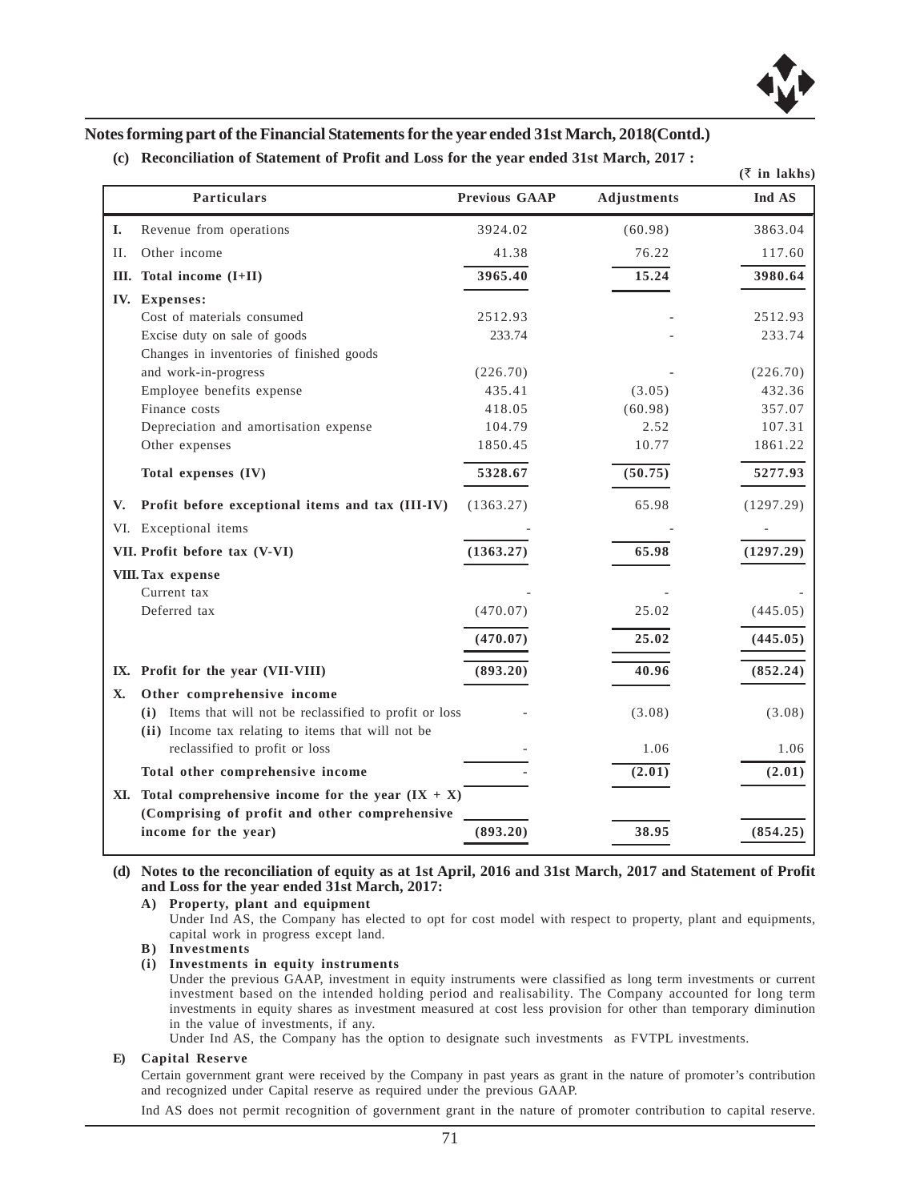## Notes forming part of the Financial Statements for the year ended 31st March, 2018(Contd.)

**(c) Reconciliation of Statement of Profit and Loss for the year ended 31st March, 2017 :**

(₹ in lakhs)

| | Particulars | Previous GAAP | Adjustments | Ind AS |
|---|---|---|---|---|
| I. | Revenue from operations | 3924.02 | (60.98) | 3863.04 |
| II. | Other income | 41.38 | 76.22 | 117.60 |
| III. | **Total income (I+II)** | **3965.40** | **15.24** | **3980.64** |
| IV. | **Expenses:** | | | |
| | Cost of materials consumed | 2512.93 | - | 2512.93 |
| | Excise duty on sale of goods | 233.74 | - | 233.74 |
| | Changes in inventories of finished goods and work-in-progress | (226.70) | - | (226.70) |
| | Employee benefits expense | 435.41 | (3.05) | 432.36 |
| | Finance costs | 418.05 | (60.98) | 357.07 |
| | Depreciation and amortisation expense | 104.79 | 2.52 | 107.31 |
| | Other expenses | 1850.45 | 10.77 | 1861.22 |
| | **Total expenses (IV)** | **5328.67** | **(50.75)** | **5277.93** |
| V. | **Profit before exceptional items and tax (III-IV)** | (1363.27) | 65.98 | (1297.29) |
| VI. | Exceptional items | - | - | - |
| VII. | **Profit before tax (V-VI)** | **(1363.27)** | **65.98** | **(1297.29)** |
| VIII. | **Tax expense** | | | |
| | Current tax | - | - | - |
| | Deferred tax | (470.07) | 25.02 | (445.05) |
| | | **(470.07)** | **25.02** | **(445.05)** |
| IX. | **Profit for the year (VII-VIII)** | **(893.20)** | **40.96** | **(852.24)** |
| X. | **Other comprehensive income** | | | |
| | **(i)** Items that will not be reclassified to profit or loss | - | (3.08) | (3.08) |
| | **(ii)** Income tax relating to items that will not be reclassified to profit or loss | - | 1.06 | 1.06 |
| | **Total other comprehensive income** | - | **(2.01)** | **(2.01)** |
| XI. | **Total comprehensive income for the year (IX + X) (Comprising of profit and other comprehensive income for the year)** | **(893.20)** | **38.95** | **(854.25)** |

**(d) Notes to the reconciliation of equity as at 1st April, 2016 and 31st March, 2017 and Statement of Profit and Loss for the year ended 31st March, 2017:**

**A) Property, plant and equipment**

Under Ind AS, the Company has elected to opt for cost model with respect to property, plant and equipments, capital work in progress except land.

**B) Investments**

**(i) Investments in equity instruments**

Under the previous GAAP, investment in equity instruments were classified as long term investments or current investment based on the intended holding period and realisability. The Company accounted for long term investments in equity shares as investment measured at cost less provision for other than temporary diminution in the value of investments, if any.

Under Ind AS, the Company has the option to designate such investments as FVTPL investments.

**E) Capital Reserve**

Certain government grant were received by the Company in past years as grant in the nature of promoter's contribution and recognized under Capital reserve as required under the previous GAAP.

Ind AS does not permit recognition of government grant in the nature of promoter contribution to capital reserve.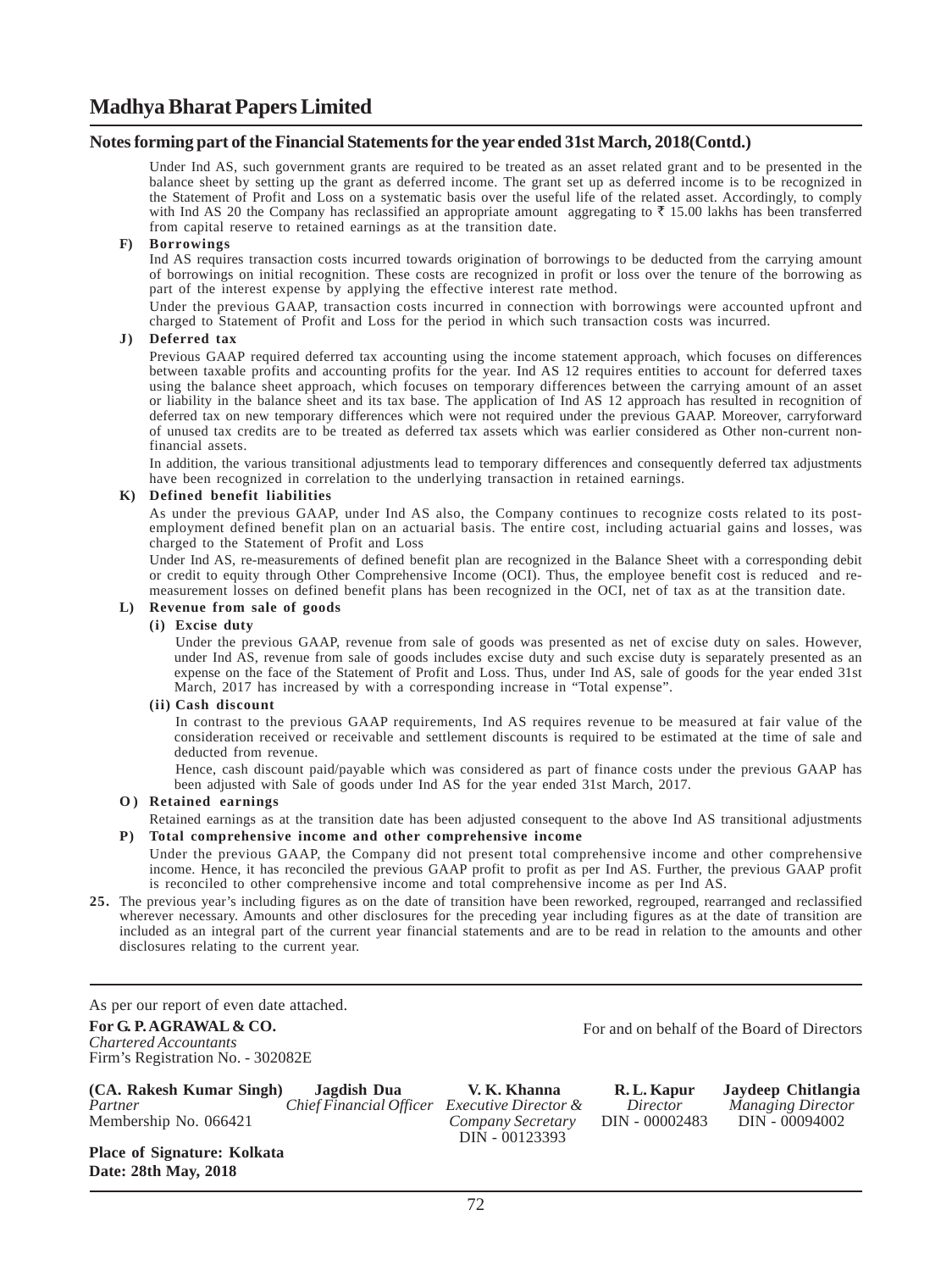## Madhya Bharat Papers Limited

### Notes forming part of the Financial Statements for the year ended 31st March, 2018(Contd.)

Under Ind AS, such government grants are required to be treated as an asset related grant and to be presented in the balance sheet by setting up the grant as deferred income. The grant set up as deferred income is to be recognized in the Statement of Profit and Loss on a systematic basis over the useful life of the related asset. Accordingly, to comply with Ind AS 20 the Company has reclassified an appropriate amount aggregating to ₹ 15.00 lakhs has been transferred from capital reserve to retained earnings as at the transition date.

**F) Borrowings**

Ind AS requires transaction costs incurred towards origination of borrowings to be deducted from the carrying amount of borrowings on initial recognition. These costs are recognized in profit or loss over the tenure of the borrowing as part of the interest expense by applying the effective interest rate method.

Under the previous GAAP, transaction costs incurred in connection with borrowings were accounted upfront and charged to Statement of Profit and Loss for the period in which such transaction costs was incurred.

**J) Deferred tax**

Previous GAAP required deferred tax accounting using the income statement approach, which focuses on differences between taxable profits and accounting profits for the year. Ind AS 12 requires entities to account for deferred taxes using the balance sheet approach, which focuses on temporary differences between the carrying amount of an asset or liability in the balance sheet and its tax base. The application of Ind AS 12 approach has resulted in recognition of deferred tax on new temporary differences which were not required under the previous GAAP. Moreover, carryforward of unused tax credits are to be treated as deferred tax assets which was earlier considered as Other non-current non-financial assets.

In addition, the various transitional adjustments lead to temporary differences and consequently deferred tax adjustments have been recognized in correlation to the underlying transaction in retained earnings.

**K) Defined benefit liabilities**

As under the previous GAAP, under Ind AS also, the Company continues to recognize costs related to its post-employment defined benefit plan on an actuarial basis. The entire cost, including actuarial gains and losses, was charged to the Statement of Profit and Loss

Under Ind AS, re-measurements of defined benefit plan are recognized in the Balance Sheet with a corresponding debit or credit to equity through Other Comprehensive Income (OCI). Thus, the employee benefit cost is reduced and re-measurement losses on defined benefit plans has been recognized in the OCI, net of tax as at the transition date.

**L) Revenue from sale of goods**

**(i) Excise duty**

Under the previous GAAP, revenue from sale of goods was presented as net of excise duty on sales. However, under Ind AS, revenue from sale of goods includes excise duty and such excise duty is separately presented as an expense on the face of the Statement of Profit and Loss. Thus, under Ind AS, sale of goods for the year ended 31st March, 2017 has increased by with a corresponding increase in "Total expense".

**(ii) Cash discount**

In contrast to the previous GAAP requirements, Ind AS requires revenue to be measured at fair value of the consideration received or receivable and settlement discounts is required to be estimated at the time of sale and deducted from revenue.

Hence, cash discount paid/payable which was considered as part of finance costs under the previous GAAP has been adjusted with Sale of goods under Ind AS for the year ended 31st March, 2017.

**O) Retained earnings**

Retained earnings as at the transition date has been adjusted consequent to the above Ind AS transitional adjustments

**P) Total comprehensive income and other comprehensive income**

Under the previous GAAP, the Company did not present total comprehensive income and other comprehensive income. Hence, it has reconciled the previous GAAP profit to profit as per Ind AS. Further, the previous GAAP profit is reconciled to other comprehensive income and total comprehensive income as per Ind AS.

**25.** The previous year's including figures as on the date of transition have been reworked, regrouped, rearranged and reclassified wherever necessary. Amounts and other disclosures for the preceding year including figures as at the date of transition are included as an integral part of the current year financial statements and are to be read in relation to the amounts and other disclosures relating to the current year.

---

As per our report of even date attached.

**For G. P. AGRAWAL & CO.**
*Chartered Accountants*
Firm's Registration No. - 302082E

For and on behalf of the Board of Directors

| | | | | |
|---|---|---|---|---|
| **(CA. Rakesh Kumar Singh)** | **Jagdish Dua** | **V. K. Khanna** | **R. L. Kapur** | **Jaydeep Chitlangia** |
| *Partner* | *Chief Financial Officer* | *Executive Director &* | *Director* | *Managing Director* |
| Membership No. 066421 | | *Company Secretary* | DIN - 00002483 | DIN - 00094002 |
| | | DIN - 00123393 | | |

**Place of Signature: Kolkata**
**Date: 28th May, 2018**